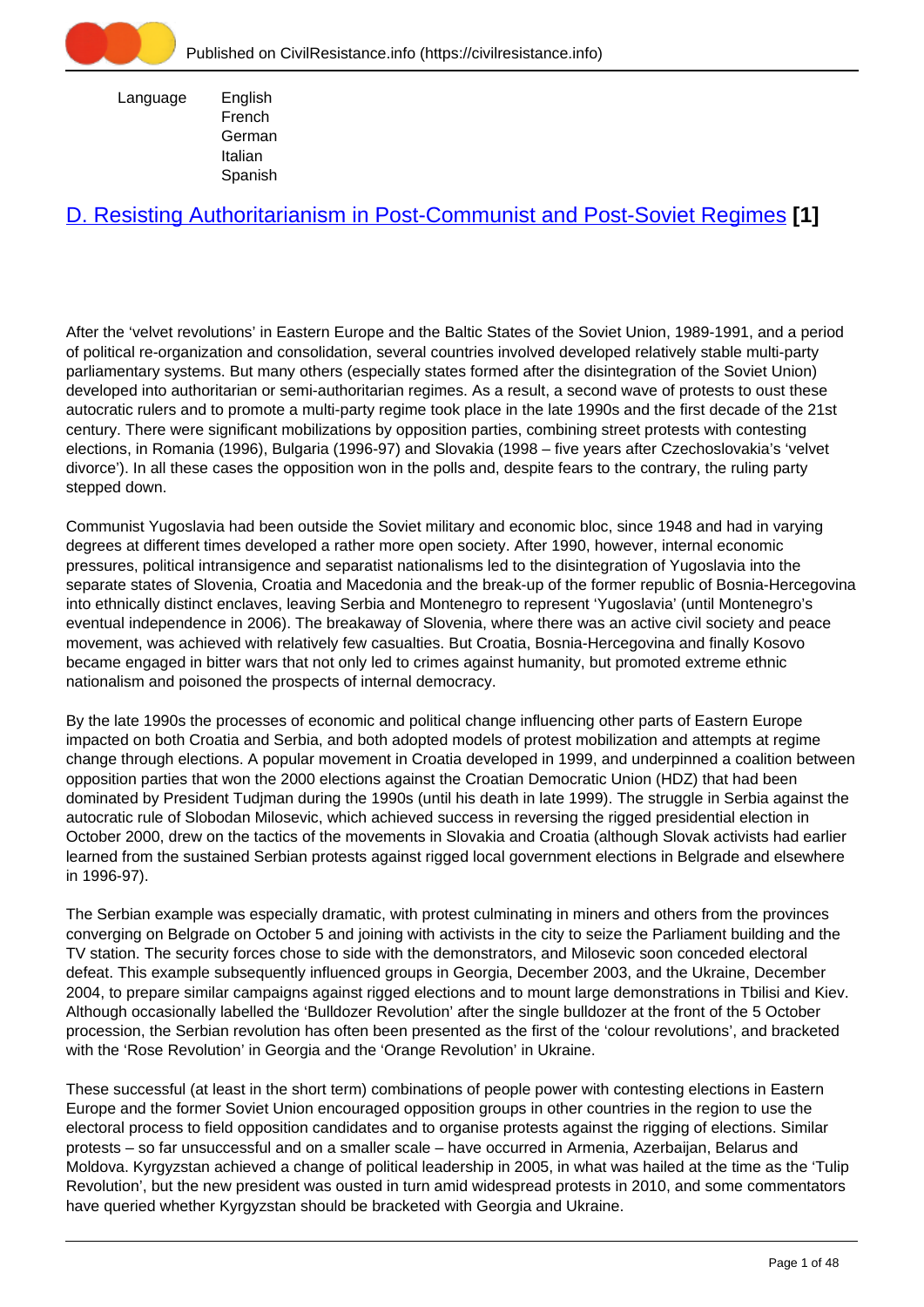Published on CivilResistance.info (https://civilresistance.info)

Language English
French
German
Italian
Spanish

# D. Resisting Authoritarianism in Post-Communist and Post-Soviet Regimes [1]

After the 'velvet revolutions' in Eastern Europe and the Baltic States of the Soviet Union, 1989-1991, and a period of political re-organization and consolidation, several countries involved developed relatively stable multi-party parliamentary systems. But many others (especially states formed after the disintegration of the Soviet Union) developed into authoritarian or semi-authoritarian regimes. As a result, a second wave of protests to oust these autocratic rulers and to promote a multi-party regime took place in the late 1990s and the first decade of the 21st century. There were significant mobilizations by opposition parties, combining street protests with contesting elections, in Romania (1996), Bulgaria (1996-97) and Slovakia (1998 – five years after Czechoslovakia's 'velvet divorce'). In all these cases the opposition won in the polls and, despite fears to the contrary, the ruling party stepped down.

Communist Yugoslavia had been outside the Soviet military and economic bloc, since 1948 and had in varying degrees at different times developed a rather more open society. After 1990, however, internal economic pressures, political intransigence and separatist nationalisms led to the disintegration of Yugoslavia into the separate states of Slovenia, Croatia and Macedonia and the break-up of the former republic of Bosnia-Hercegovina into ethnically distinct enclaves, leaving Serbia and Montenegro to represent 'Yugoslavia' (until Montenegro's eventual independence in 2006). The breakaway of Slovenia, where there was an active civil society and peace movement, was achieved with relatively few casualties. But Croatia, Bosnia-Hercegovina and finally Kosovo became engaged in bitter wars that not only led to crimes against humanity, but promoted extreme ethnic nationalism and poisoned the prospects of internal democracy.

By the late 1990s the processes of economic and political change influencing other parts of Eastern Europe impacted on both Croatia and Serbia, and both adopted models of protest mobilization and attempts at regime change through elections. A popular movement in Croatia developed in 1999, and underpinned a coalition between opposition parties that won the 2000 elections against the Croatian Democratic Union (HDZ) that had been dominated by President Tudjman during the 1990s (until his death in late 1999). The struggle in Serbia against the autocratic rule of Slobodan Milosevic, which achieved success in reversing the rigged presidential election in October 2000, drew on the tactics of the movements in Slovakia and Croatia (although Slovak activists had earlier learned from the sustained Serbian protests against rigged local government elections in Belgrade and elsewhere in 1996-97).

The Serbian example was especially dramatic, with protest culminating in miners and others from the provinces converging on Belgrade on October 5 and joining with activists in the city to seize the Parliament building and the TV station. The security forces chose to side with the demonstrators, and Milosevic soon conceded electoral defeat. This example subsequently influenced groups in Georgia, December 2003, and the Ukraine, December 2004, to prepare similar campaigns against rigged elections and to mount large demonstrations in Tbilisi and Kiev. Although occasionally labelled the 'Bulldozer Revolution' after the single bulldozer at the front of the 5 October procession, the Serbian revolution has often been presented as the first of the 'colour revolutions', and bracketed with the 'Rose Revolution' in Georgia and the 'Orange Revolution' in Ukraine.

These successful (at least in the short term) combinations of people power with contesting elections in Eastern Europe and the former Soviet Union encouraged opposition groups in other countries in the region to use the electoral process to field opposition candidates and to organise protests against the rigging of elections. Similar protests – so far unsuccessful and on a smaller scale – have occurred in Armenia, Azerbaijan, Belarus and Moldova. Kyrgyzstan achieved a change of political leadership in 2005, in what was hailed at the time as the 'Tulip Revolution', but the new president was ousted in turn amid widespread protests in 2010, and some commentators have queried whether Kyrgyzstan should be bracketed with Georgia and Ukraine.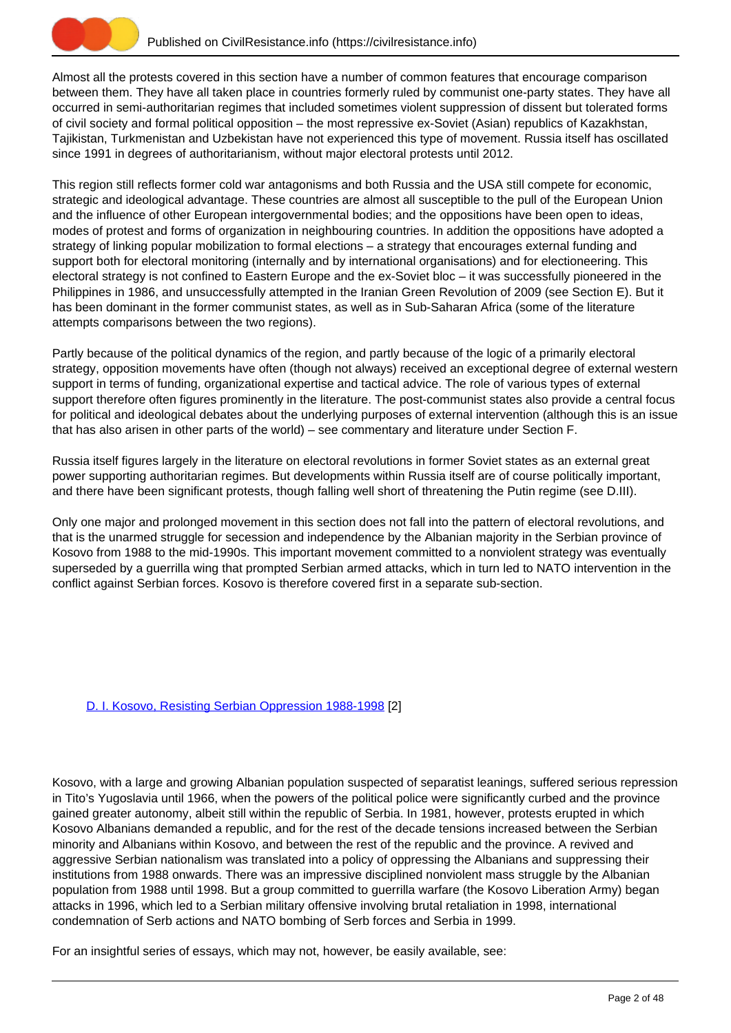Almost all the protests covered in this section have a number of common features that encourage comparison between them. They have all taken place in countries formerly ruled by communist one-party states. They have all occurred in semi-authoritarian regimes that included sometimes violent suppression of dissent but tolerated forms of civil society and formal political opposition – the most repressive ex-Soviet (Asian) republics of Kazakhstan, Tajikistan, Turkmenistan and Uzbekistan have not experienced this type of movement. Russia itself has oscillated since 1991 in degrees of authoritarianism, without major electoral protests until 2012.

This region still reflects former cold war antagonisms and both Russia and the USA still compete for economic, strategic and ideological advantage. These countries are almost all susceptible to the pull of the European Union and the influence of other European intergovernmental bodies; and the oppositions have been open to ideas, modes of protest and forms of organization in neighbouring countries. In addition the oppositions have adopted a strategy of linking popular mobilization to formal elections – a strategy that encourages external funding and support both for electoral monitoring (internally and by international organisations) and for electioneering. This electoral strategy is not confined to Eastern Europe and the ex-Soviet bloc – it was successfully pioneered in the Philippines in 1986, and unsuccessfully attempted in the Iranian Green Revolution of 2009 (see Section E). But it has been dominant in the former communist states, as well as in Sub-Saharan Africa (some of the literature attempts comparisons between the two regions).

Partly because of the political dynamics of the region, and partly because of the logic of a primarily electoral strategy, opposition movements have often (though not always) received an exceptional degree of external western support in terms of funding, organizational expertise and tactical advice. The role of various types of external support therefore often figures prominently in the literature. The post-communist states also provide a central focus for political and ideological debates about the underlying purposes of external intervention (although this is an issue that has also arisen in other parts of the world) – see commentary and literature under Section F.

Russia itself figures largely in the literature on electoral revolutions in former Soviet states as an external great power supporting authoritarian regimes. But developments within Russia itself are of course politically important, and there have been significant protests, though falling well short of threatening the Putin regime (see D.III).

Only one major and prolonged movement in this section does not fall into the pattern of electoral revolutions, and that is the unarmed struggle for secession and independence by the Albanian majority in the Serbian province of Kosovo from 1988 to the mid-1990s. This important movement committed to a nonviolent strategy was eventually superseded by a guerrilla wing that prompted Serbian armed attacks, which in turn led to NATO intervention in the conflict against Serbian forces. Kosovo is therefore covered first in a separate sub-section.

## D. I. Kosovo, Resisting Serbian Oppression 1988-1998 [2]

Kosovo, with a large and growing Albanian population suspected of separatist leanings, suffered serious repression in Tito's Yugoslavia until 1966, when the powers of the political police were significantly curbed and the province gained greater autonomy, albeit still within the republic of Serbia. In 1981, however, protests erupted in which Kosovo Albanians demanded a republic, and for the rest of the decade tensions increased between the Serbian minority and Albanians within Kosovo, and between the rest of the republic and the province. A revived and aggressive Serbian nationalism was translated into a policy of oppressing the Albanians and suppressing their institutions from 1988 onwards. There was an impressive disciplined nonviolent mass struggle by the Albanian population from 1988 until 1998. But a group committed to guerrilla warfare (the Kosovo Liberation Army) began attacks in 1996, which led to a Serbian military offensive involving brutal retaliation in 1998, international condemnation of Serb actions and NATO bombing of Serb forces and Serbia in 1999.

For an insightful series of essays, which may not, however, be easily available, see: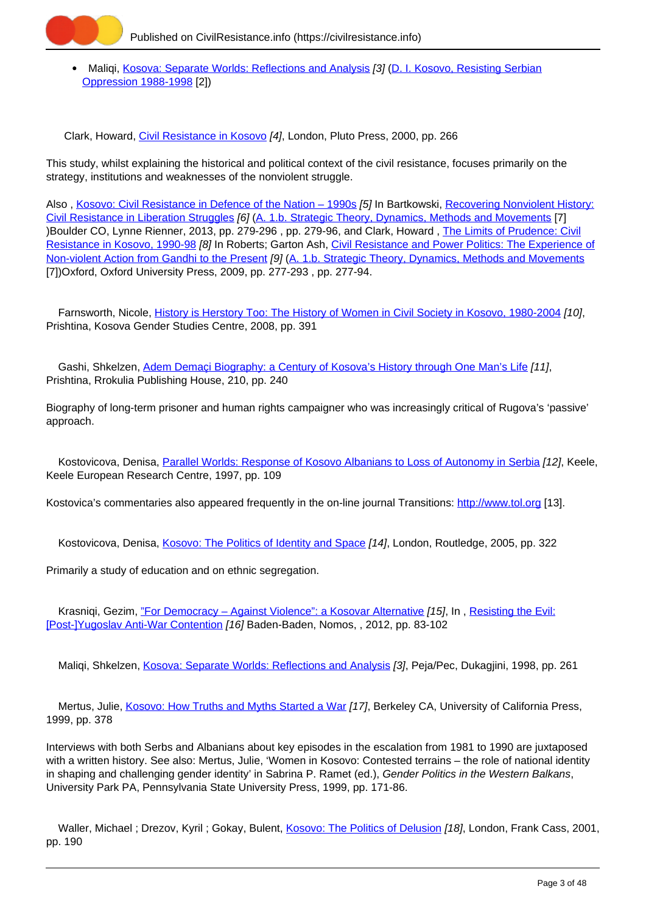- Maliqi, Kosova: Separate Worlds: Reflections and Analysis *[3]* (D. I. Kosovo, Resisting Serbian Oppression 1988-1998 [2])

Clark, Howard, Civil Resistance in Kosovo *[4]*, London, Pluto Press, 2000, pp. 266

This study, whilst explaining the historical and political context of the civil resistance, focuses primarily on the strategy, institutions and weaknesses of the nonviolent struggle.

Also , Kosovo: Civil Resistance in Defence of the Nation – 1990s *[5]* In Bartkowski, Recovering Nonviolent History: Civil Resistance in Liberation Struggles *[6]* (A. 1.b. Strategic Theory, Dynamics, Methods and Movements [7] )Boulder CO, Lynne Rienner, 2013, pp. 279-296 , pp. 279-96, and Clark, Howard , The Limits of Prudence: Civil Resistance in Kosovo, 1990-98 *[8]* In Roberts; Garton Ash, Civil Resistance and Power Politics: The Experience of Non-violent Action from Gandhi to the Present *[9]* (A. 1.b. Strategic Theory, Dynamics, Methods and Movements [7])Oxford, Oxford University Press, 2009, pp. 277-293 , pp. 277-94.

Farnsworth, Nicole, History is Herstory Too: The History of Women in Civil Society in Kosovo, 1980-2004 *[10]*, Prishtina, Kosova Gender Studies Centre, 2008, pp. 391

Gashi, Shkelzen, Adem Demaçi Biography: a Century of Kosova's History through One Man's Life *[11]*, Prishtina, Rrokulia Publishing House, 210, pp. 240

Biography of long-term prisoner and human rights campaigner who was increasingly critical of Rugova's 'passive' approach.

Kostovicova, Denisa, Parallel Worlds: Response of Kosovo Albanians to Loss of Autonomy in Serbia *[12]*, Keele, Keele European Research Centre, 1997, pp. 109

Kostovica's commentaries also appeared frequently in the on-line journal Transitions: http://www.tol.org [13].

Kostovicova, Denisa, Kosovo: The Politics of Identity and Space *[14]*, London, Routledge, 2005, pp. 322

Primarily a study of education and on ethnic segregation.

Krasniqi, Gezim, "For Democracy – Against Violence": a Kosovar Alternative *[15]*, In , Resisting the Evil: [Post-]Yugoslav Anti-War Contention *[16]* Baden-Baden, Nomos, , 2012, pp. 83-102

Maliqi, Shkelzen, Kosova: Separate Worlds: Reflections and Analysis *[3]*, Peja/Pec, Dukagjini, 1998, pp. 261

Mertus, Julie, Kosovo: How Truths and Myths Started a War *[17]*, Berkeley CA, University of California Press, 1999, pp. 378

Interviews with both Serbs and Albanians about key episodes in the escalation from 1981 to 1990 are juxtaposed with a written history. See also: Mertus, Julie, 'Women in Kosovo: Contested terrains – the role of national identity in shaping and challenging gender identity' in Sabrina P. Ramet (ed.), *Gender Politics in the Western Balkans*, University Park PA, Pennsylvania State University Press, 1999, pp. 171-86.

Waller, Michael ; Drezov, Kyril ; Gokay, Bulent, Kosovo: The Politics of Delusion *[18]*, London, Frank Cass, 2001, pp. 190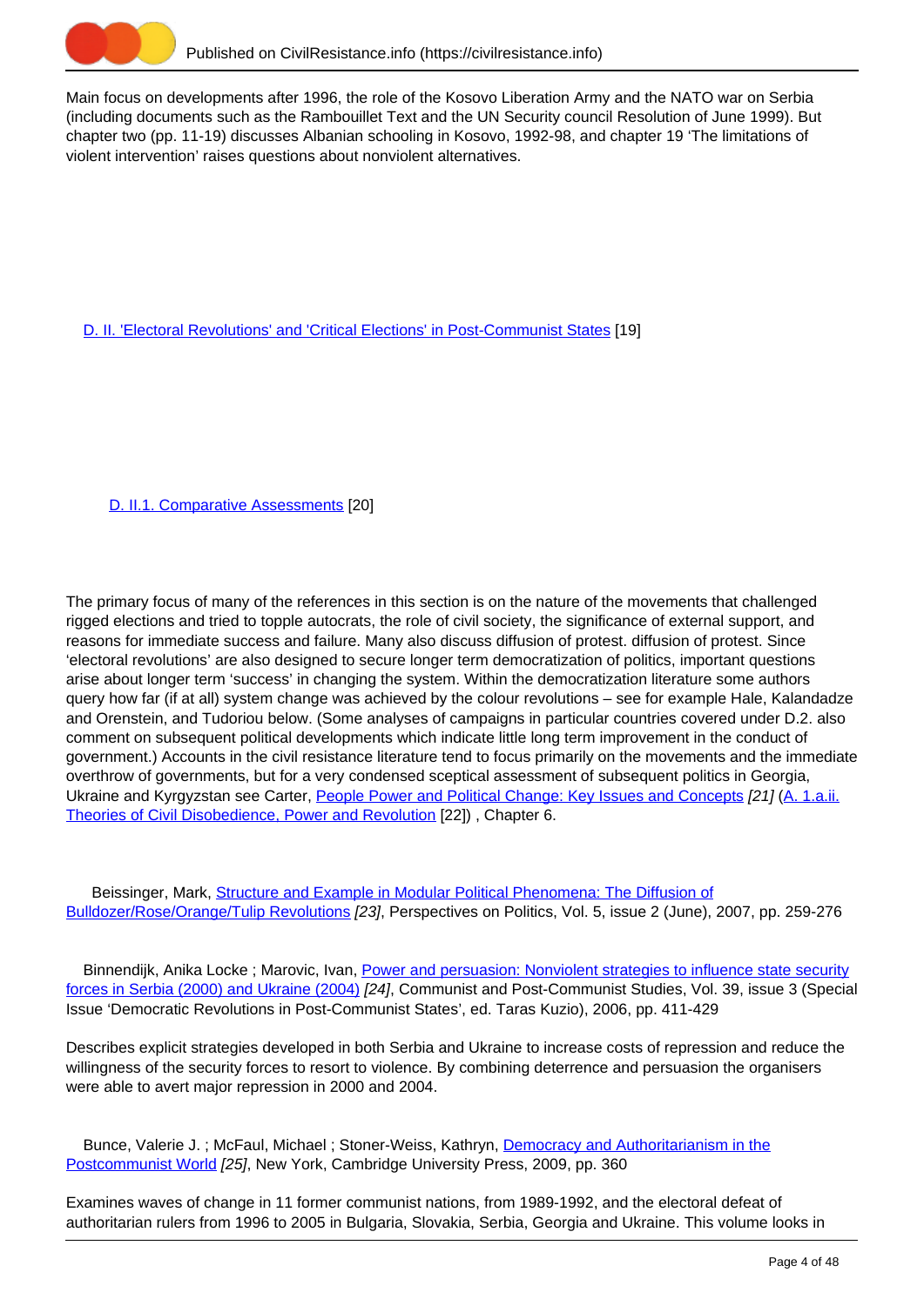Main focus on developments after 1996, the role of the Kosovo Liberation Army and the NATO war on Serbia (including documents such as the Rambouillet Text and the UN Security council Resolution of June 1999). But chapter two (pp. 11-19) discusses Albanian schooling in Kosovo, 1992-98, and chapter 19 'The limitations of violent intervention' raises questions about nonviolent alternatives.

## D. II. 'Electoral Revolutions' and 'Critical Elections' in Post-Communist States [19]

### D. II.1. Comparative Assessments [20]

The primary focus of many of the references in this section is on the nature of the movements that challenged rigged elections and tried to topple autocrats, the role of civil society, the significance of external support, and reasons for immediate success and failure. Many also discuss diffusion of protest. diffusion of protest. Since 'electoral revolutions' are also designed to secure longer term democratization of politics, important questions arise about longer term 'success' in changing the system. Within the democratization literature some authors query how far (if at all) system change was achieved by the colour revolutions – see for example Hale, Kalandadze and Orenstein, and Tudoriou below. (Some analyses of campaigns in particular countries covered under D.2. also comment on subsequent political developments which indicate little long term improvement in the conduct of government.) Accounts in the civil resistance literature tend to focus primarily on the movements and the immediate overthrow of governments, but for a very condensed sceptical assessment of subsequent politics in Georgia, Ukraine and Kyrgyzstan see Carter, People Power and Political Change: Key Issues and Concepts *[21]* (A. 1.a.ii. Theories of Civil Disobedience, Power and Revolution [22]) , Chapter 6.

Beissinger, Mark, Structure and Example in Modular Political Phenomena: The Diffusion of Bulldozer/Rose/Orange/Tulip Revolutions *[23]*, Perspectives on Politics, Vol. 5, issue 2 (June), 2007, pp. 259-276

Binnendijk, Anika Locke ; Marovic, Ivan, Power and persuasion: Nonviolent strategies to influence state security forces in Serbia (2000) and Ukraine (2004) *[24]*, Communist and Post-Communist Studies, Vol. 39, issue 3 (Special Issue 'Democratic Revolutions in Post-Communist States', ed. Taras Kuzio), 2006, pp. 411-429

Describes explicit strategies developed in both Serbia and Ukraine to increase costs of repression and reduce the willingness of the security forces to resort to violence. By combining deterrence and persuasion the organisers were able to avert major repression in 2000 and 2004.

Bunce, Valerie J. ; McFaul, Michael ; Stoner-Weiss, Kathryn, Democracy and Authoritarianism in the Postcommunist World *[25]*, New York, Cambridge University Press, 2009, pp. 360

Examines waves of change in 11 former communist nations, from 1989-1992, and the electoral defeat of authoritarian rulers from 1996 to 2005 in Bulgaria, Slovakia, Serbia, Georgia and Ukraine. This volume looks in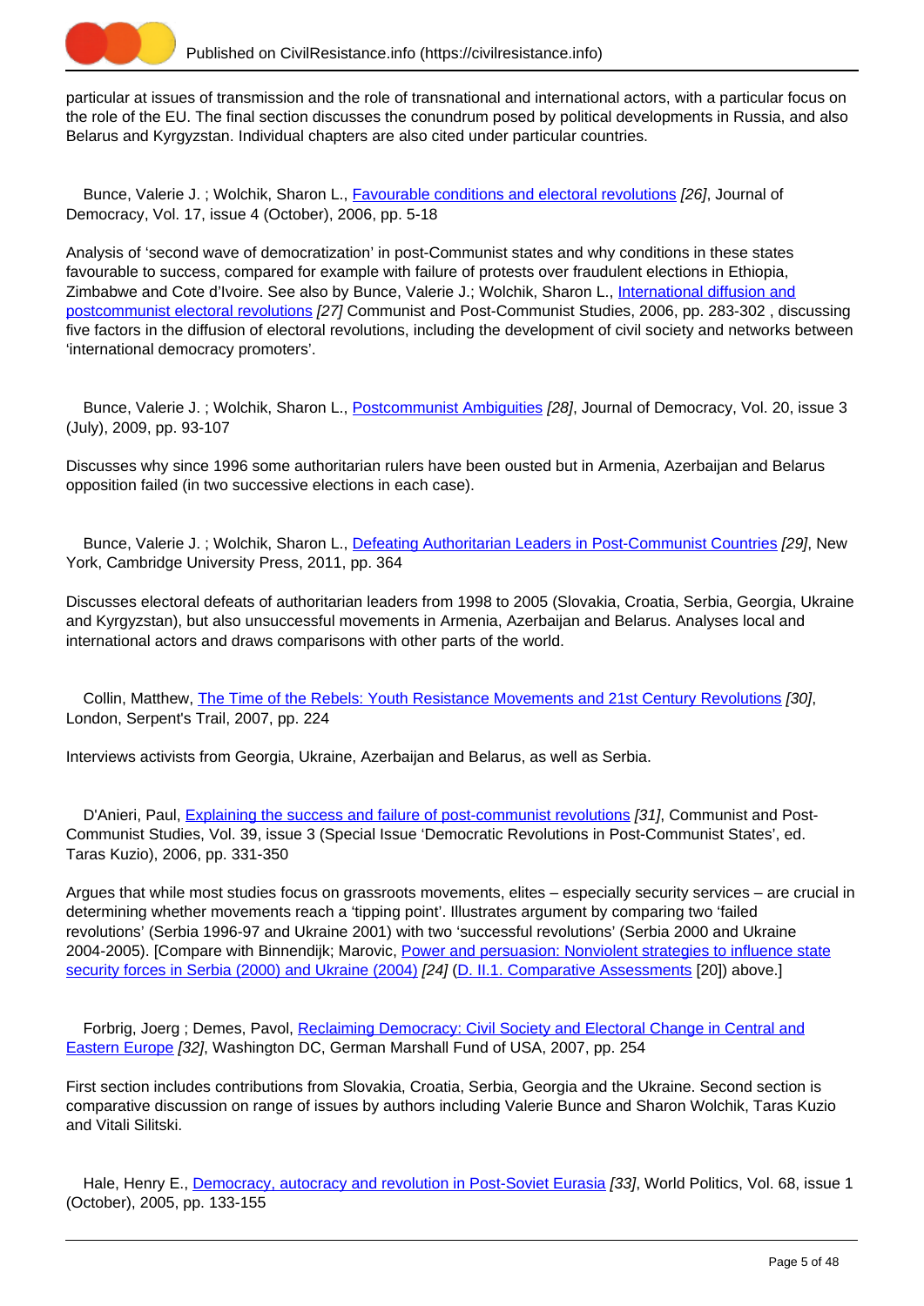particular at issues of transmission and the role of transnational and international actors, with a particular focus on the role of the EU. The final section discusses the conundrum posed by political developments in Russia, and also Belarus and Kyrgyzstan. Individual chapters are also cited under particular countries.

Bunce, Valerie J. ; Wolchik, Sharon L., [Favourable conditions and electoral revolutions](#) *[26]*, Journal of Democracy, Vol. 17, issue 4 (October), 2006, pp. 5-18

Analysis of 'second wave of democratization' in post-Communist states and why conditions in these states favourable to success, compared for example with failure of protests over fraudulent elections in Ethiopia, Zimbabwe and Cote d'Ivoire. See also by Bunce, Valerie J.; Wolchik, Sharon L., [International diffusion and postcommunist electoral revolutions](#) *[27]* Communist and Post-Communist Studies, 2006, pp. 283-302 , discussing five factors in the diffusion of electoral revolutions, including the development of civil society and networks between 'international democracy promoters'.

Bunce, Valerie J. ; Wolchik, Sharon L., [Postcommunist Ambiguities](#) *[28]*, Journal of Democracy, Vol. 20, issue 3 (July), 2009, pp. 93-107

Discusses why since 1996 some authoritarian rulers have been ousted but in Armenia, Azerbaijan and Belarus opposition failed (in two successive elections in each case).

Bunce, Valerie J. ; Wolchik, Sharon L., [Defeating Authoritarian Leaders in Post-Communist Countries](#) *[29]*, New York, Cambridge University Press, 2011, pp. 364

Discusses electoral defeats of authoritarian leaders from 1998 to 2005 (Slovakia, Croatia, Serbia, Georgia, Ukraine and Kyrgyzstan), but also unsuccessful movements in Armenia, Azerbaijan and Belarus. Analyses local and international actors and draws comparisons with other parts of the world.

Collin, Matthew, [The Time of the Rebels: Youth Resistance Movements and 21st Century Revolutions](#) *[30]*, London, Serpent's Trail, 2007, pp. 224

Interviews activists from Georgia, Ukraine, Azerbaijan and Belarus, as well as Serbia.

D'Anieri, Paul, [Explaining the success and failure of post-communist revolutions](#) *[31]*, Communist and Post-Communist Studies, Vol. 39, issue 3 (Special Issue 'Democratic Revolutions in Post-Communist States', ed. Taras Kuzio), 2006, pp. 331-350

Argues that while most studies focus on grassroots movements, elites – especially security services – are crucial in determining whether movements reach a 'tipping point'. Illustrates argument by comparing two 'failed revolutions' (Serbia 1996-97 and Ukraine 2001) with two 'successful revolutions' (Serbia 2000 and Ukraine 2004-2005). [Compare with Binnendijk; Marovic, [Power and persuasion: Nonviolent strategies to influence state security forces in Serbia (2000) and Ukraine (2004)](#) *[24]* ([D. II.1. Comparative Assessments](#) [20]) above.]

Forbrig, Joerg ; Demes, Pavol, [Reclaiming Democracy: Civil Society and Electoral Change in Central and Eastern Europe](#) *[32]*, Washington DC, German Marshall Fund of USA, 2007, pp. 254

First section includes contributions from Slovakia, Croatia, Serbia, Georgia and the Ukraine. Second section is comparative discussion on range of issues by authors including Valerie Bunce and Sharon Wolchik, Taras Kuzio and Vitali Silitski.

Hale, Henry E., [Democracy, autocracy and revolution in Post-Soviet Eurasia](#) *[33]*, World Politics, Vol. 68, issue 1 (October), 2005, pp. 133-155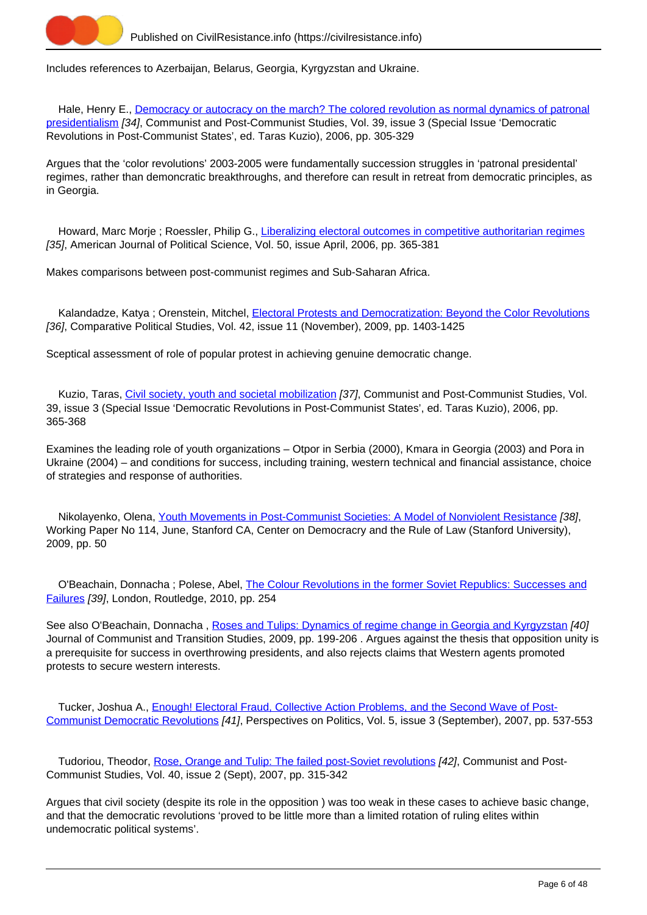Includes references to Azerbaijan, Belarus, Georgia, Kyrgyzstan and Ukraine.

Hale, Henry E., Democracy or autocracy on the march? The colored revolution as normal dynamics of patronal presidentialism [34], Communist and Post-Communist Studies, Vol. 39, issue 3 (Special Issue 'Democratic Revolutions in Post-Communist States', ed. Taras Kuzio), 2006, pp. 305-329

Argues that the 'color revolutions' 2003-2005 were fundamentally succession struggles in 'patronal presidental' regimes, rather than demoncratic breakthroughs, and therefore can result in retreat from democratic principles, as in Georgia.

Howard, Marc Morje ; Roessler, Philip G., Liberalizing electoral outcomes in competitive authoritarian regimes [35], American Journal of Political Science, Vol. 50, issue April, 2006, pp. 365-381

Makes comparisons between post-communist regimes and Sub-Saharan Africa.

Kalandadze, Katya ; Orenstein, Mitchel, Electoral Protests and Democratization: Beyond the Color Revolutions [36], Comparative Political Studies, Vol. 42, issue 11 (November), 2009, pp. 1403-1425

Sceptical assessment of role of popular protest in achieving genuine democratic change.

Kuzio, Taras, Civil society, youth and societal mobilization [37], Communist and Post-Communist Studies, Vol. 39, issue 3 (Special Issue 'Democratic Revolutions in Post-Communist States', ed. Taras Kuzio), 2006, pp. 365-368

Examines the leading role of youth organizations – Otpor in Serbia (2000), Kmara in Georgia (2003) and Pora in Ukraine (2004) – and conditions for success, including training, western technical and financial assistance, choice of strategies and response of authorities.

Nikolayenko, Olena, Youth Movements in Post-Communist Societies: A Model of Nonviolent Resistance [38], Working Paper No 114, June, Stanford CA, Center on Democracy and the Rule of Law (Stanford University), 2009, pp. 50

O'Beachain, Donnacha ; Polese, Abel, The Colour Revolutions in the former Soviet Republics: Successes and Failures [39], London, Routledge, 2010, pp. 254

See also O'Beachain, Donnacha , Roses and Tulips: Dynamics of regime change in Georgia and Kyrgyzstan [40] Journal of Communist and Transition Studies, 2009, pp. 199-206 . Argues against the thesis that opposition unity is a prerequisite for success in overthrowing presidents, and also rejects claims that Western agents promoted protests to secure western interests.

Tucker, Joshua A., Enough! Electoral Fraud, Collective Action Problems, and the Second Wave of Post-Communist Democratic Revolutions [41], Perspectives on Politics, Vol. 5, issue 3 (September), 2007, pp. 537-553

Tudoriou, Theodor, Rose, Orange and Tulip: The failed post-Soviet revolutions [42], Communist and Post-Communist Studies, Vol. 40, issue 2 (Sept), 2007, pp. 315-342

Argues that civil society (despite its role in the opposition ) was too weak in these cases to achieve basic change, and that the democratic revolutions 'proved to be little more than a limited rotation of ruling elites within undemocratic political systems'.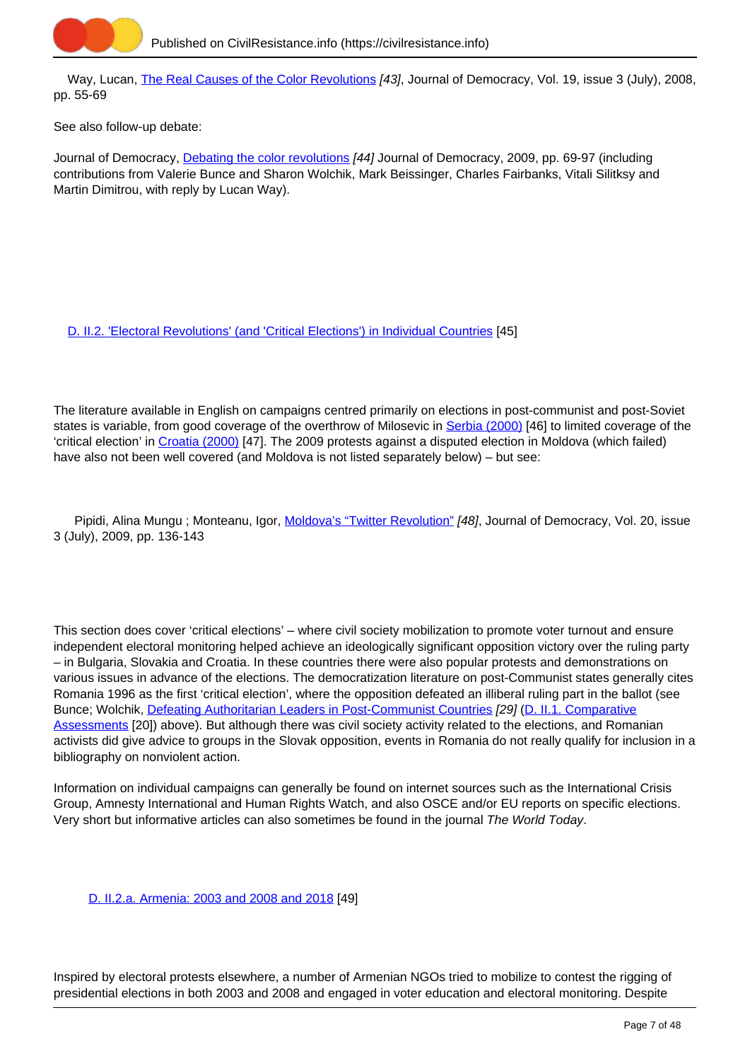Way, Lucan, The Real Causes of the Color Revolutions *[43]*, Journal of Democracy, Vol. 19, issue 3 (July), 2008, pp. 55-69

See also follow-up debate:

Journal of Democracy, Debating the color revolutions *[44]* Journal of Democracy, 2009, pp. 69-97 (including contributions from Valerie Bunce and Sharon Wolchik, Mark Beissinger, Charles Fairbanks, Vitali Silitksy and Martin Dimitrou, with reply by Lucan Way).

## D. II.2. 'Electoral Revolutions' (and 'Critical Elections') in Individual Countries [45]

The literature available in English on campaigns centred primarily on elections in post-communist and post-Soviet states is variable, from good coverage of the overthrow of Milosevic in Serbia (2000) [46] to limited coverage of the 'critical election' in Croatia (2000) [47]. The 2009 protests against a disputed election in Moldova (which failed) have also not been well covered (and Moldova is not listed separately below) – but see:

Pipidi, Alina Mungu ; Monteanu, Igor, Moldova's "Twitter Revolution" *[48]*, Journal of Democracy, Vol. 20, issue 3 (July), 2009, pp. 136-143

This section does cover 'critical elections' – where civil society mobilization to promote voter turnout and ensure independent electoral monitoring helped achieve an ideologically significant opposition victory over the ruling party – in Bulgaria, Slovakia and Croatia. In these countries there were also popular protests and demonstrations on various issues in advance of the elections. The democratization literature on post-Communist states generally cites Romania 1996 as the first 'critical election', where the opposition defeated an illiberal ruling part in the ballot (see Bunce; Wolchik, Defeating Authoritarian Leaders in Post-Communist Countries *[29]* (D. II.1. Comparative Assessments [20]) above). But although there was civil society activity related to the elections, and Romanian activists did give advice to groups in the Slovak opposition, events in Romania do not really qualify for inclusion in a bibliography on nonviolent action.

Information on individual campaigns can generally be found on internet sources such as the International Crisis Group, Amnesty International and Human Rights Watch, and also OSCE and/or EU reports on specific elections. Very short but informative articles can also sometimes be found in the journal *The World Today*.

### D. II.2.a. Armenia: 2003 and 2008 and 2018 [49]

Inspired by electoral protests elsewhere, a number of Armenian NGOs tried to mobilize to contest the rigging of presidential elections in both 2003 and 2008 and engaged in voter education and electoral monitoring. Despite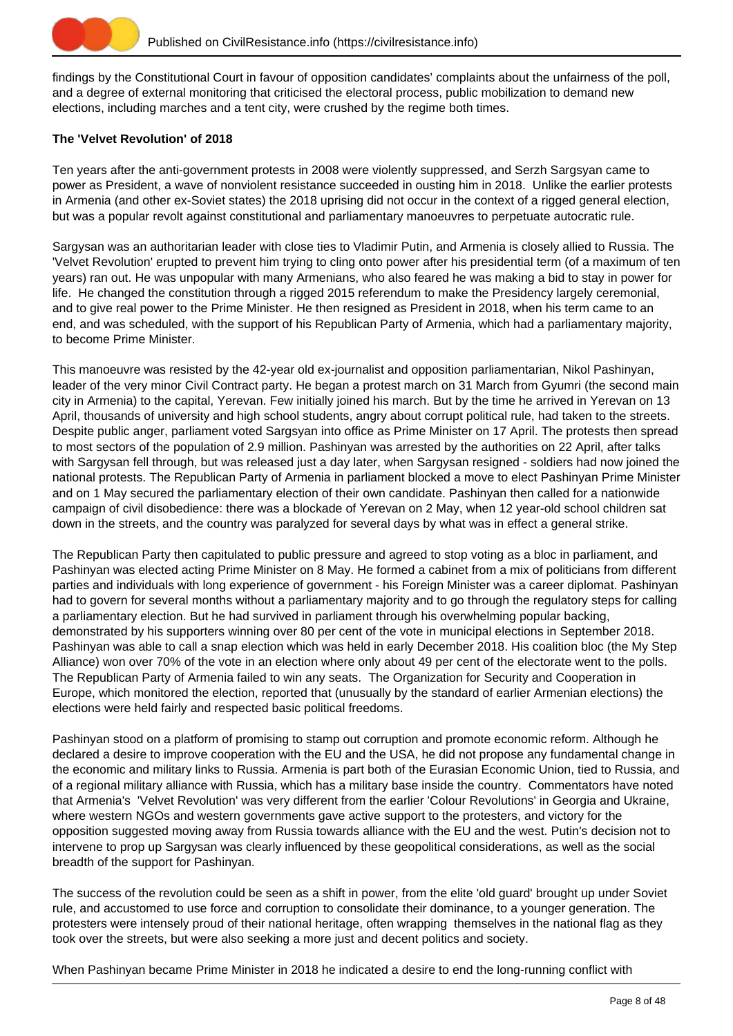findings by the Constitutional Court in favour of opposition candidates' complaints about the unfairness of the poll, and a degree of external monitoring that criticised the electoral process, public mobilization to demand new elections, including marches and a tent city, were crushed by the regime both times.

**The 'Velvet Revolution' of 2018**

Ten years after the anti-government protests in 2008 were violently suppressed, and Serzh Sargsyan came to power as President, a wave of nonviolent resistance succeeded in ousting him in 2018. Unlike the earlier protests in Armenia (and other ex-Soviet states) the 2018 uprising did not occur in the context of a rigged general election, but was a popular revolt against constitutional and parliamentary manoeuvres to perpetuate autocratic rule.

Sargysan was an authoritarian leader with close ties to Vladimir Putin, and Armenia is closely allied to Russia. The 'Velvet Revolution' erupted to prevent him trying to cling onto power after his presidential term (of a maximum of ten years) ran out. He was unpopular with many Armenians, who also feared he was making a bid to stay in power for life. He changed the constitution through a rigged 2015 referendum to make the Presidency largely ceremonial, and to give real power to the Prime Minister. He then resigned as President in 2018, when his term came to an end, and was scheduled, with the support of his Republican Party of Armenia, which had a parliamentary majority, to become Prime Minister.

This manoeuvre was resisted by the 42-year old ex-journalist and opposition parliamentarian, Nikol Pashinyan, leader of the very minor Civil Contract party. He began a protest march on 31 March from Gyumri (the second main city in Armenia) to the capital, Yerevan. Few initially joined his march. But by the time he arrived in Yerevan on 13 April, thousands of university and high school students, angry about corrupt political rule, had taken to the streets. Despite public anger, parliament voted Sargsyan into office as Prime Minister on 17 April. The protests then spread to most sectors of the population of 2.9 million. Pashinyan was arrested by the authorities on 22 April, after talks with Sargsyan fell through, but was released just a day later, when Sargsyan resigned - soldiers had now joined the national protests. The Republican Party of Armenia in parliament blocked a move to elect Pashinyan Prime Minister and on 1 May secured the parliamentary election of their own candidate. Pashinyan then called for a nationwide campaign of civil disobedience: there was a blockade of Yerevan on 2 May, when 12 year-old school children sat down in the streets, and the country was paralyzed for several days by what was in effect a general strike.

The Republican Party then capitulated to public pressure and agreed to stop voting as a bloc in parliament, and Pashinyan was elected acting Prime Minister on 8 May. He formed a cabinet from a mix of politicians from different parties and individuals with long experience of government - his Foreign Minister was a career diplomat. Pashinyan had to govern for several months without a parliamentary majority and to go through the regulatory steps for calling a parliamentary election. But he had survived in parliament through his overwhelming popular backing, demonstrated by his supporters winning over 80 per cent of the vote in municipal elections in September 2018. Pashinyan was able to call a snap election which was held in early December 2018. His coalition bloc (the My Step Alliance) won over 70% of the vote in an election where only about 49 per cent of the electorate went to the polls. The Republican Party of Armenia failed to win any seats. The Organization for Security and Cooperation in Europe, which monitored the election, reported that (unusually by the standard of earlier Armenian elections) the elections were held fairly and respected basic political freedoms.

Pashinyan stood on a platform of promising to stamp out corruption and promote economic reform. Although he declared a desire to improve cooperation with the EU and the USA, he did not propose any fundamental change in the economic and military links to Russia. Armenia is part both of the Eurasian Economic Union, tied to Russia, and of a regional military alliance with Russia, which has a military base inside the country. Commentators have noted that Armenia's 'Velvet Revolution' was very different from the earlier 'Colour Revolutions' in Georgia and Ukraine, where western NGOs and western governments gave active support to the protesters, and victory for the opposition suggested moving away from Russia towards alliance with the EU and the west. Putin's decision not to intervene to prop up Sargysan was clearly influenced by these geopolitical considerations, as well as the social breadth of the support for Pashinyan.

The success of the revolution could be seen as a shift in power, from the elite 'old guard' brought up under Soviet rule, and accustomed to use force and corruption to consolidate their dominance, to a younger generation. The protesters were intensely proud of their national heritage, often wrapping themselves in the national flag as they took over the streets, but were also seeking a more just and decent politics and society.

When Pashinyan became Prime Minister in 2018 he indicated a desire to end the long-running conflict with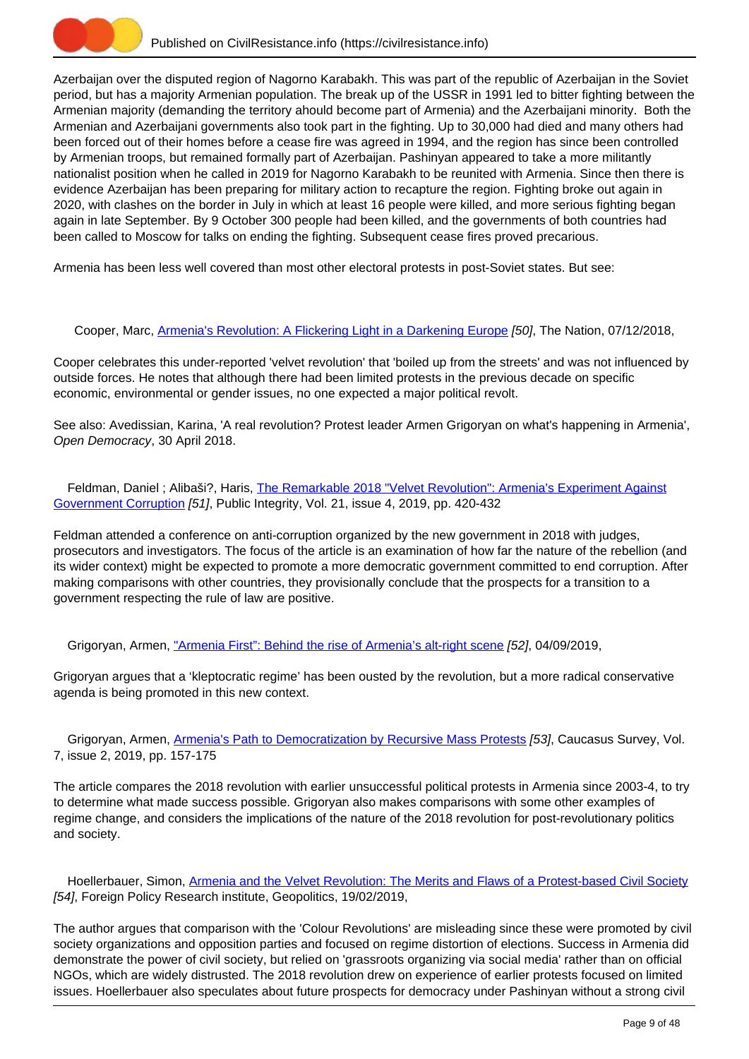Azerbaijan over the disputed region of Nagorno Karabakh. This was part of the republic of Azerbaijan in the Soviet period, but has a majority Armenian population. The break up of the USSR in 1991 led to bitter fighting between the Armenian majority (demanding the territory ahould become part of Armenia) and the Azerbaijani minority. Both the Armenian and Azerbaijani governments also took part in the fighting. Up to 30,000 had died and many others had been forced out of their homes before a cease fire was agreed in 1994, and the region has since been controlled by Armenian troops, but remained formally part of Azerbaijan. Pashinyan appeared to take a more militantly nationalist position when he called in 2019 for Nagorno Karabakh to be reunited with Armenia. Since then there is evidence Azerbaijan has been preparing for military action to recapture the region. Fighting broke out again in 2020, with clashes on the border in July in which at least 16 people were killed, and more serious fighting began again in late September. By 9 October 300 people had been killed, and the governments of both countries had been called to Moscow for talks on ending the fighting. Subsequent cease fires proved precarious.

Armenia has been less well covered than most other electoral protests in post-Soviet states. But see:

Cooper, Marc, Armenia's Revolution: A Flickering Light in a Darkening Europe [50], The Nation, 07/12/2018,

Cooper celebrates this under-reported 'velvet revolution' that 'boiled up from the streets' and was not influenced by outside forces. He notes that although there had been limited protests in the previous decade on specific economic, environmental or gender issues, no one expected a major political revolt.

See also: Avedissian, Karina, 'A real revolution? Protest leader Armen Grigoryan on what's happening in Armenia', *Open Democracy*, 30 April 2018.

Feldman, Daniel ; Alibaši?, Haris, The Remarkable 2018 "Velvet Revolution": Armenia's Experiment Against Government Corruption [51], Public Integrity, Vol. 21, issue 4, 2019, pp. 420-432

Feldman attended a conference on anti-corruption organized by the new government in 2018 with judges, prosecutors and investigators. The focus of the article is an examination of how far the nature of the rebellion (and its wider context) might be expected to promote a more democratic government committed to end corruption. After making comparisons with other countries, they provisionally conclude that the prospects for a transition to a government respecting the rule of law are positive.

Grigoryan, Armen, "Armenia First": Behind the rise of Armenia's alt-right scene [52], 04/09/2019,

Grigoryan argues that a 'kleptocratic regime' has been ousted by the revolution, but a more radical conservative agenda is being promoted in this new context.

Grigoryan, Armen, Armenia's Path to Democratization by Recursive Mass Protests [53], Caucasus Survey, Vol. 7, issue 2, 2019, pp. 157-175

The article compares the 2018 revolution with earlier unsuccessful political protests in Armenia since 2003-4, to try to determine what made success possible. Grigoryan also makes comparisons with some other examples of regime change, and considers the implications of the nature of the 2018 revolution for post-revolutionary politics and society.

Hoellerbauer, Simon, Armenia and the Velvet Revolution: The Merits and Flaws of a Protest-based Civil Society [54], Foreign Policy Research institute, Geopolitics, 19/02/2019,

The author argues that comparison with the 'Colour Revolutions' are misleading since these were promoted by civil society organizations and opposition parties and focused on regime distortion of elections. Success in Armenia did demonstrate the power of civil society, but relied on 'grassroots organizing via social media' rather than on official NGOs, which are widely distrusted. The 2018 revolution drew on experience of earlier protests focused on limited issues. Hoellerbauer also speculates about future prospects for democracy under Pashinyan without a strong civil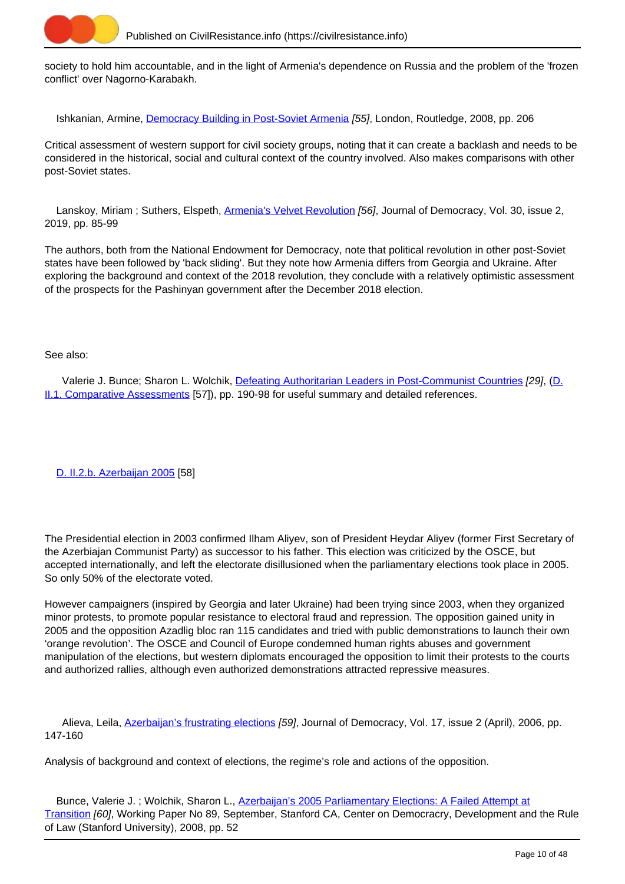society to hold him accountable, and in the light of Armenia's dependence on Russia and the problem of the 'frozen conflict' over Nagorno-Karabakh.

Ishkanian, Armine, Democracy Building in Post-Soviet Armenia *[55]*, London, Routledge, 2008, pp. 206

Critical assessment of western support for civil society groups, noting that it can create a backlash and needs to be considered in the historical, social and cultural context of the country involved. Also makes comparisons with other post-Soviet states.

Lanskoy, Miriam ; Suthers, Elspeth, Armenia's Velvet Revolution *[56]*, Journal of Democracy, Vol. 30, issue 2, 2019, pp. 85-99

The authors, both from the National Endowment for Democracy, note that political revolution in other post-Soviet states have been followed by 'back sliding'. But they note how Armenia differs from Georgia and Ukraine. After exploring the background and context of the 2018 revolution, they conclude with a relatively optimistic assessment of the prospects for the Pashinyan government after the December 2018 election.

See also:

Valerie J. Bunce; Sharon L. Wolchik, Defeating Authoritarian Leaders in Post-Communist Countries *[29]*, (D. II.1. Comparative Assessments [57]), pp. 190-98 for useful summary and detailed references.

## D. II.2.b. Azerbaijan 2005 [58]

The Presidential election in 2003 confirmed Ilham Aliyev, son of President Heydar Aliyev (former First Secretary of the Azerbiajan Communist Party) as successor to his father. This election was criticized by the OSCE, but accepted internationally, and left the electorate disillusioned when the parliamentary elections took place in 2005. So only 50% of the electorate voted.

However campaigners (inspired by Georgia and later Ukraine) had been trying since 2003, when they organized minor protests, to promote popular resistance to electoral fraud and repression. The opposition gained unity in 2005 and the opposition Azadlig bloc ran 115 candidates and tried with public demonstrations to launch their own 'orange revolution'. The OSCE and Council of Europe condemned human rights abuses and government manipulation of the elections, but western diplomats encouraged the opposition to limit their protests to the courts and authorized rallies, although even authorized demonstrations attracted repressive measures.

Alieva, Leila, Azerbaijan's frustrating elections *[59]*, Journal of Democracy, Vol. 17, issue 2 (April), 2006, pp. 147-160

Analysis of background and context of elections, the regime's role and actions of the opposition.

Bunce, Valerie J. ; Wolchik, Sharon L., Azerbaijan's 2005 Parliamentary Elections: A Failed Attempt at Transition *[60]*, Working Paper No 89, September, Stanford CA, Center on Democracy, Development and the Rule of Law (Stanford University), 2008, pp. 52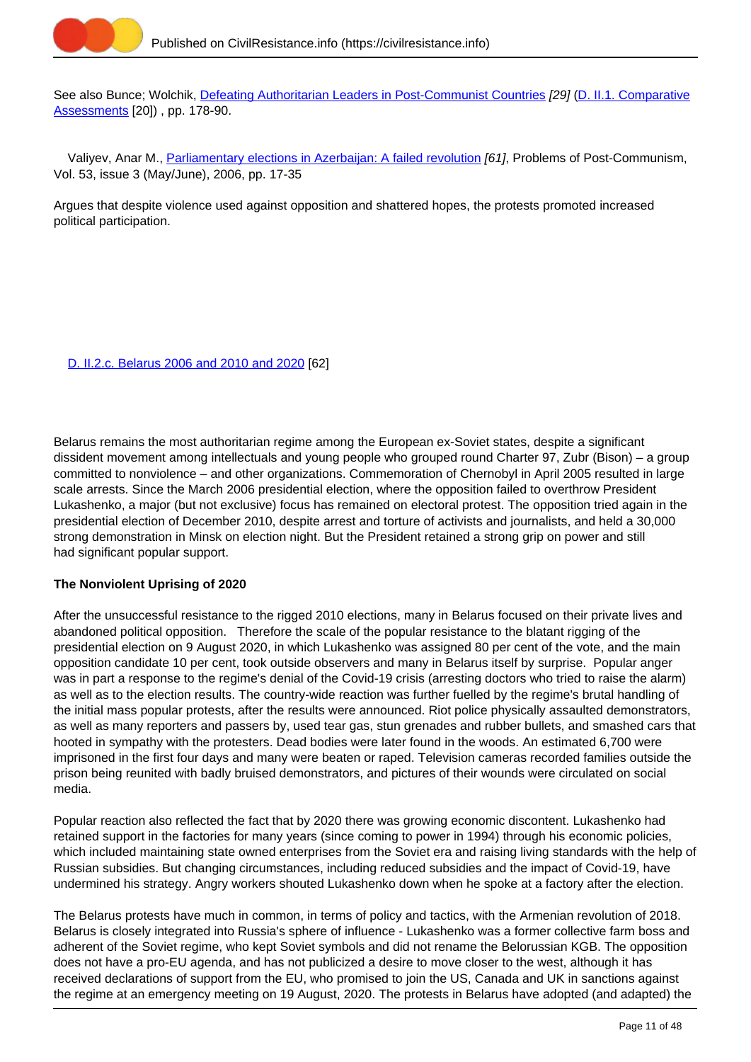See also Bunce; Wolchik, Defeating Authoritarian Leaders in Post-Communist Countries *[29]* (D. II.1. Comparative Assessments [20]) , pp. 178-90.

Valiyev, Anar M., Parliamentary elections in Azerbaijan: A failed revolution *[61]*, Problems of Post-Communism, Vol. 53, issue 3 (May/June), 2006, pp. 17-35

Argues that despite violence used against opposition and shattered hopes, the protests promoted increased political participation.

## D. II.2.c. Belarus 2006 and 2010 and 2020 [62]

Belarus remains the most authoritarian regime among the European ex-Soviet states, despite a significant dissident movement among intellectuals and young people who grouped round Charter 97, Zubr (Bison) – a group committed to nonviolence – and other organizations. Commemoration of Chernobyl in April 2005 resulted in large scale arrests. Since the March 2006 presidential election, where the opposition failed to overthrow President Lukashenko, a major (but not exclusive) focus has remained on electoral protest. The opposition tried again in the presidential election of December 2010, despite arrest and torture of activists and journalists, and held a 30,000 strong demonstration in Minsk on election night. But the President retained a strong grip on power and still had significant popular support.

**The Nonviolent Uprising of 2020**

After the unsuccessful resistance to the rigged 2010 elections, many in Belarus focused on their private lives and abandoned political opposition. Therefore the scale of the popular resistance to the blatant rigging of the presidential election on 9 August 2020, in which Lukashenko was assigned 80 per cent of the vote, and the main opposition candidate 10 per cent, took outside observers and many in Belarus itself by surprise. Popular anger was in part a response to the regime's denial of the Covid-19 crisis (arresting doctors who tried to raise the alarm) as well as to the election results. The country-wide reaction was further fuelled by the regime's brutal handling of the initial mass popular protests, after the results were announced. Riot police physically assaulted demonstrators, as well as many reporters and passers by, used tear gas, stun grenades and rubber bullets, and smashed cars that hooted in sympathy with the protesters. Dead bodies were later found in the woods. An estimated 6,700 were imprisoned in the first four days and many were beaten or raped. Television cameras recorded families outside the prison being reunited with badly bruised demonstrators, and pictures of their wounds were circulated on social media.

Popular reaction also reflected the fact that by 2020 there was growing economic discontent. Lukashenko had retained support in the factories for many years (since coming to power in 1994) through his economic policies, which included maintaining state owned enterprises from the Soviet era and raising living standards with the help of Russian subsidies. But changing circumstances, including reduced subsidies and the impact of Covid-19, have undermined his strategy. Angry workers shouted Lukashenko down when he spoke at a factory after the election.

The Belarus protests have much in common, in terms of policy and tactics, with the Armenian revolution of 2018. Belarus is closely integrated into Russia's sphere of influence - Lukashenko was a former collective farm boss and adherent of the Soviet regime, who kept Soviet symbols and did not rename the Belorussian KGB. The opposition does not have a pro-EU agenda, and has not publicized a desire to move closer to the west, although it has received declarations of support from the EU, who promised to join the US, Canada and UK in sanctions against the regime at an emergency meeting on 19 August, 2020. The protests in Belarus have adopted (and adapted) the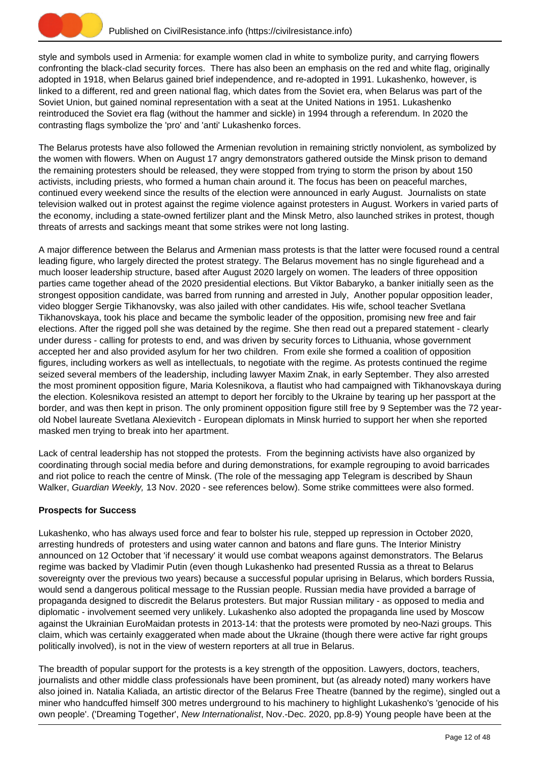style and symbols used in Armenia: for example women clad in white to symbolize purity, and carrying flowers confronting the black-clad security forces. There has also been an emphasis on the red and white flag, originally adopted in 1918, when Belarus gained brief independence, and re-adopted in 1991. Lukashenko, however, is linked to a different, red and green national flag, which dates from the Soviet era, when Belarus was part of the Soviet Union, but gained nominal representation with a seat at the United Nations in 1951. Lukashenko reintroduced the Soviet era flag (without the hammer and sickle) in 1994 through a referendum. In 2020 the contrasting flags symbolize the 'pro' and 'anti' Lukashenko forces.

The Belarus protests have also followed the Armenian revolution in remaining strictly nonviolent, as symbolized by the women with flowers. When on August 17 angry demonstrators gathered outside the Minsk prison to demand the remaining protesters should be released, they were stopped from trying to storm the prison by about 150 activists, including priests, who formed a human chain around it. The focus has been on peaceful marches, continued every weekend since the results of the election were announced in early August. Journalists on state television walked out in protest against the regime violence against protesters in August. Workers in varied parts of the economy, including a state-owned fertilizer plant and the Minsk Metro, also launched strikes in protest, though threats of arrests and sackings meant that some strikes were not long lasting.

A major difference between the Belarus and Armenian mass protests is that the latter were focused round a central leading figure, who largely directed the protest strategy. The Belarus movement has no single figurehead and a much looser leadership structure, based after August 2020 largely on women. The leaders of three opposition parties came together ahead of the 2020 presidential elections. But Viktor Babaryko, a banker initially seen as the strongest opposition candidate, was barred from running and arrested in July, Another popular opposition leader, video blogger Sergie Tikhanovsky, was also jailed with other candidates. His wife, school teacher Svetlana Tikhanovskaya, took his place and became the symbolic leader of the opposition, promising new free and fair elections. After the rigged poll she was detained by the regime. She then read out a prepared statement - clearly under duress - calling for protests to end, and was driven by security forces to Lithuania, whose government accepted her and also provided asylum for her two children. From exile she formed a coalition of opposition figures, including workers as well as intellectuals, to negotiate with the regime. As protests continued the regime seized several members of the leadership, including lawyer Maxim Znak, in early September. They also arrested the most prominent opposition figure, Maria Kolesnikova, a flautist who had campaigned with Tikhanovskaya during the election. Kolesnikova resisted an attempt to deport her forcibly to the Ukraine by tearing up her passport at the border, and was then kept in prison. The only prominent opposition figure still free by 9 September was the 72 year-old Nobel laureate Svetlana Alexievitch - European diplomats in Minsk hurried to support her when she reported masked men trying to break into her apartment.

Lack of central leadership has not stopped the protests. From the beginning activists have also organized by coordinating through social media before and during demonstrations, for example regrouping to avoid barricades and riot police to reach the centre of Minsk. (The role of the messaging app Telegram is described by Shaun Walker, *Guardian Weekly,* 13 Nov. 2020 - see references below). Some strike committees were also formed.

**Prospects for Success**

Lukashenko, who has always used force and fear to bolster his rule, stepped up repression in October 2020, arresting hundreds of protesters and using water cannon and batons and flare guns. The Interior Ministry announced on 12 October that 'if necessary' it would use combat weapons against demonstrators. The Belarus regime was backed by Vladimir Putin (even though Lukashenko had presented Russia as a threat to Belarus sovereignty over the previous two years) because a successful popular uprising in Belarus, which borders Russia, would send a dangerous political message to the Russian people. Russian media have provided a barrage of propaganda designed to discredit the Belarus protesters. But major Russian military - as opposed to media and diplomatic - involvement seemed very unlikely. Lukashenko also adopted the propaganda line used by Moscow against the Ukrainian EuroMaidan protests in 2013-14: that the protests were promoted by neo-Nazi groups. This claim, which was certainly exaggerated when made about the Ukraine (though there were active far right groups politically involved), is not in the view of western reporters at all true in Belarus.

The breadth of popular support for the protests is a key strength of the opposition. Lawyers, doctors, teachers, journalists and other middle class professionals have been prominent, but (as already noted) many workers have also joined in. Natalia Kaliada, an artistic director of the Belarus Free Theatre (banned by the regime), singled out a miner who handcuffed himself 300 metres underground to his machinery to highlight Lukashenko's 'genocide of his own people'. ('Dreaming Together', *New Internationalist*, Nov.-Dec. 2020, pp.8-9) Young people have been at the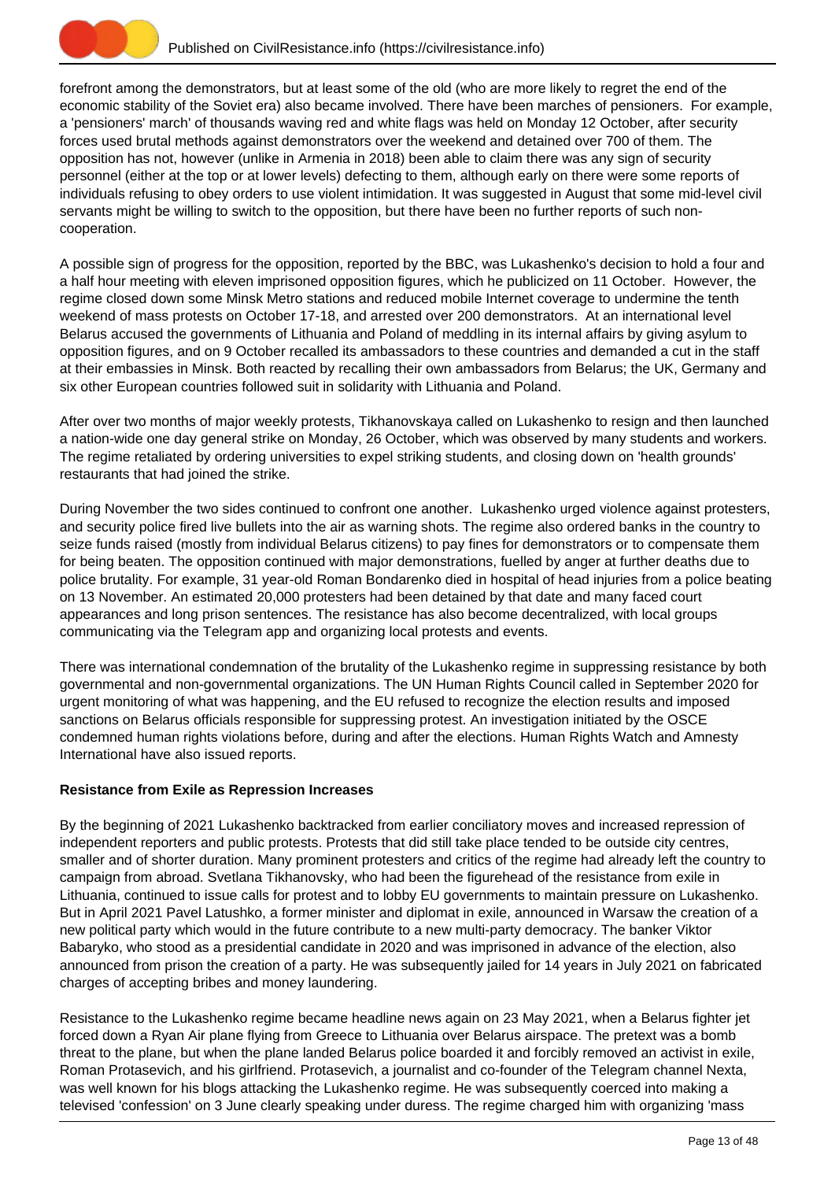forefront among the demonstrators, but at least some of the old (who are more likely to regret the end of the economic stability of the Soviet era) also became involved. There have been marches of pensioners. For example, a 'pensioners' march' of thousands waving red and white flags was held on Monday 12 October, after security forces used brutal methods against demonstrators over the weekend and detained over 700 of them. The opposition has not, however (unlike in Armenia in 2018) been able to claim there was any sign of security personnel (either at the top or at lower levels) defecting to them, although early on there were some reports of individuals refusing to obey orders to use violent intimidation. It was suggested in August that some mid-level civil servants might be willing to switch to the opposition, but there have been no further reports of such non-cooperation.

A possible sign of progress for the opposition, reported by the BBC, was Lukashenko's decision to hold a four and a half hour meeting with eleven imprisoned opposition figures, which he publicized on 11 October. However, the regime closed down some Minsk Metro stations and reduced mobile Internet coverage to undermine the tenth weekend of mass protests on October 17-18, and arrested over 200 demonstrators. At an international level Belarus accused the governments of Lithuania and Poland of meddling in its internal affairs by giving asylum to opposition figures, and on 9 October recalled its ambassadors to these countries and demanded a cut in the staff at their embassies in Minsk. Both reacted by recalling their own ambassadors from Belarus; the UK, Germany and six other European countries followed suit in solidarity with Lithuania and Poland.

After over two months of major weekly protests, Tikhanovskaya called on Lukashenko to resign and then launched a nation-wide one day general strike on Monday, 26 October, which was observed by many students and workers. The regime retaliated by ordering universities to expel striking students, and closing down on 'health grounds' restaurants that had joined the strike.

During November the two sides continued to confront one another. Lukashenko urged violence against protesters, and security police fired live bullets into the air as warning shots. The regime also ordered banks in the country to seize funds raised (mostly from individual Belarus citizens) to pay fines for demonstrators or to compensate them for being beaten. The opposition continued with major demonstrations, fuelled by anger at further deaths due to police brutality. For example, 31 year-old Roman Bondarenko died in hospital of head injuries from a police beating on 13 November. An estimated 20,000 protesters had been detained by that date and many faced court appearances and long prison sentences. The resistance has also become decentralized, with local groups communicating via the Telegram app and organizing local protests and events.

There was international condemnation of the brutality of the Lukashenko regime in suppressing resistance by both governmental and non-governmental organizations. The UN Human Rights Council called in September 2020 for urgent monitoring of what was happening, and the EU refused to recognize the election results and imposed sanctions on Belarus officials responsible for suppressing protest. An investigation initiated by the OSCE condemned human rights violations before, during and after the elections. Human Rights Watch and Amnesty International have also issued reports.

**Resistance from Exile as Repression Increases**

By the beginning of 2021 Lukashenko backtracked from earlier conciliatory moves and increased repression of independent reporters and public protests. Protests that did still take place tended to be outside city centres, smaller and of shorter duration. Many prominent protesters and critics of the regime had already left the country to campaign from abroad. Svetlana Tikhanovsky, who had been the figurehead of the resistance from exile in Lithuania, continued to issue calls for protest and to lobby EU governments to maintain pressure on Lukashenko. But in April 2021 Pavel Latushko, a former minister and diplomat in exile, announced in Warsaw the creation of a new political party which would in the future contribute to a new multi-party democracy. The banker Viktor Babaryko, who stood as a presidential candidate in 2020 and was imprisoned in advance of the election, also announced from prison the creation of a party. He was subsequently jailed for 14 years in July 2021 on fabricated charges of accepting bribes and money laundering.

Resistance to the Lukashenko regime became headline news again on 23 May 2021, when a Belarus fighter jet forced down a Ryan Air plane flying from Greece to Lithuania over Belarus airspace. The pretext was a bomb threat to the plane, but when the plane landed Belarus police boarded it and forcibly removed an activist in exile, Roman Protasevich, and his girlfriend. Protasevich, a journalist and co-founder of the Telegram channel Nexta, was well known for his blogs attacking the Lukashenko regime. He was subsequently coerced into making a televised 'confession' on 3 June clearly speaking under duress. The regime charged him with organizing 'mass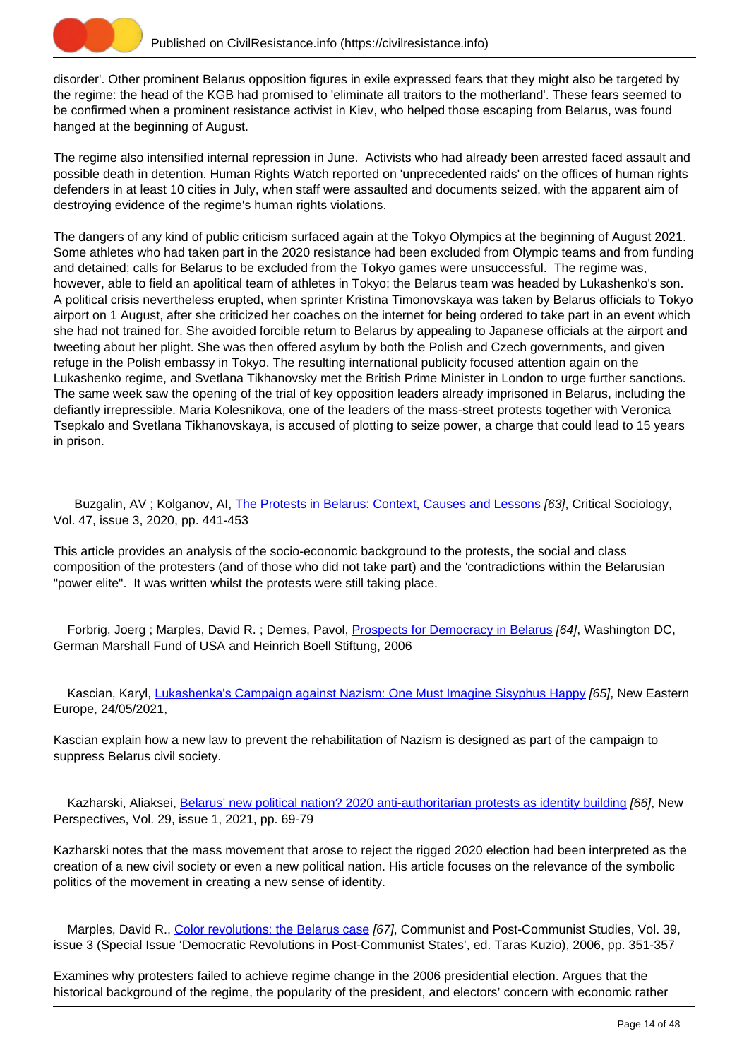disorder'. Other prominent Belarus opposition figures in exile expressed fears that they might also be targeted by the regime: the head of the KGB had promised to 'eliminate all traitors to the motherland'. These fears seemed to be confirmed when a prominent resistance activist in Kiev, who helped those escaping from Belarus, was found hanged at the beginning of August.

The regime also intensified internal repression in June. Activists who had already been arrested faced assault and possible death in detention. Human Rights Watch reported on 'unprecedented raids' on the offices of human rights defenders in at least 10 cities in July, when staff were assaulted and documents seized, with the apparent aim of destroying evidence of the regime's human rights violations.

The dangers of any kind of public criticism surfaced again at the Tokyo Olympics at the beginning of August 2021. Some athletes who had taken part in the 2020 resistance had been excluded from Olympic teams and from funding and detained; calls for Belarus to be excluded from the Tokyo games were unsuccessful. The regime was, however, able to field an apolitical team of athletes in Tokyo; the Belarus team was headed by Lukashenko's son. A political crisis nevertheless erupted, when sprinter Kristina Timonovskaya was taken by Belarus officials to Tokyo airport on 1 August, after she criticized her coaches on the internet for being ordered to take part in an event which she had not trained for. She avoided forcible return to Belarus by appealing to Japanese officials at the airport and tweeting about her plight. She was then offered asylum by both the Polish and Czech governments, and given refuge in the Polish embassy in Tokyo. The resulting international publicity focused attention again on the Lukashenko regime, and Svetlana Tikhanovsky met the British Prime Minister in London to urge further sanctions. The same week saw the opening of the trial of key opposition leaders already imprisoned in Belarus, including the defiantly irrepressible. Maria Kolesnikova, one of the leaders of the mass-street protests together with Veronica Tsepkalo and Svetlana Tikhanovskaya, is accused of plotting to seize power, a charge that could lead to 15 years in prison.

Buzgalin, AV ; Kolganov, AI, The Protests in Belarus: Context, Causes and Lessons [63], Critical Sociology, Vol. 47, issue 3, 2020, pp. 441-453

This article provides an analysis of the socio-economic background to the protests, the social and class composition of the protesters (and of those who did not take part) and the 'contradictions within the Belarusian "power elite". It was written whilst the protests were still taking place.

Forbrig, Joerg ; Marples, David R. ; Demes, Pavol, Prospects for Democracy in Belarus [64], Washington DC, German Marshall Fund of USA and Heinrich Boell Stiftung, 2006

Kascian, Karyl, Lukashenka's Campaign against Nazism: One Must Imagine Sisyphus Happy [65], New Eastern Europe, 24/05/2021,

Kascian explain how a new law to prevent the rehabilitation of Nazism is designed as part of the campaign to suppress Belarus civil society.

Kazharski, Aliaksei, Belarus' new political nation? 2020 anti-authoritarian protests as identity building [66], New Perspectives, Vol. 29, issue 1, 2021, pp. 69-79

Kazharski notes that the mass movement that arose to reject the rigged 2020 election had been interpreted as the creation of a new civil society or even a new political nation. His article focuses on the relevance of the symbolic politics of the movement in creating a new sense of identity.

Marples, David R., Color revolutions: the Belarus case [67], Communist and Post-Communist Studies, Vol. 39, issue 3 (Special Issue 'Democratic Revolutions in Post-Communist States', ed. Taras Kuzio), 2006, pp. 351-357

Examines why protesters failed to achieve regime change in the 2006 presidential election. Argues that the historical background of the regime, the popularity of the president, and electors' concern with economic rather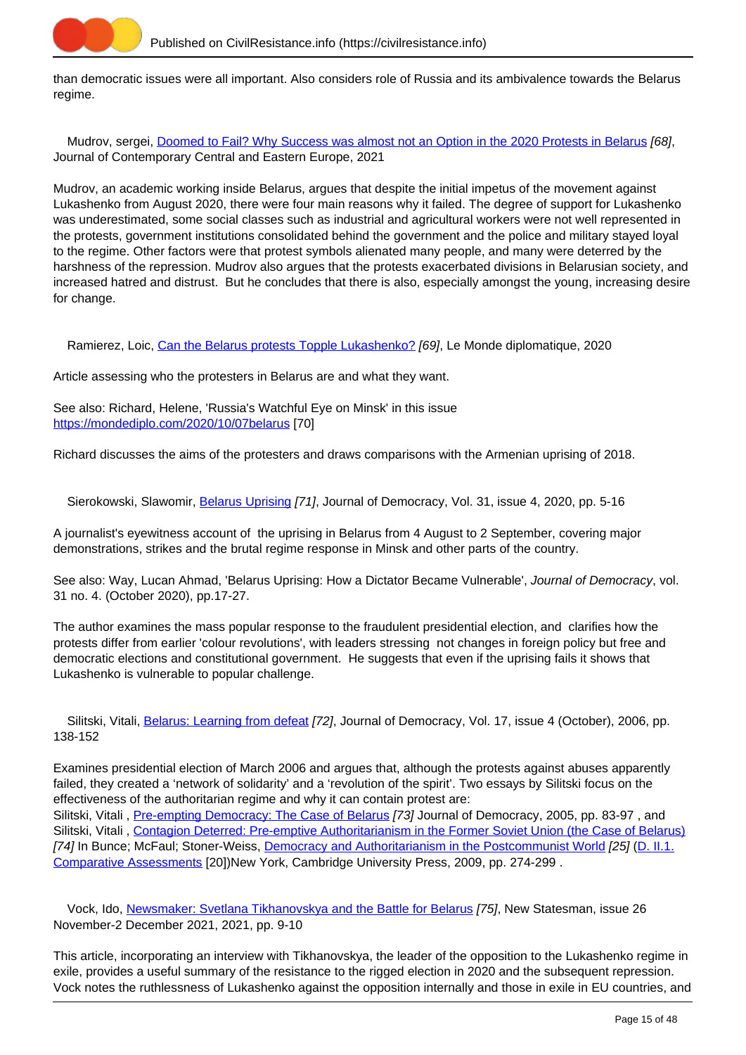than democratic issues were all important. Also considers role of Russia and its ambivalence towards the Belarus regime.

Mudrov, sergei, [Doomed to Fail? Why Success was almost not an Option in the 2020 Protests in Belarus] *[68]*, Journal of Contemporary Central and Eastern Europe, 2021

Mudrov, an academic working inside Belarus, argues that despite the initial impetus of the movement against Lukashenko from August 2020, there were four main reasons why it failed. The degree of support for Lukashenko was underestimated, some social classes such as industrial and agricultural workers were not well represented in the protests, government institutions consolidated behind the government and the police and military stayed loyal to the regime. Other factors were that protest symbols alienated many people, and many were deterred by the harshness of the repression. Mudrov also argues that the protests exacerbated divisions in Belarusian society, and increased hatred and distrust. But he concludes that there is also, especially amongst the young, increasing desire for change.

Ramierez, Loic, [Can the Belarus protests Topple Lukashenko?] *[69]*, Le Monde diplomatique, 2020

Article assessing who the protesters in Belarus are and what they want.

See also: Richard, Helene, 'Russia's Watchful Eye on Minsk' in this issue https://mondediplo.com/2020/10/07belarus [70]

Richard discusses the aims of the protesters and draws comparisons with the Armenian uprising of 2018.

Sierokowski, Slawomir, [Belarus Uprising] *[71]*, Journal of Democracy, Vol. 31, issue 4, 2020, pp. 5-16

A journalist's eyewitness account of the uprising in Belarus from 4 August to 2 September, covering major demonstrations, strikes and the brutal regime response in Minsk and other parts of the country.

See also: Way, Lucan Ahmad, 'Belarus Uprising: How a Dictator Became Vulnerable', *Journal of Democracy*, vol. 31 no. 4. (October 2020), pp.17-27.

The author examines the mass popular response to the fraudulent presidential election, and clarifies how the protests differ from earlier 'colour revolutions', with leaders stressing not changes in foreign policy but free and democratic elections and constitutional government. He suggests that even if the uprising fails it shows that Lukashenko is vulnerable to popular challenge.

Silitski, Vitali, [Belarus: Learning from defeat] *[72]*, Journal of Democracy, Vol. 17, issue 4 (October), 2006, pp. 138-152

Examines presidential election of March 2006 and argues that, although the protests against abuses apparently failed, they created a 'network of solidarity' and a 'revolution of the spirit'. Two essays by Silitski focus on the effectiveness of the authoritarian regime and why it can contain protest are:
Silitski, Vitali , [Pre-empting Democracy: The Case of Belarus] *[73]* Journal of Democracy, 2005, pp. 83-97 , and
Silitski, Vitali , [Contagion Deterred: Pre-emptive Authoritarianism in the Former Soviet Union (the Case of Belarus)] *[74]* In Bunce; McFaul; Stoner-Weiss, [Democracy and Authoritarianism in the Postcommunist World] *[25]* ([D. II.1. Comparative Assessments] [20])New York, Cambridge University Press, 2009, pp. 274-299 .

Vock, Ido, [Newsmaker: Svetlana Tikhanovskya and the Battle for Belarus] *[75]*, New Statesman, issue 26 November-2 December 2021, 2021, pp. 9-10

This article, incorporating an interview with Tikhanovskya, the leader of the opposition to the Lukashenko regime in exile, provides a useful summary of the resistance to the rigged election in 2020 and the subsequent repression. Vock notes the ruthlessness of Lukashenko against the opposition internally and those in exile in EU countries, and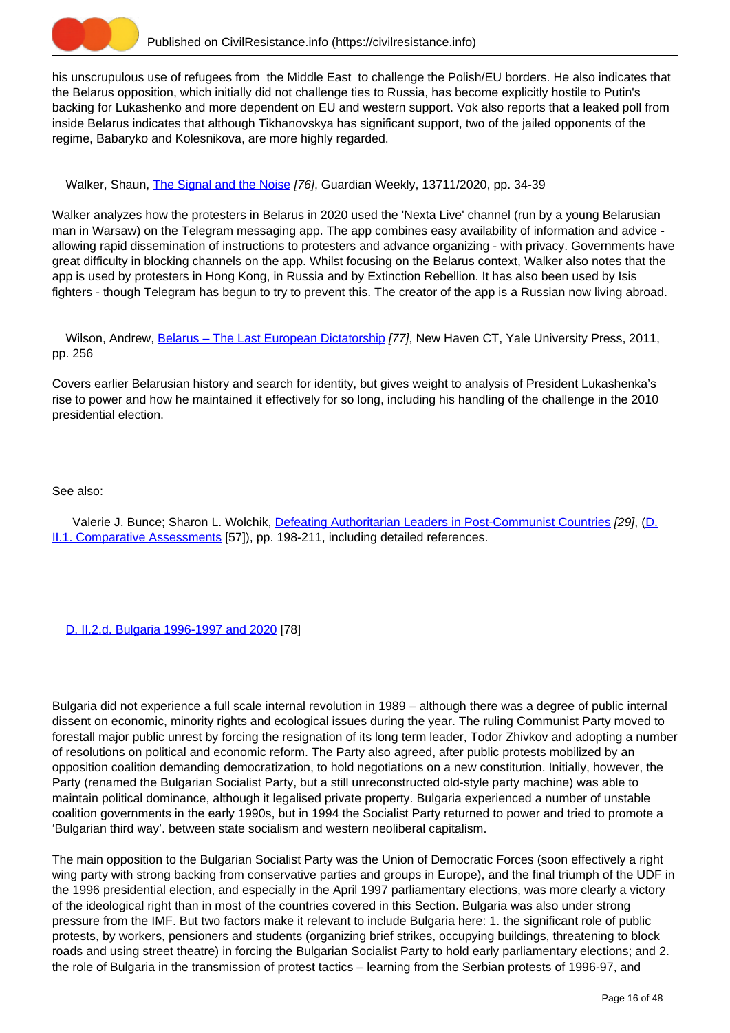his unscrupulous use of refugees from the Middle East to challenge the Polish/EU borders. He also indicates that the Belarus opposition, which initially did not challenge ties to Russia, has become explicitly hostile to Putin's backing for Lukashenko and more dependent on EU and western support. Vok also reports that a leaked poll from inside Belarus indicates that although Tikhanovskya has significant support, two of the jailed opponents of the regime, Babaryko and Kolesnikova, are more highly regarded.

Walker, Shaun, The Signal and the Noise *[76]*, Guardian Weekly, 13711/2020, pp. 34-39

Walker analyzes how the protesters in Belarus in 2020 used the 'Nexta Live' channel (run by a young Belarusian man in Warsaw) on the Telegram messaging app. The app combines easy availability of information and advice - allowing rapid dissemination of instructions to protesters and advance organizing - with privacy. Governments have great difficulty in blocking channels on the app. Whilst focusing on the Belarus context, Walker also notes that the app is used by protesters in Hong Kong, in Russia and by Extinction Rebellion. It has also been used by Isis fighters - though Telegram has begun to try to prevent this. The creator of the app is a Russian now living abroad.

Wilson, Andrew, Belarus – The Last European Dictatorship *[77]*, New Haven CT, Yale University Press, 2011, pp. 256

Covers earlier Belarusian history and search for identity, but gives weight to analysis of President Lukashenka's rise to power and how he maintained it effectively for so long, including his handling of the challenge in the 2010 presidential election.

See also:

Valerie J. Bunce; Sharon L. Wolchik, Defeating Authoritarian Leaders in Post-Communist Countries *[29]*, (D. II.1. Comparative Assessments [57]), pp. 198-211, including detailed references.

D. II.2.d. Bulgaria 1996-1997 and 2020 [78]

Bulgaria did not experience a full scale internal revolution in 1989 – although there was a degree of public internal dissent on economic, minority rights and ecological issues during the year. The ruling Communist Party moved to forestall major public unrest by forcing the resignation of its long term leader, Todor Zhivkov and adopting a number of resolutions on political and economic reform. The Party also agreed, after public protests mobilized by an opposition coalition demanding democratization, to hold negotiations on a new constitution. Initially, however, the Party (renamed the Bulgarian Socialist Party, but a still unreconstructed old-style party machine) was able to maintain political dominance, although it legalised private property. Bulgaria experienced a number of unstable coalition governments in the early 1990s, but in 1994 the Socialist Party returned to power and tried to promote a 'Bulgarian third way'. between state socialism and western neoliberal capitalism.

The main opposition to the Bulgarian Socialist Party was the Union of Democratic Forces (soon effectively a right wing party with strong backing from conservative parties and groups in Europe), and the final triumph of the UDF in the 1996 presidential election, and especially in the April 1997 parliamentary elections, was more clearly a victory of the ideological right than in most of the countries covered in this Section. Bulgaria was also under strong pressure from the IMF. But two factors make it relevant to include Bulgaria here: 1. the significant role of public protests, by workers, pensioners and students (organizing brief strikes, occupying buildings, threatening to block roads and using street theatre) in forcing the Bulgarian Socialist Party to hold early parliamentary elections; and 2. the role of Bulgaria in the transmission of protest tactics – learning from the Serbian protests of 1996-97, and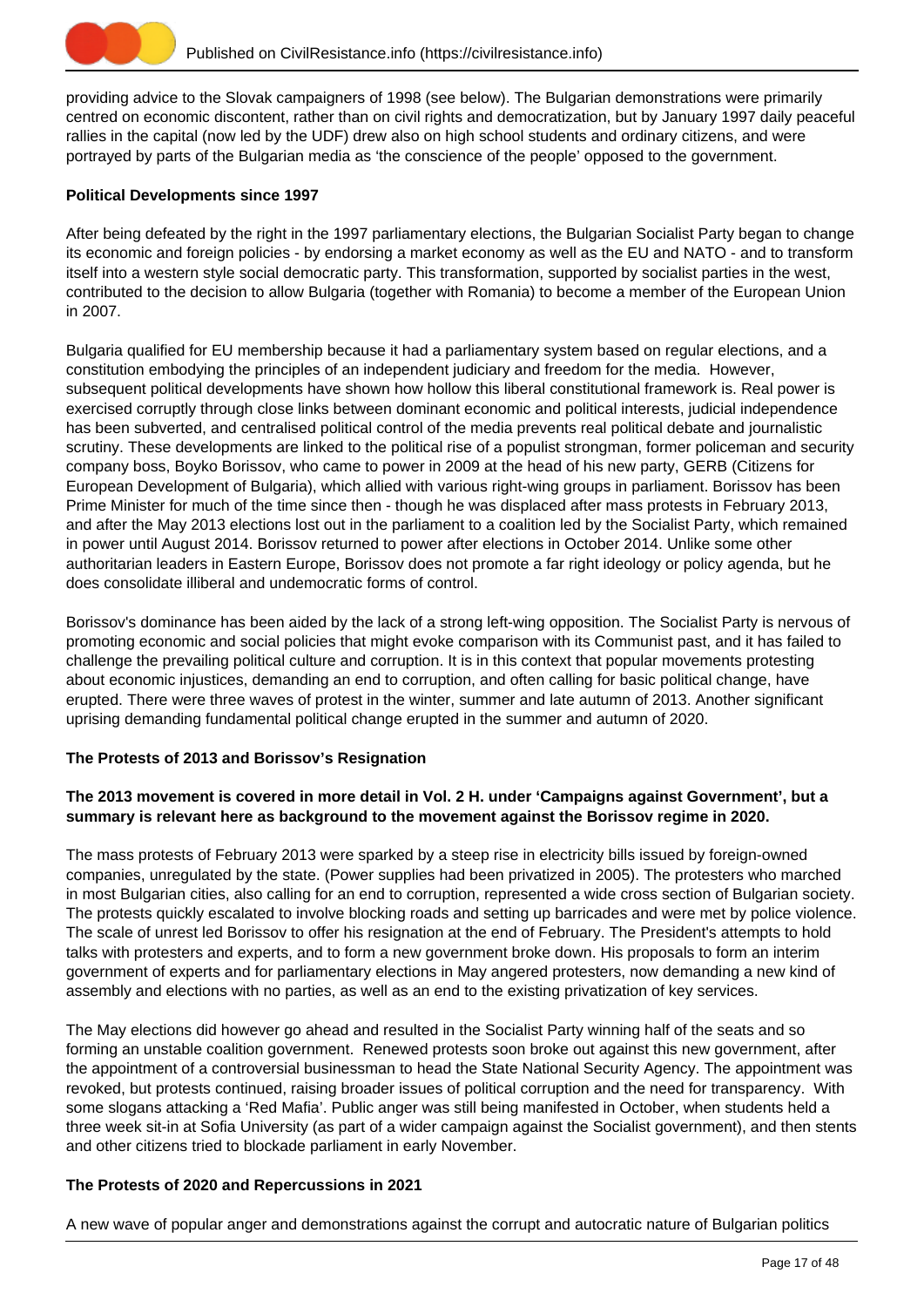providing advice to the Slovak campaigners of 1998 (see below). The Bulgarian demonstrations were primarily centred on economic discontent, rather than on civil rights and democratization, but by January 1997 daily peaceful rallies in the capital (now led by the UDF) drew also on high school students and ordinary citizens, and were portrayed by parts of the Bulgarian media as 'the conscience of the people' opposed to the government.

**Political Developments since 1997**

After being defeated by the right in the 1997 parliamentary elections, the Bulgarian Socialist Party began to change its economic and foreign policies - by endorsing a market economy as well as the EU and NATO - and to transform itself into a western style social democratic party. This transformation, supported by socialist parties in the west, contributed to the decision to allow Bulgaria (together with Romania) to become a member of the European Union in 2007.

Bulgaria qualified for EU membership because it had a parliamentary system based on regular elections, and a constitution embodying the principles of an independent judiciary and freedom for the media. However, subsequent political developments have shown how hollow this liberal constitutional framework is. Real power is exercised corruptly through close links between dominant economic and political interests, judicial independence has been subverted, and centralised political control of the media prevents real political debate and journalistic scrutiny. These developments are linked to the political rise of a populist strongman, former policeman and security company boss, Boyko Borissov, who came to power in 2009 at the head of his new party, GERB (Citizens for European Development of Bulgaria), which allied with various right-wing groups in parliament. Borissov has been Prime Minister for much of the time since then - though he was displaced after mass protests in February 2013, and after the May 2013 elections lost out in the parliament to a coalition led by the Socialist Party, which remained in power until August 2014. Borissov returned to power after elections in October 2014. Unlike some other authoritarian leaders in Eastern Europe, Borissov does not promote a far right ideology or policy agenda, but he does consolidate illiberal and undemocratic forms of control.

Borissov's dominance has been aided by the lack of a strong left-wing opposition. The Socialist Party is nervous of promoting economic and social policies that might evoke comparison with its Communist past, and it has failed to challenge the prevailing political culture and corruption. It is in this context that popular movements protesting about economic injustices, demanding an end to corruption, and often calling for basic political change, have erupted. There were three waves of protest in the winter, summer and late autumn of 2013. Another significant uprising demanding fundamental political change erupted in the summer and autumn of 2020.

**The Protests of 2013 and Borissov's Resignation**

**The 2013 movement is covered in more detail in Vol. 2 H. under 'Campaigns against Government', but a summary is relevant here as background to the movement against the Borissov regime in 2020.**

The mass protests of February 2013 were sparked by a steep rise in electricity bills issued by foreign-owned companies, unregulated by the state. (Power supplies had been privatized in 2005). The protesters who marched in most Bulgarian cities, also calling for an end to corruption, represented a wide cross section of Bulgarian society. The protests quickly escalated to involve blocking roads and setting up barricades and were met by police violence. The scale of unrest led Borissov to offer his resignation at the end of February. The President's attempts to hold talks with protesters and experts, and to form a new government broke down. His proposals to form an interim government of experts and for parliamentary elections in May angered protesters, now demanding a new kind of assembly and elections with no parties, as well as an end to the existing privatization of key services.

The May elections did however go ahead and resulted in the Socialist Party winning half of the seats and so forming an unstable coalition government. Renewed protests soon broke out against this new government, after the appointment of a controversial businessman to head the State National Security Agency. The appointment was revoked, but protests continued, raising broader issues of political corruption and the need for transparency. With some slogans attacking a 'Red Mafia'. Public anger was still being manifested in October, when students held a three week sit-in at Sofia University (as part of a wider campaign against the Socialist government), and then stents and other citizens tried to blockade parliament in early November.

**The Protests of 2020 and Repercussions in 2021**

A new wave of popular anger and demonstrations against the corrupt and autocratic nature of Bulgarian politics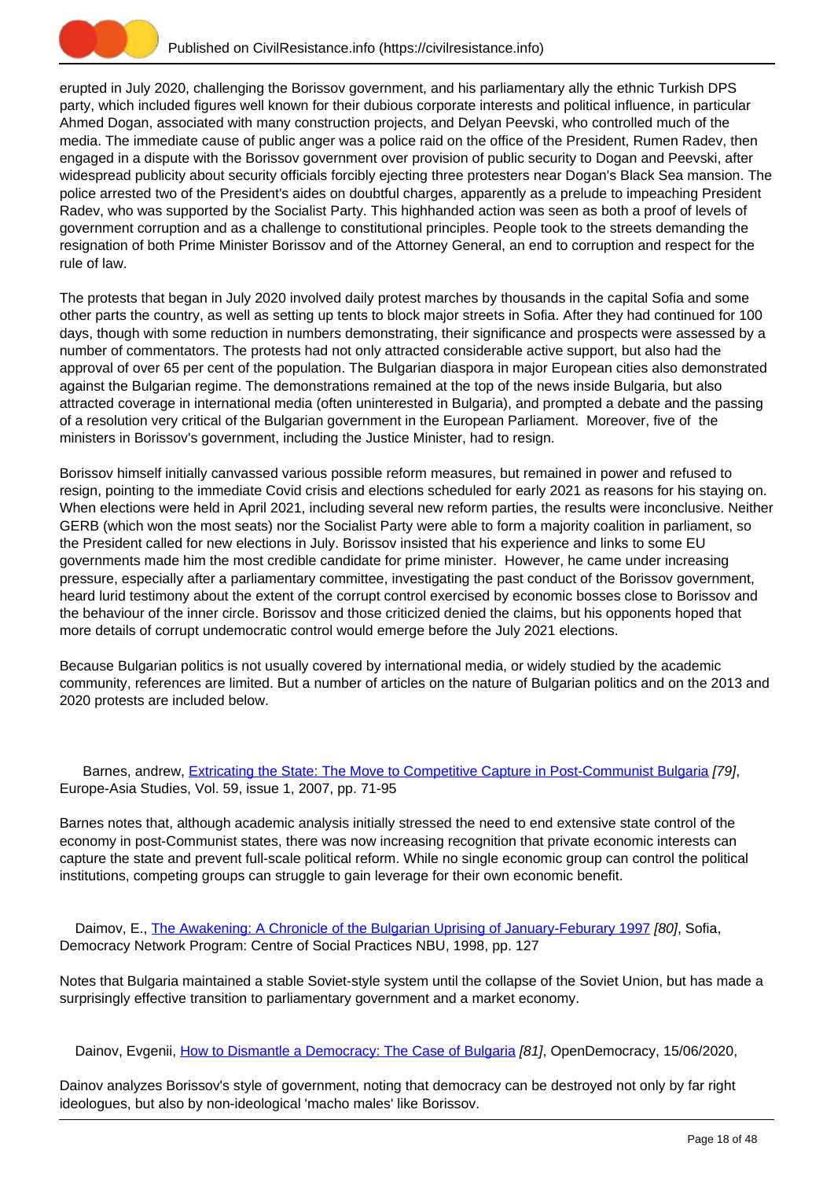erupted in July 2020, challenging the Borissov government, and his parliamentary ally the ethnic Turkish DPS party, which included figures well known for their dubious corporate interests and political influence, in particular Ahmed Dogan, associated with many construction projects, and Delyan Peevski, who controlled much of the media. The immediate cause of public anger was a police raid on the office of the President, Rumen Radev, then engaged in a dispute with the Borissov government over provision of public security to Dogan and Peevski, after widespread publicity about security officials forcibly ejecting three protesters near Dogan's Black Sea mansion. The police arrested two of the President's aides on doubtful charges, apparently as a prelude to impeaching President Radev, who was supported by the Socialist Party. This highhanded action was seen as both a proof of levels of government corruption and as a challenge to constitutional principles. People took to the streets demanding the resignation of both Prime Minister Borissov and of the Attorney General, an end to corruption and respect for the rule of law.

The protests that began in July 2020 involved daily protest marches by thousands in the capital Sofia and some other parts the country, as well as setting up tents to block major streets in Sofia. After they had continued for 100 days, though with some reduction in numbers demonstrating, their significance and prospects were assessed by a number of commentators. The protests had not only attracted considerable active support, but also had the approval of over 65 per cent of the population. The Bulgarian diaspora in major European cities also demonstrated against the Bulgarian regime. The demonstrations remained at the top of the news inside Bulgaria, but also attracted coverage in international media (often uninterested in Bulgaria), and prompted a debate and the passing of a resolution very critical of the Bulgarian government in the European Parliament. Moreover, five of the ministers in Borissov's government, including the Justice Minister, had to resign.

Borissov himself initially canvassed various possible reform measures, but remained in power and refused to resign, pointing to the immediate Covid crisis and elections scheduled for early 2021 as reasons for his staying on. When elections were held in April 2021, including several new reform parties, the results were inconclusive. Neither GERB (which won the most seats) nor the Socialist Party were able to form a majority coalition in parliament, so the President called for new elections in July. Borissov insisted that his experience and links to some EU governments made him the most credible candidate for prime minister. However, he came under increasing pressure, especially after a parliamentary committee, investigating the past conduct of the Borissov government, heard lurid testimony about the extent of the corrupt control exercised by economic bosses close to Borissov and the behaviour of the inner circle. Borissov and those criticized denied the claims, but his opponents hoped that more details of corrupt undemocratic control would emerge before the July 2021 elections.

Because Bulgarian politics is not usually covered by international media, or widely studied by the academic community, references are limited. But a number of articles on the nature of Bulgarian politics and on the 2013 and 2020 protests are included below.

Barnes, andrew, Extricating the State: The Move to Competitive Capture in Post-Communist Bulgaria *[79]*, Europe-Asia Studies, Vol. 59, issue 1, 2007, pp. 71-95

Barnes notes that, although academic analysis initially stressed the need to end extensive state control of the economy in post-Communist states, there was now increasing recognition that private economic interests can capture the state and prevent full-scale political reform. While no single economic group can control the political institutions, competing groups can struggle to gain leverage for their own economic benefit.

Daimov, E., The Awakening: A Chronicle of the Bulgarian Uprising of January-Feburary 1997 *[80]*, Sofia, Democracy Network Program: Centre of Social Practices NBU, 1998, pp. 127

Notes that Bulgaria maintained a stable Soviet-style system until the collapse of the Soviet Union, but has made a surprisingly effective transition to parliamentary government and a market economy.

Dainov, Evgenii, How to Dismantle a Democracy: The Case of Bulgaria *[81]*, OpenDemocracy, 15/06/2020,

Dainov analyzes Borissov's style of government, noting that democracy can be destroyed not only by far right ideologues, but also by non-ideological 'macho males' like Borissov.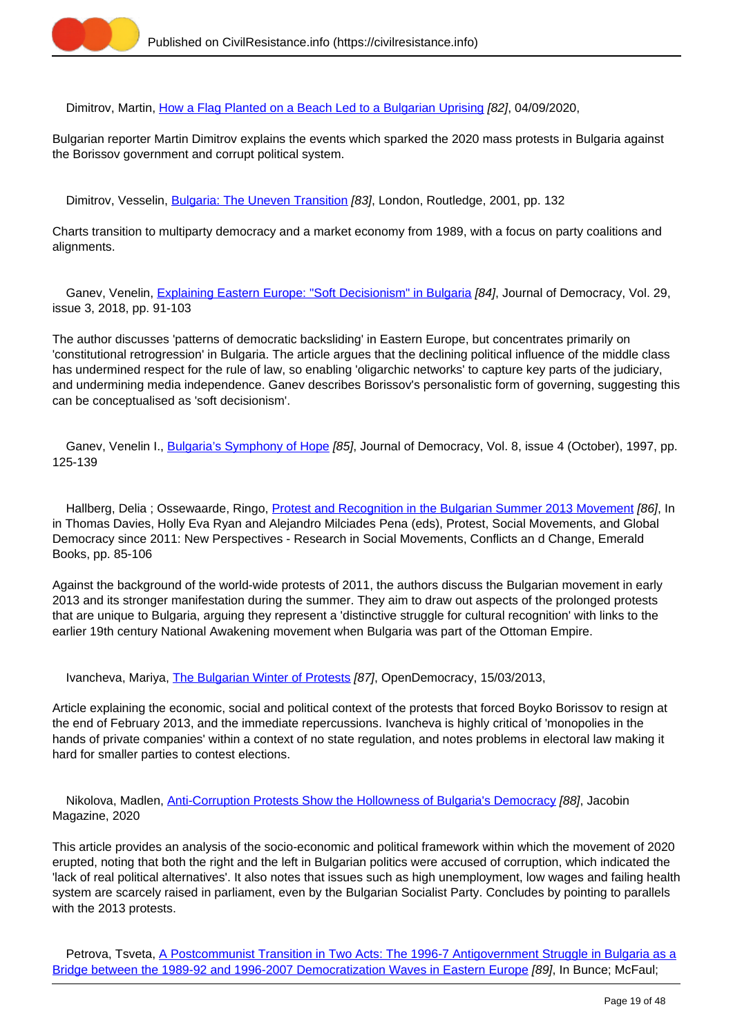Dimitrov, Martin, How a Flag Planted on a Beach Led to a Bulgarian Uprising [82], 04/09/2020,

Bulgarian reporter Martin Dimitrov explains the events which sparked the 2020 mass protests in Bulgaria against the Borissov government and corrupt political system.

Dimitrov, Vesselin, Bulgaria: The Uneven Transition [83], London, Routledge, 2001, pp. 132

Charts transition to multiparty democracy and a market economy from 1989, with a focus on party coalitions and alignments.

Ganev, Venelin, Explaining Eastern Europe: "Soft Decisionism" in Bulgaria [84], Journal of Democracy, Vol. 29, issue 3, 2018, pp. 91-103

The author discusses 'patterns of democratic backsliding' in Eastern Europe, but concentrates primarily on 'constitutional retrogression' in Bulgaria. The article argues that the declining political influence of the middle class has undermined respect for the rule of law, so enabling 'oligarchic networks' to capture key parts of the judiciary, and undermining media independence. Ganev describes Borissov's personalistic form of governing, suggesting this can be conceptualised as 'soft decisionism'.

Ganev, Venelin I., Bulgaria's Symphony of Hope [85], Journal of Democracy, Vol. 8, issue 4 (October), 1997, pp. 125-139

Hallberg, Delia ; Ossewaarde, Ringo, Protest and Recognition in the Bulgarian Summer 2013 Movement [86], In in Thomas Davies, Holly Eva Ryan and Alejandro Milciades Pena (eds), Protest, Social Movements, and Global Democracy since 2011: New Perspectives - Research in Social Movements, Conflicts an d Change, Emerald Books, pp. 85-106

Against the background of the world-wide protests of 2011, the authors discuss the Bulgarian movement in early 2013 and its stronger manifestation during the summer. They aim to draw out aspects of the prolonged protests that are unique to Bulgaria, arguing they represent a 'distinctive struggle for cultural recognition' with links to the earlier 19th century National Awakening movement when Bulgaria was part of the Ottoman Empire.

Ivancheva, Mariya, The Bulgarian Winter of Protests [87], OpenDemocracy, 15/03/2013,

Article explaining the economic, social and political context of the protests that forced Boyko Borissov to resign at the end of February 2013, and the immediate repercussions. Ivancheva is highly critical of 'monopolies in the hands of private companies' within a context of no state regulation, and notes problems in electoral law making it hard for smaller parties to contest elections.

Nikolova, Madlen, Anti-Corruption Protests Show the Hollowness of Bulgaria's Democracy [88], Jacobin Magazine, 2020

This article provides an analysis of the socio-economic and political framework within which the movement of 2020 erupted, noting that both the right and the left in Bulgarian politics were accused of corruption, which indicated the 'lack of real political alternatives'. It also notes that issues such as high unemployment, low wages and failing health system are scarcely raised in parliament, even by the Bulgarian Socialist Party. Concludes by pointing to parallels with the 2013 protests.

Petrova, Tsveta, A Postcommunist Transition in Two Acts: The 1996-7 Antigovernment Struggle in Bulgaria as a Bridge between the 1989-92 and 1996-2007 Democratization Waves in Eastern Europe [89], In Bunce; McFaul;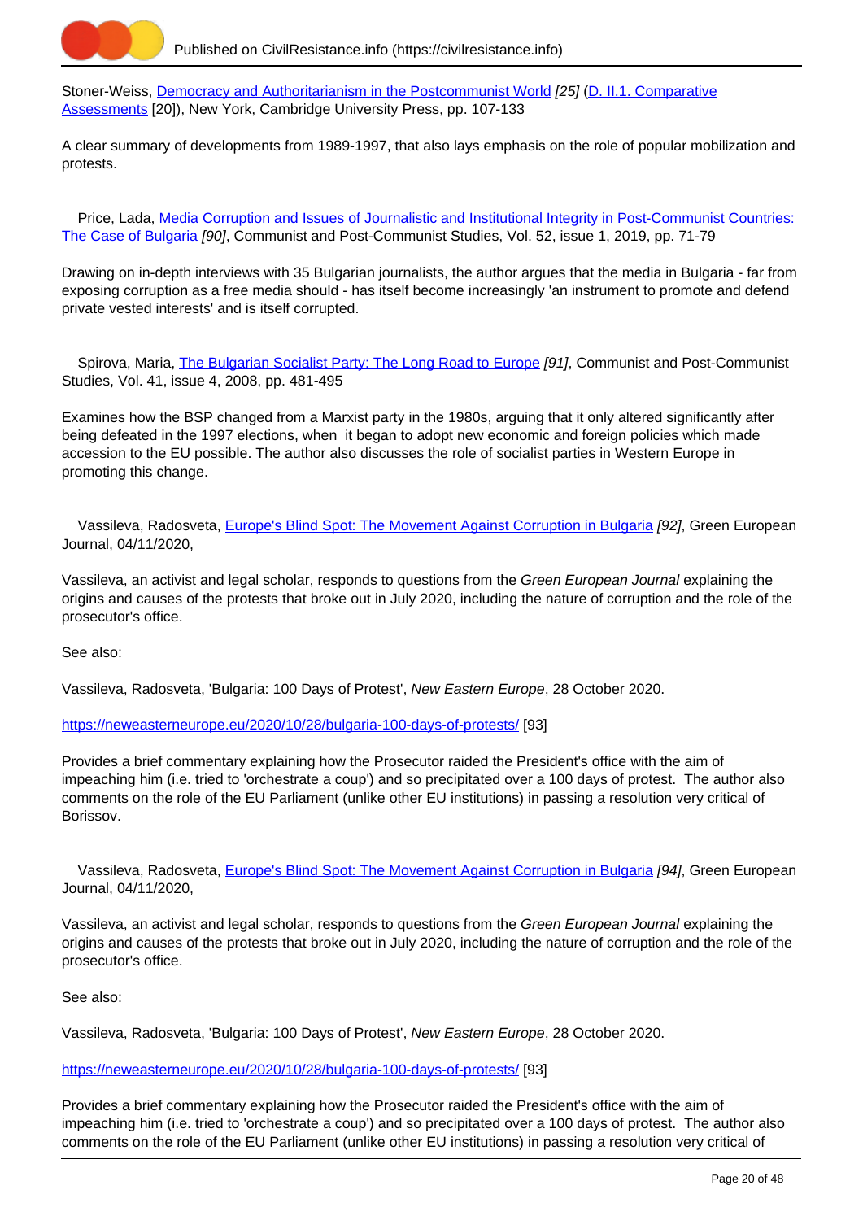Stoner-Weiss, [Democracy and Authoritarianism in the Postcommunist World](#) *[25]* ([D. II.1. Comparative Assessments](#) [20]), New York, Cambridge University Press, pp. 107-133

A clear summary of developments from 1989-1997, that also lays emphasis on the role of popular mobilization and protests.

Price, Lada, [Media Corruption and Issues of Journalistic and Institutional Integrity in Post-Communist Countries: The Case of Bulgaria](#) *[90]*, Communist and Post-Communist Studies, Vol. 52, issue 1, 2019, pp. 71-79

Drawing on in-depth interviews with 35 Bulgarian journalists, the author argues that the media in Bulgaria - far from exposing corruption as a free media should - has itself become increasingly 'an instrument to promote and defend private vested interests' and is itself corrupted.

Spirova, Maria, [The Bulgarian Socialist Party: The Long Road to Europe](#) *[91]*, Communist and Post-Communist Studies, Vol. 41, issue 4, 2008, pp. 481-495

Examines how the BSP changed from a Marxist party in the 1980s, arguing that it only altered significantly after being defeated in the 1997 elections, when it began to adopt new economic and foreign policies which made accession to the EU possible. The author also discusses the role of socialist parties in Western Europe in promoting this change.

Vassileva, Radosveta, [Europe's Blind Spot: The Movement Against Corruption in Bulgaria](#) *[92]*, Green European Journal, 04/11/2020,

Vassileva, an activist and legal scholar, responds to questions from the *Green European Journal* explaining the origins and causes of the protests that broke out in July 2020, including the nature of corruption and the role of the prosecutor's office.

See also:

Vassileva, Radosveta, 'Bulgaria: 100 Days of Protest', *New Eastern Europe*, 28 October 2020.

[https://neweasterneurope.eu/2020/10/28/bulgaria-100-days-of-protests/](https://neweasterneurope.eu/2020/10/28/bulgaria-100-days-of-protests/) [93]

Provides a brief commentary explaining how the Prosecutor raided the President's office with the aim of impeaching him (i.e. tried to 'orchestrate a coup') and so precipitated over a 100 days of protest. The author also comments on the role of the EU Parliament (unlike other EU institutions) in passing a resolution very critical of Borissov.

Vassileva, Radosveta, [Europe's Blind Spot: The Movement Against Corruption in Bulgaria](#) *[94]*, Green European Journal, 04/11/2020,

Vassileva, an activist and legal scholar, responds to questions from the *Green European Journal* explaining the origins and causes of the protests that broke out in July 2020, including the nature of corruption and the role of the prosecutor's office.

See also:

Vassileva, Radosveta, 'Bulgaria: 100 Days of Protest', *New Eastern Europe*, 28 October 2020.

[https://neweasterneurope.eu/2020/10/28/bulgaria-100-days-of-protests/](https://neweasterneurope.eu/2020/10/28/bulgaria-100-days-of-protests/) [93]

Provides a brief commentary explaining how the Prosecutor raided the President's office with the aim of impeaching him (i.e. tried to 'orchestrate a coup') and so precipitated over a 100 days of protest. The author also comments on the role of the EU Parliament (unlike other EU institutions) in passing a resolution very critical of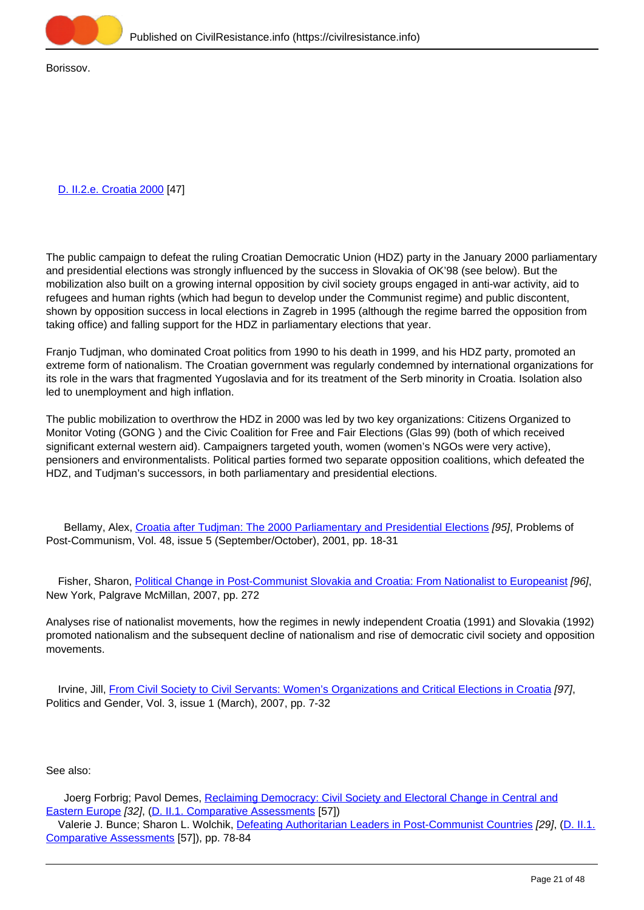Borissov.

## D. II.2.e. Croatia 2000 [47]

The public campaign to defeat the ruling Croatian Democratic Union (HDZ) party in the January 2000 parliamentary and presidential elections was strongly influenced by the success in Slovakia of OK'98 (see below). But the mobilization also built on a growing internal opposition by civil society groups engaged in anti-war activity, aid to refugees and human rights (which had begun to develop under the Communist regime) and public discontent, shown by opposition success in local elections in Zagreb in 1995 (although the regime barred the opposition from taking office) and falling support for the HDZ in parliamentary elections that year.

Franjo Tudjman, who dominated Croat politics from 1990 to his death in 1999, and his HDZ party, promoted an extreme form of nationalism. The Croatian government was regularly condemned by international organizations for its role in the wars that fragmented Yugoslavia and for its treatment of the Serb minority in Croatia. Isolation also led to unemployment and high inflation.

The public mobilization to overthrow the HDZ in 2000 was led by two key organizations: Citizens Organized to Monitor Voting (GONG ) and the Civic Coalition for Free and Fair Elections (Glas 99) (both of which received significant external western aid). Campaigners targeted youth, women (women's NGOs were very active), pensioners and environmentalists. Political parties formed two separate opposition coalitions, which defeated the HDZ, and Tudjman's successors, in both parliamentary and presidential elections.

Bellamy, Alex, Croatia after Tudjman: The 2000 Parliamentary and Presidential Elections *[95]*, Problems of Post-Communism, Vol. 48, issue 5 (September/October), 2001, pp. 18-31

Fisher, Sharon, Political Change in Post-Communist Slovakia and Croatia: From Nationalist to Europeanist *[96]*, New York, Palgrave McMillan, 2007, pp. 272

Analyses rise of nationalist movements, how the regimes in newly independent Croatia (1991) and Slovakia (1992) promoted nationalism and the subsequent decline of nationalism and rise of democratic civil society and opposition movements.

Irvine, Jill, From Civil Society to Civil Servants: Women's Organizations and Critical Elections in Croatia *[97]*, Politics and Gender, Vol. 3, issue 1 (March), 2007, pp. 7-32

See also:

Joerg Forbrig; Pavol Demes, Reclaiming Democracy: Civil Society and Electoral Change in Central and Eastern Europe *[32]*, (D. II.1. Comparative Assessments [57])
Valerie J. Bunce; Sharon L. Wolchik, Defeating Authoritarian Leaders in Post-Communist Countries *[29]*, (D. II.1. Comparative Assessments [57]), pp. 78-84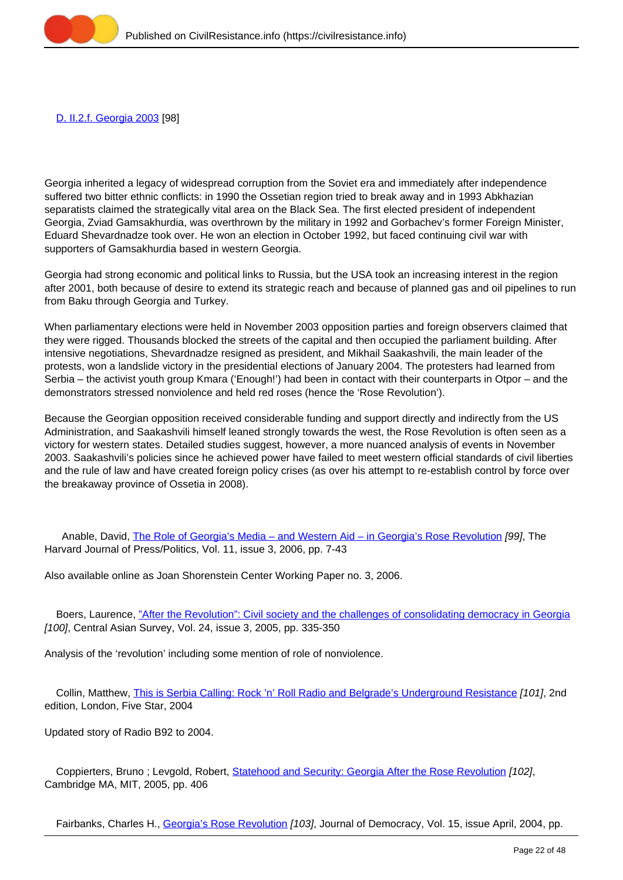[D. II.2.f. Georgia 2003](#) [98]

Georgia inherited a legacy of widespread corruption from the Soviet era and immediately after independence suffered two bitter ethnic conflicts: in 1990 the Ossetian region tried to break away and in 1993 Abkhazian separatists claimed the strategically vital area on the Black Sea. The first elected president of independent Georgia, Zviad Gamsakhurdia, was overthrown by the military in 1992 and Gorbachev's former Foreign Minister, Eduard Shevardnadze took over. He won an election in October 1992, but faced continuing civil war with supporters of Gamsakhurdia based in western Georgia.

Georgia had strong economic and political links to Russia, but the USA took an increasing interest in the region after 2001, both because of desire to extend its strategic reach and because of planned gas and oil pipelines to run from Baku through Georgia and Turkey.

When parliamentary elections were held in November 2003 opposition parties and foreign observers claimed that they were rigged. Thousands blocked the streets of the capital and then occupied the parliament building. After intensive negotiations, Shevardnadze resigned as president, and Mikhail Saakashvili, the main leader of the protests, won a landslide victory in the presidential elections of January 2004. The protesters had learned from Serbia – the activist youth group Kmara ('Enough!') had been in contact with their counterparts in Otpor – and the demonstrators stressed nonviolence and held red roses (hence the 'Rose Revolution').

Because the Georgian opposition received considerable funding and support directly and indirectly from the US Administration, and Saakashvili himself leaned strongly towards the west, the Rose Revolution is often seen as a victory for western states. Detailed studies suggest, however, a more nuanced analysis of events in November 2003. Saakashvili's policies since he achieved power have failed to meet western official standards of civil liberties and the rule of law and have created foreign policy crises (as over his attempt to re-establish control by force over the breakaway province of Ossetia in 2008).

Anable, David, [The Role of Georgia's Media – and Western Aid – in Georgia's Rose Revolution](#) *[99]*, The Harvard Journal of Press/Politics, Vol. 11, issue 3, 2006, pp. 7-43

Also available online as Joan Shorenstein Center Working Paper no. 3, 2006.

Boers, Laurence, ["After the Revolution": Civil society and the challenges of consolidating democracy in Georgia](#) *[100]*, Central Asian Survey, Vol. 24, issue 3, 2005, pp. 335-350

Analysis of the 'revolution' including some mention of role of nonviolence.

Collin, Matthew, [This is Serbia Calling: Rock 'n' Roll Radio and Belgrade's Underground Resistance](#) *[101]*, 2nd edition, London, Five Star, 2004

Updated story of Radio B92 to 2004.

Coppierters, Bruno ; Levgold, Robert, [Statehood and Security: Georgia After the Rose Revolution](#) *[102]*, Cambridge MA, MIT, 2005, pp. 406

Fairbanks, Charles H., [Georgia's Rose Revolution](#) *[103]*, Journal of Democracy, Vol. 15, issue April, 2004, pp.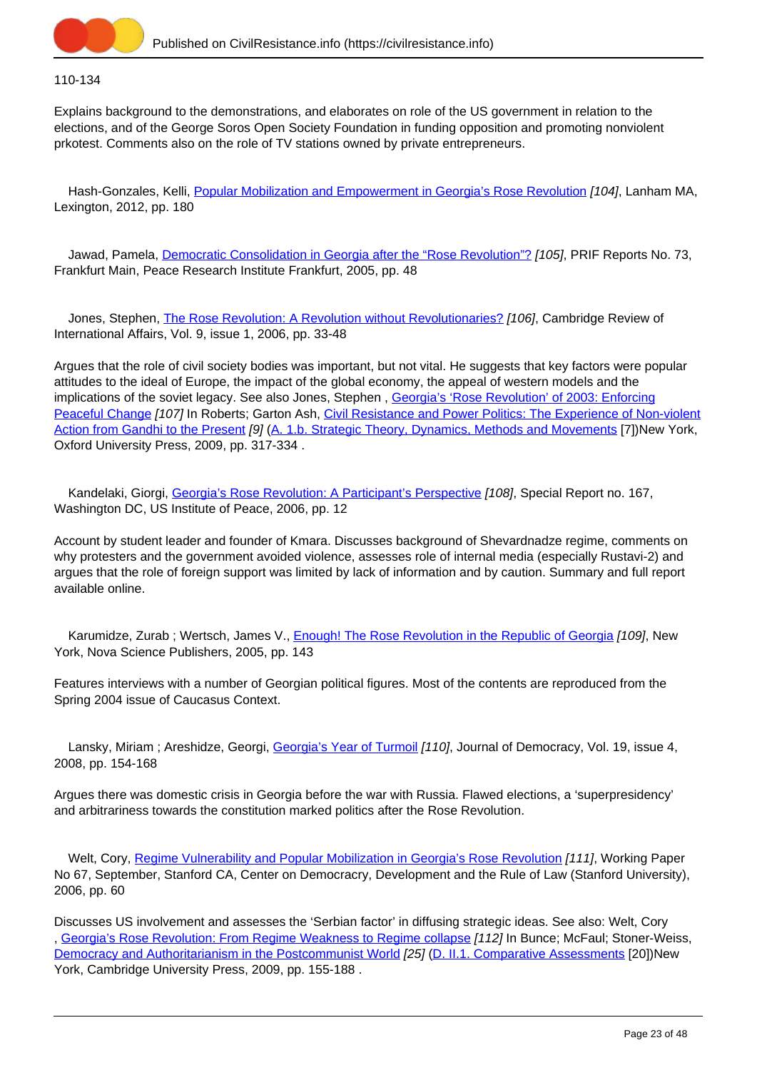110-134

Explains background to the demonstrations, and elaborates on role of the US government in relation to the elections, and of the George Soros Open Society Foundation in funding opposition and promoting nonviolent prkotest. Comments also on the role of TV stations owned by private entrepreneurs.

Hash-Gonzales, Kelli, Popular Mobilization and Empowerment in Georgia's Rose Revolution [104], Lanham MA, Lexington, 2012, pp. 180

Jawad, Pamela, Democratic Consolidation in Georgia after the "Rose Revolution"? [105], PRIF Reports No. 73, Frankfurt Main, Peace Research Institute Frankfurt, 2005, pp. 48

Jones, Stephen, The Rose Revolution: A Revolution without Revolutionaries? [106], Cambridge Review of International Affairs, Vol. 9, issue 1, 2006, pp. 33-48

Argues that the role of civil society bodies was important, but not vital. He suggests that key factors were popular attitudes to the ideal of Europe, the impact of the global economy, the appeal of western models and the implications of the soviet legacy. See also Jones, Stephen , Georgia's 'Rose Revolution' of 2003: Enforcing Peaceful Change [107] In Roberts; Garton Ash, Civil Resistance and Power Politics: The Experience of Non-violent Action from Gandhi to the Present [9] (A. 1.b. Strategic Theory, Dynamics, Methods and Movements [7])New York, Oxford University Press, 2009, pp. 317-334 .

Kandelaki, Giorgi, Georgia's Rose Revolution: A Participant's Perspective [108], Special Report no. 167, Washington DC, US Institute of Peace, 2006, pp. 12

Account by student leader and founder of Kmara. Discusses background of Shevardnadze regime, comments on why protesters and the government avoided violence, assesses role of internal media (especially Rustavi-2) and argues that the role of foreign support was limited by lack of information and by caution. Summary and full report available online.

Karumidze, Zurab ; Wertsch, James V., Enough! The Rose Revolution in the Republic of Georgia [109], New York, Nova Science Publishers, 2005, pp. 143

Features interviews with a number of Georgian political figures. Most of the contents are reproduced from the Spring 2004 issue of Caucasus Context.

Lansky, Miriam ; Areshidze, Georgi, Georgia's Year of Turmoil [110], Journal of Democracy, Vol. 19, issue 4, 2008, pp. 154-168

Argues there was domestic crisis in Georgia before the war with Russia. Flawed elections, a 'superpresidency' and arbitrariness towards the constitution marked politics after the Rose Revolution.

Welt, Cory, Regime Vulnerability and Popular Mobilization in Georgia's Rose Revolution [111], Working Paper No 67, September, Stanford CA, Center on Democracy, Development and the Rule of Law (Stanford University), 2006, pp. 60

Discusses US involvement and assesses the 'Serbian factor' in diffusing strategic ideas. See also: Welt, Cory , Georgia's Rose Revolution: From Regime Weakness to Regime collapse [112] In Bunce; McFaul; Stoner-Weiss, Democracy and Authoritarianism in the Postcommunist World [25] (D. II.1. Comparative Assessments [20])New York, Cambridge University Press, 2009, pp. 155-188 .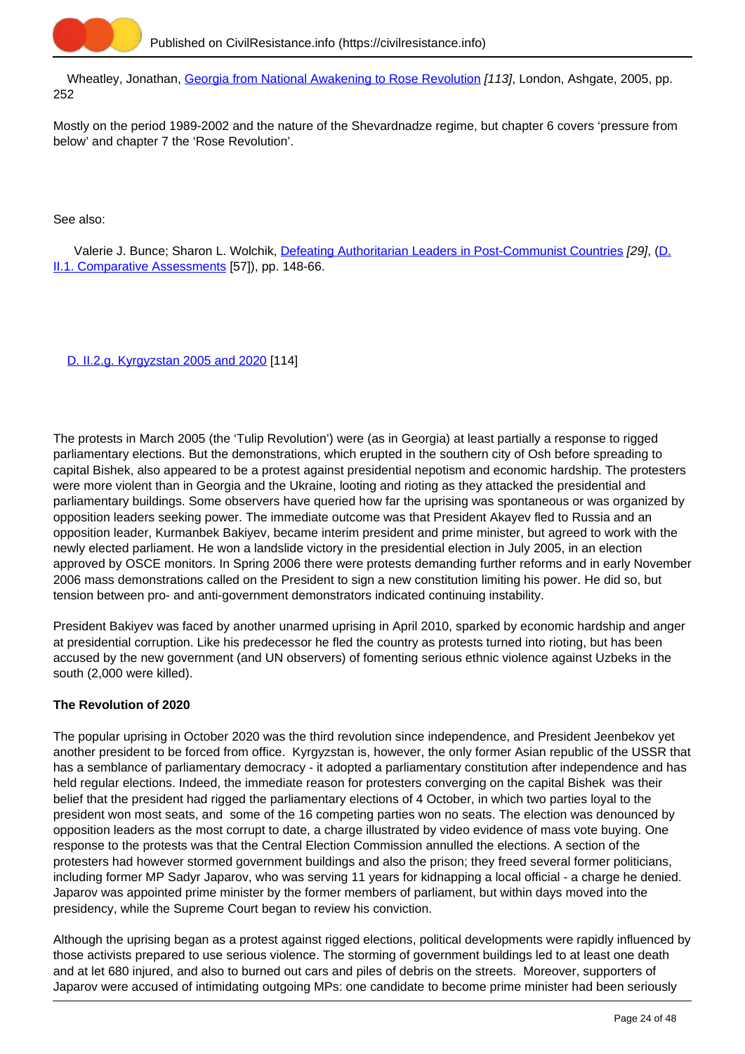Wheatley, Jonathan, Georgia from National Awakening to Rose Revolution *[113]*, London, Ashgate, 2005, pp. 252

Mostly on the period 1989-2002 and the nature of the Shevardnadze regime, but chapter 6 covers 'pressure from below' and chapter 7 the 'Rose Revolution'.

See also:

Valerie J. Bunce; Sharon L. Wolchik, Defeating Authoritarian Leaders in Post-Communist Countries *[29]*, (D. II.1. Comparative Assessments [57]), pp. 148-66.

D. II.2.g. Kyrgyzstan 2005 and 2020 [114]

The protests in March 2005 (the 'Tulip Revolution') were (as in Georgia) at least partially a response to rigged parliamentary elections. But the demonstrations, which erupted in the southern city of Osh before spreading to capital Bishek, also appeared to be a protest against presidential nepotism and economic hardship. The protesters were more violent than in Georgia and the Ukraine, looting and rioting as they attacked the presidential and parliamentary buildings. Some observers have queried how far the uprising was spontaneous or was organized by opposition leaders seeking power. The immediate outcome was that President Akayev fled to Russia and an opposition leader, Kurmanbek Bakiyev, became interim president and prime minister, but agreed to work with the newly elected parliament. He won a landslide victory in the presidential election in July 2005, in an election approved by OSCE monitors. In Spring 2006 there were protests demanding further reforms and in early November 2006 mass demonstrations called on the President to sign a new constitution limiting his power. He did so, but tension between pro- and anti-government demonstrators indicated continuing instability.

President Bakiyev was faced by another unarmed uprising in April 2010, sparked by economic hardship and anger at presidential corruption. Like his predecessor he fled the country as protests turned into rioting, but has been accused by the new government (and UN observers) of fomenting serious ethnic violence against Uzbeks in the south (2,000 were killed).

**The Revolution of 2020**

The popular uprising in October 2020 was the third revolution since independence, and President Jeenbekov yet another president to be forced from office. Kyrgyzstan is, however, the only former Asian republic of the USSR that has a semblance of parliamentary democracy - it adopted a parliamentary constitution after independence and has held regular elections. Indeed, the immediate reason for protesters converging on the capital Bishek was their belief that the president had rigged the parliamentary elections of 4 October, in which two parties loyal to the president won most seats, and some of the 16 competing parties won no seats. The election was denounced by opposition leaders as the most corrupt to date, a charge illustrated by video evidence of mass vote buying. One response to the protests was that the Central Election Commission annulled the elections. A section of the protesters had however stormed government buildings and also the prison; they freed several former politicians, including former MP Sadyr Japarov, who was serving 11 years for kidnapping a local official - a charge he denied. Japarov was appointed prime minister by the former members of parliament, but within days moved into the presidency, while the Supreme Court began to review his conviction.

Although the uprising began as a protest against rigged elections, political developments were rapidly influenced by those activists prepared to use serious violence. The storming of government buildings led to at least one death and at let 680 injured, and also to burned out cars and piles of debris on the streets. Moreover, supporters of Japarov were accused of intimidating outgoing MPs: one candidate to become prime minister had been seriously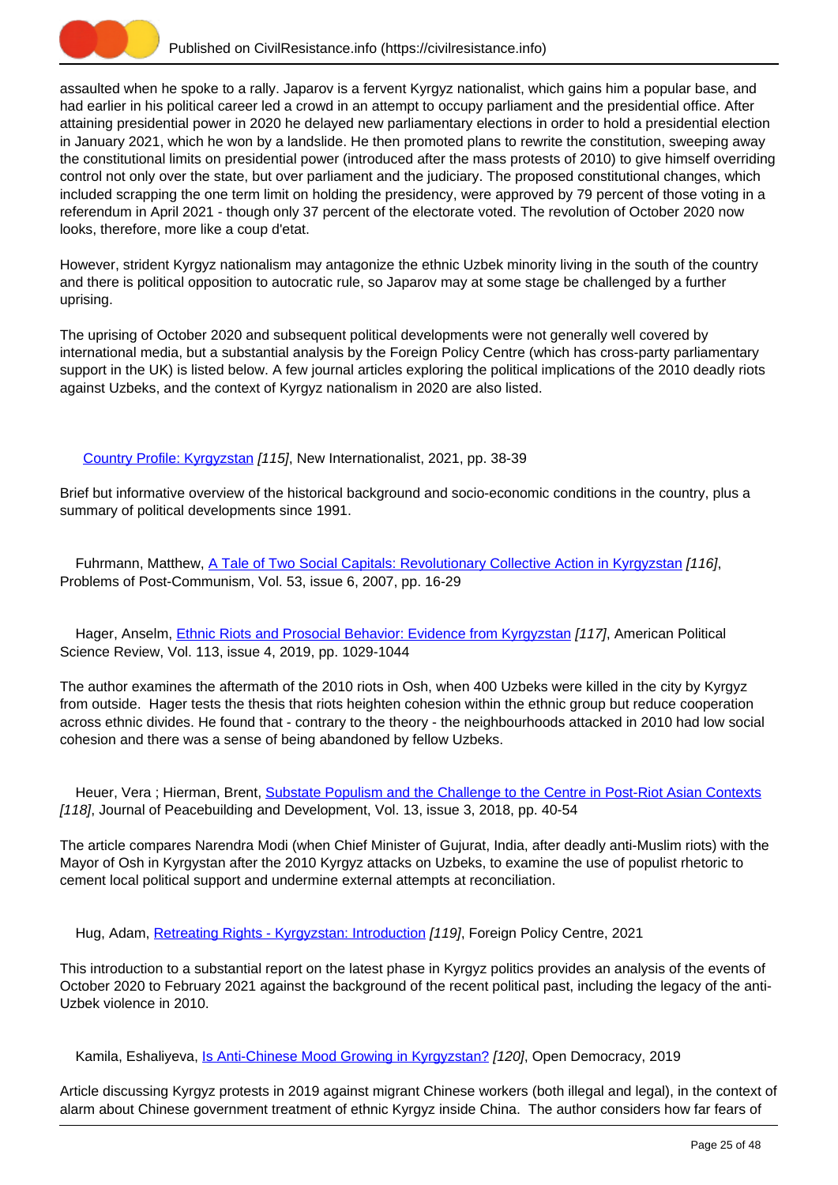assaulted when he spoke to a rally. Japarov is a fervent Kyrgyz nationalist, which gains him a popular base, and had earlier in his political career led a crowd in an attempt to occupy parliament and the presidential office. After attaining presidential power in 2020 he delayed new parliamentary elections in order to hold a presidential election in January 2021, which he won by a landslide. He then promoted plans to rewrite the constitution, sweeping away the constitutional limits on presidential power (introduced after the mass protests of 2010) to give himself overriding control not only over the state, but over parliament and the judiciary. The proposed constitutional changes, which included scrapping the one term limit on holding the presidency, were approved by 79 percent of those voting in a referendum in April 2021 - though only 37 percent of the electorate voted. The revolution of October 2020 now looks, therefore, more like a coup d'etat.

However, strident Kyrgyz nationalism may antagonize the ethnic Uzbek minority living in the south of the country and there is political opposition to autocratic rule, so Japarov may at some stage be challenged by a further uprising.

The uprising of October 2020 and subsequent political developments were not generally well covered by international media, but a substantial analysis by the Foreign Policy Centre (which has cross-party parliamentary support in the UK) is listed below. A few journal articles exploring the political implications of the 2010 deadly riots against Uzbeks, and the context of Kyrgyz nationalism in 2020 are also listed.

Country Profile: Kyrgyzstan *[115]*, New Internationalist, 2021, pp. 38-39

Brief but informative overview of the historical background and socio-economic conditions in the country, plus a summary of political developments since 1991.

Fuhrmann, Matthew, A Tale of Two Social Capitals: Revolutionary Collective Action in Kyrgyzstan *[116]*, Problems of Post-Communism, Vol. 53, issue 6, 2007, pp. 16-29

Hager, Anselm, Ethnic Riots and Prosocial Behavior: Evidence from Kyrgyzstan *[117]*, American Political Science Review, Vol. 113, issue 4, 2019, pp. 1029-1044

The author examines the aftermath of the 2010 riots in Osh, when 400 Uzbeks were killed in the city by Kyrgyz from outside. Hager tests the thesis that riots heighten cohesion within the ethnic group but reduce cooperation across ethnic divides. He found that - contrary to the theory - the neighbourhoods attacked in 2010 had low social cohesion and there was a sense of being abandoned by fellow Uzbeks.

Heuer, Vera ; Hierman, Brent, Substate Populism and the Challenge to the Centre in Post-Riot Asian Contexts *[118]*, Journal of Peacebuilding and Development, Vol. 13, issue 3, 2018, pp. 40-54

The article compares Narendra Modi (when Chief Minister of Gujurat, India, after deadly anti-Muslim riots) with the Mayor of Osh in Kyrgystan after the 2010 Kyrgyz attacks on Uzbeks, to examine the use of populist rhetoric to cement local political support and undermine external attempts at reconciliation.

Hug, Adam, Retreating Rights - Kyrgyzstan: Introduction *[119]*, Foreign Policy Centre, 2021

This introduction to a substantial report on the latest phase in Kyrgyz politics provides an analysis of the events of October 2020 to February 2021 against the background of the recent political past, including the legacy of the anti-Uzbek violence in 2010.

Kamila, Eshaliyeva, Is Anti-Chinese Mood Growing in Kyrgyzstan? *[120]*, Open Democracy, 2019

Article discussing Kyrgyz protests in 2019 against migrant Chinese workers (both illegal and legal), in the context of alarm about Chinese government treatment of ethnic Kyrgyz inside China. The author considers how far fears of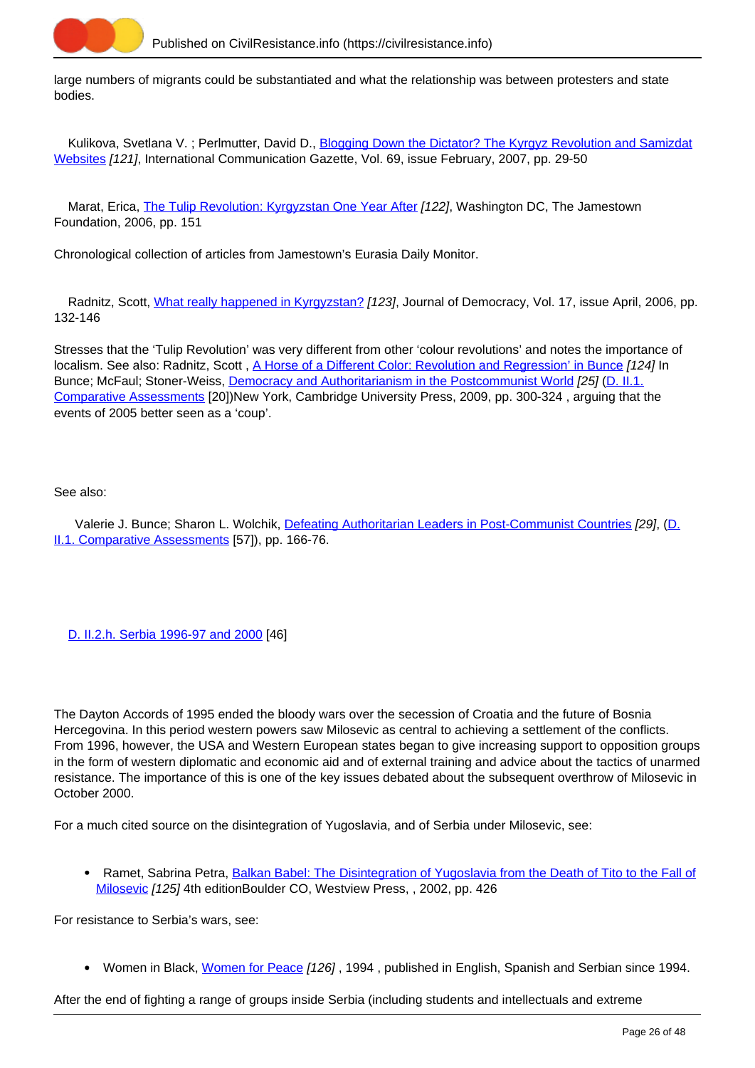large numbers of migrants could be substantiated and what the relationship was between protesters and state bodies.

Kulikova, Svetlana V. ; Perlmutter, David D., Blogging Down the Dictator? The Kyrgyz Revolution and Samizdat Websites *[121]*, International Communication Gazette, Vol. 69, issue February, 2007, pp. 29-50

Marat, Erica, The Tulip Revolution: Kyrgyzstan One Year After *[122]*, Washington DC, The Jamestown Foundation, 2006, pp. 151

Chronological collection of articles from Jamestown's Eurasia Daily Monitor.

Radnitz, Scott, What really happened in Kyrgyzstan? *[123]*, Journal of Democracy, Vol. 17, issue April, 2006, pp. 132-146

Stresses that the 'Tulip Revolution' was very different from other 'colour revolutions' and notes the importance of localism. See also: Radnitz, Scott , A Horse of a Different Color: Revolution and Regression' in Bunce *[124]* In Bunce; McFaul; Stoner-Weiss, Democracy and Authoritarianism in the Postcommunist World *[25]* (D. II.1. Comparative Assessments [20])New York, Cambridge University Press, 2009, pp. 300-324 , arguing that the events of 2005 better seen as a 'coup'.

See also:

Valerie J. Bunce; Sharon L. Wolchik, Defeating Authoritarian Leaders in Post-Communist Countries *[29]*, (D. II.1. Comparative Assessments [57]), pp. 166-76.

D. II.2.h. Serbia 1996-97 and 2000 [46]

The Dayton Accords of 1995 ended the bloody wars over the secession of Croatia and the future of Bosnia Hercegovina. In this period western powers saw Milosevic as central to achieving a settlement of the conflicts. From 1996, however, the USA and Western European states began to give increasing support to opposition groups in the form of western diplomatic and economic aid and of external training and advice about the tactics of unarmed resistance. The importance of this is one of the key issues debated about the subsequent overthrow of Milosevic in October 2000.

For a much cited source on the disintegration of Yugoslavia, and of Serbia under Milosevic, see:

- Ramet, Sabrina Petra, Balkan Babel: The Disintegration of Yugoslavia from the Death of Tito to the Fall of Milosevic *[125]* 4th editionBoulder CO, Westview Press, , 2002, pp. 426

For resistance to Serbia's wars, see:

- Women in Black, Women for Peace *[126]* , 1994 , published in English, Spanish and Serbian since 1994.

After the end of fighting a range of groups inside Serbia (including students and intellectuals and extreme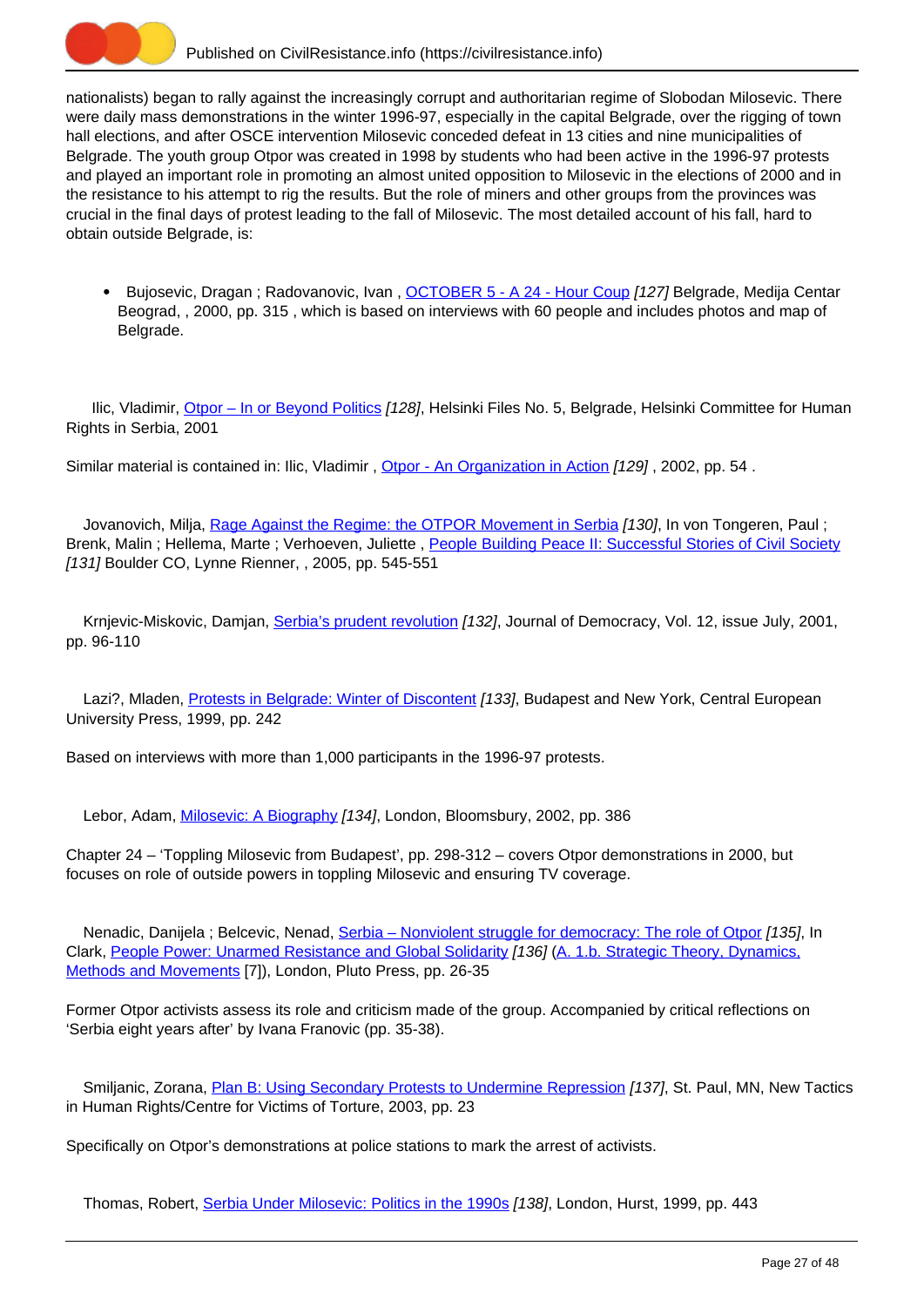nationalists) began to rally against the increasingly corrupt and authoritarian regime of Slobodan Milosevic. There were daily mass demonstrations in the winter 1996-97, especially in the capital Belgrade, over the rigging of town hall elections, and after OSCE intervention Milosevic conceded defeat in 13 cities and nine municipalities of Belgrade. The youth group Otpor was created in 1998 by students who had been active in the 1996-97 protests and played an important role in promoting an almost united opposition to Milosevic in the elections of 2000 and in the resistance to his attempt to rig the results. But the role of miners and other groups from the provinces was crucial in the final days of protest leading to the fall of Milosevic. The most detailed account of his fall, hard to obtain outside Belgrade, is:

- Bujosevic, Dragan ; Radovanovic, Ivan , OCTOBER 5 - A 24 - Hour Coup *[127]* Belgrade, Medija Centar Beograd, , 2000, pp. 315 , which is based on interviews with 60 people and includes photos and map of Belgrade.

Ilic, Vladimir, Otpor – In or Beyond Politics *[128]*, Helsinki Files No. 5, Belgrade, Helsinki Committee for Human Rights in Serbia, 2001

Similar material is contained in: Ilic, Vladimir , Otpor - An Organization in Action *[129]* , 2002, pp. 54 .

Jovanovich, Milja, Rage Against the Regime: the OTPOR Movement in Serbia *[130]*, In von Tongeren, Paul ; Brenk, Malin ; Hellema, Marte ; Verhoeven, Juliette , People Building Peace II: Successful Stories of Civil Society *[131]* Boulder CO, Lynne Rienner, , 2005, pp. 545-551

Krnjevic-Miskovic, Damjan, Serbia's prudent revolution *[132]*, Journal of Democracy, Vol. 12, issue July, 2001, pp. 96-110

Lazi?, Mladen, Protests in Belgrade: Winter of Discontent *[133]*, Budapest and New York, Central European University Press, 1999, pp. 242

Based on interviews with more than 1,000 participants in the 1996-97 protests.

Lebor, Adam, Milosevic: A Biography *[134]*, London, Bloomsbury, 2002, pp. 386

Chapter 24 – 'Toppling Milosevic from Budapest', pp. 298-312 – covers Otpor demonstrations in 2000, but focuses on role of outside powers in toppling Milosevic and ensuring TV coverage.

Nenadic, Danijela ; Belcevic, Nenad, Serbia – Nonviolent struggle for democracy: The role of Otpor *[135]*, In Clark, People Power: Unarmed Resistance and Global Solidarity *[136]* (A. 1.b. Strategic Theory, Dynamics, Methods and Movements [7]), London, Pluto Press, pp. 26-35

Former Otpor activists assess its role and criticism made of the group. Accompanied by critical reflections on 'Serbia eight years after' by Ivana Franovic (pp. 35-38).

Smiljanic, Zorana, Plan B: Using Secondary Protests to Undermine Repression *[137]*, St. Paul, MN, New Tactics in Human Rights/Centre for Victims of Torture, 2003, pp. 23

Specifically on Otpor's demonstrations at police stations to mark the arrest of activists.

Thomas, Robert, Serbia Under Milosevic: Politics in the 1990s *[138]*, London, Hurst, 1999, pp. 443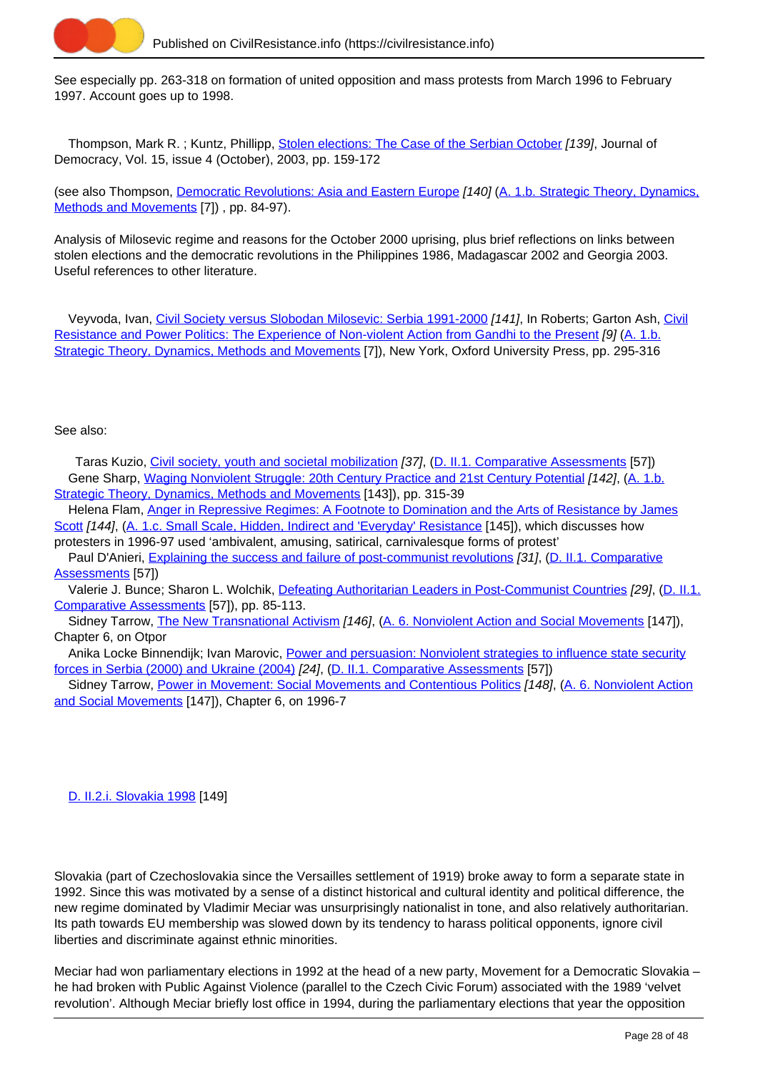See especially pp. 263-318 on formation of united opposition and mass protests from March 1996 to February 1997. Account goes up to 1998.

Thompson, Mark R. ; Kuntz, Phillipp, Stolen elections: The Case of the Serbian October *[139]*, Journal of Democracy, Vol. 15, issue 4 (October), 2003, pp. 159-172

(see also Thompson, Democratic Revolutions: Asia and Eastern Europe *[140]* (A. 1.b. Strategic Theory, Dynamics, Methods and Movements [7]) , pp. 84-97).

Analysis of Milosevic regime and reasons for the October 2000 uprising, plus brief reflections on links between stolen elections and the democratic revolutions in the Philippines 1986, Madagascar 2002 and Georgia 2003. Useful references to other literature.

Veyvoda, Ivan, Civil Society versus Slobodan Milosevic: Serbia 1991-2000 *[141]*, In Roberts; Garton Ash, Civil Resistance and Power Politics: The Experience of Non-violent Action from Gandhi to the Present *[9]* (A. 1.b. Strategic Theory, Dynamics, Methods and Movements [7]), New York, Oxford University Press, pp. 295-316

See also:

- Taras Kuzio, Civil society, youth and societal mobilization *[37]*, (D. II.1. Comparative Assessments [57])
- Gene Sharp, Waging Nonviolent Struggle: 20th Century Practice and 21st Century Potential *[142]*, (A. 1.b. Strategic Theory, Dynamics, Methods and Movements [143]), pp. 315-39
- Helena Flam, Anger in Repressive Regimes: A Footnote to Domination and the Arts of Resistance by James Scott *[144]*, (A. 1.c. Small Scale, Hidden, Indirect and 'Everyday' Resistance [145]), which discusses how protesters in 1996-97 used 'ambivalent, amusing, satirical, carnivalesque forms of protest'
- Paul D'Anieri, Explaining the success and failure of post-communist revolutions *[31]*, (D. II.1. Comparative Assessments [57])
- Valerie J. Bunce; Sharon L. Wolchik, Defeating Authoritarian Leaders in Post-Communist Countries *[29]*, (D. II.1. Comparative Assessments [57]), pp. 85-113.
- Sidney Tarrow, The New Transnational Activism *[146]*, (A. 6. Nonviolent Action and Social Movements [147]), Chapter 6, on Otpor
- Anika Locke Binnendijk; Ivan Marovic, Power and persuasion: Nonviolent strategies to influence state security forces in Serbia (2000) and Ukraine (2004) *[24]*, (D. II.1. Comparative Assessments [57])
- Sidney Tarrow, Power in Movement: Social Movements and Contentious Politics *[148]*, (A. 6. Nonviolent Action and Social Movements [147]), Chapter 6, on 1996-7

## D. II.2.i. Slovakia 1998 [149]

Slovakia (part of Czechoslovakia since the Versailles settlement of 1919) broke away to form a separate state in 1992. Since this was motivated by a sense of a distinct historical and cultural identity and political difference, the new regime dominated by Vladimir Meciar was unsurprisingly nationalist in tone, and also relatively authoritarian. Its path towards EU membership was slowed down by its tendency to harass political opponents, ignore civil liberties and discriminate against ethnic minorities.

Meciar had won parliamentary elections in 1992 at the head of a new party, Movement for a Democratic Slovakia – he had broken with Public Against Violence (parallel to the Czech Civic Forum) associated with the 1989 'velvet revolution'. Although Meciar briefly lost office in 1994, during the parliamentary elections that year the opposition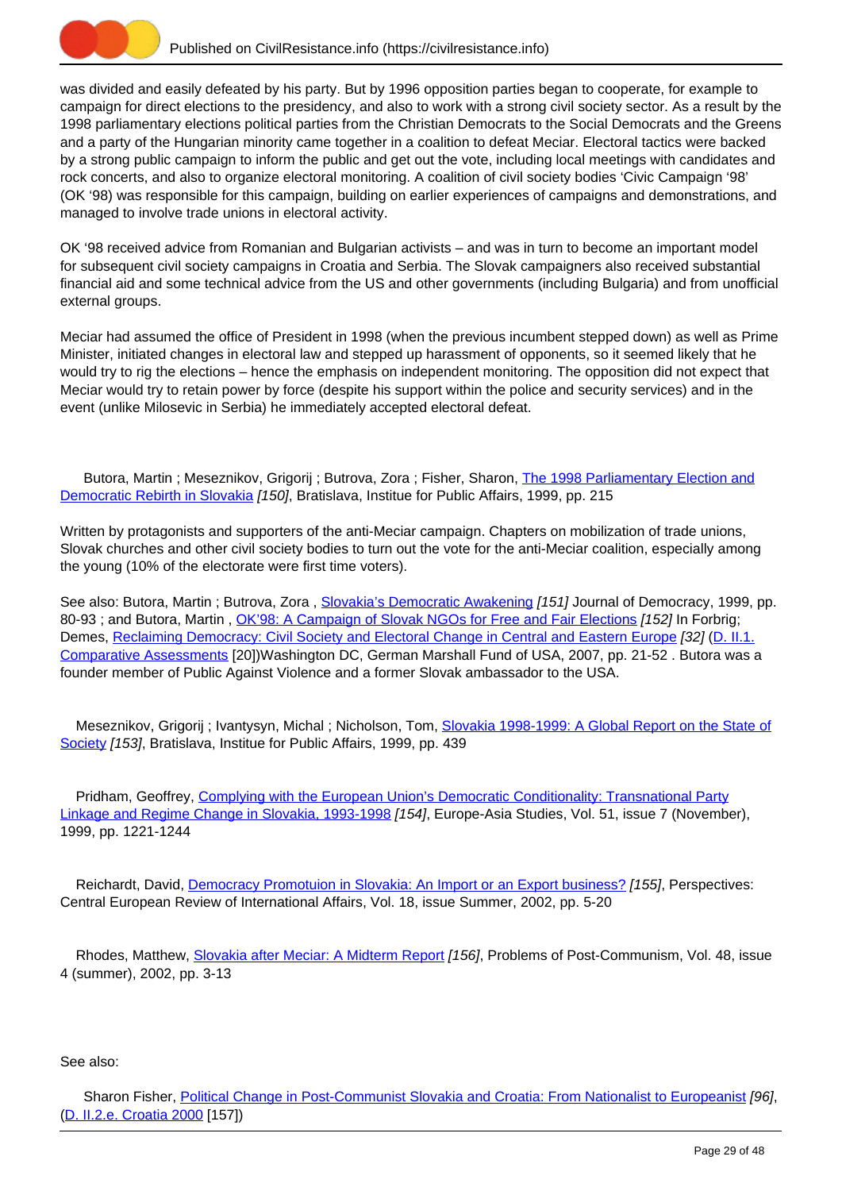was divided and easily defeated by his party. But by 1996 opposition parties began to cooperate, for example to campaign for direct elections to the presidency, and also to work with a strong civil society sector. As a result by the 1998 parliamentary elections political parties from the Christian Democrats to the Social Democrats and the Greens and a party of the Hungarian minority came together in a coalition to defeat Meciar. Electoral tactics were backed by a strong public campaign to inform the public and get out the vote, including local meetings with candidates and rock concerts, and also to organize electoral monitoring. A coalition of civil society bodies 'Civic Campaign '98' (OK '98) was responsible for this campaign, building on earlier experiences of campaigns and demonstrations, and managed to involve trade unions in electoral activity.

OK '98 received advice from Romanian and Bulgarian activists – and was in turn to become an important model for subsequent civil society campaigns in Croatia and Serbia. The Slovak campaigners also received substantial financial aid and some technical advice from the US and other governments (including Bulgaria) and from unofficial external groups.

Meciar had assumed the office of President in 1998 (when the previous incumbent stepped down) as well as Prime Minister, initiated changes in electoral law and stepped up harassment of opponents, so it seemed likely that he would try to rig the elections – hence the emphasis on independent monitoring. The opposition did not expect that Meciar would try to retain power by force (despite his support within the police and security services) and in the event (unlike Milosevic in Serbia) he immediately accepted electoral defeat.

Butora, Martin ; Meseznikov, Grigorij ; Butrova, Zora ; Fisher, Sharon, The 1998 Parliamentary Election and Democratic Rebirth in Slovakia [150], Bratislava, Institue for Public Affairs, 1999, pp. 215

Written by protagonists and supporters of the anti-Meciar campaign. Chapters on mobilization of trade unions, Slovak churches and other civil society bodies to turn out the vote for the anti-Meciar coalition, especially among the young (10% of the electorate were first time voters).

See also: Butora, Martin ; Butrova, Zora , Slovakia's Democratic Awakening [151] Journal of Democracy, 1999, pp. 80-93 ; and Butora, Martin , OK'98: A Campaign of Slovak NGOs for Free and Fair Elections [152] In Forbrig; Demes, Reclaiming Democracy: Civil Society and Electoral Change in Central and Eastern Europe [32] (D. II.1. Comparative Assessments [20])Washington DC, German Marshall Fund of USA, 2007, pp. 21-52 . Butora was a founder member of Public Against Violence and a former Slovak ambassador to the USA.

Meseznikov, Grigorij ; Ivantysyn, Michal ; Nicholson, Tom, Slovakia 1998-1999: A Global Report on the State of Society [153], Bratislava, Institue for Public Affairs, 1999, pp. 439

Pridham, Geoffrey, Complying with the European Union's Democratic Conditionality: Transnational Party Linkage and Regime Change in Slovakia, 1993-1998 [154], Europe-Asia Studies, Vol. 51, issue 7 (November), 1999, pp. 1221-1244

Reichardt, David, Democracy Promotuion in Slovakia: An Import or an Export business? [155], Perspectives: Central European Review of International Affairs, Vol. 18, issue Summer, 2002, pp. 5-20

Rhodes, Matthew, Slovakia after Meciar: A Midterm Report [156], Problems of Post-Communism, Vol. 48, issue 4 (summer), 2002, pp. 3-13

See also:

Sharon Fisher, Political Change in Post-Communist Slovakia and Croatia: From Nationalist to Europeanist [96], (D. II.2.e. Croatia 2000 [157])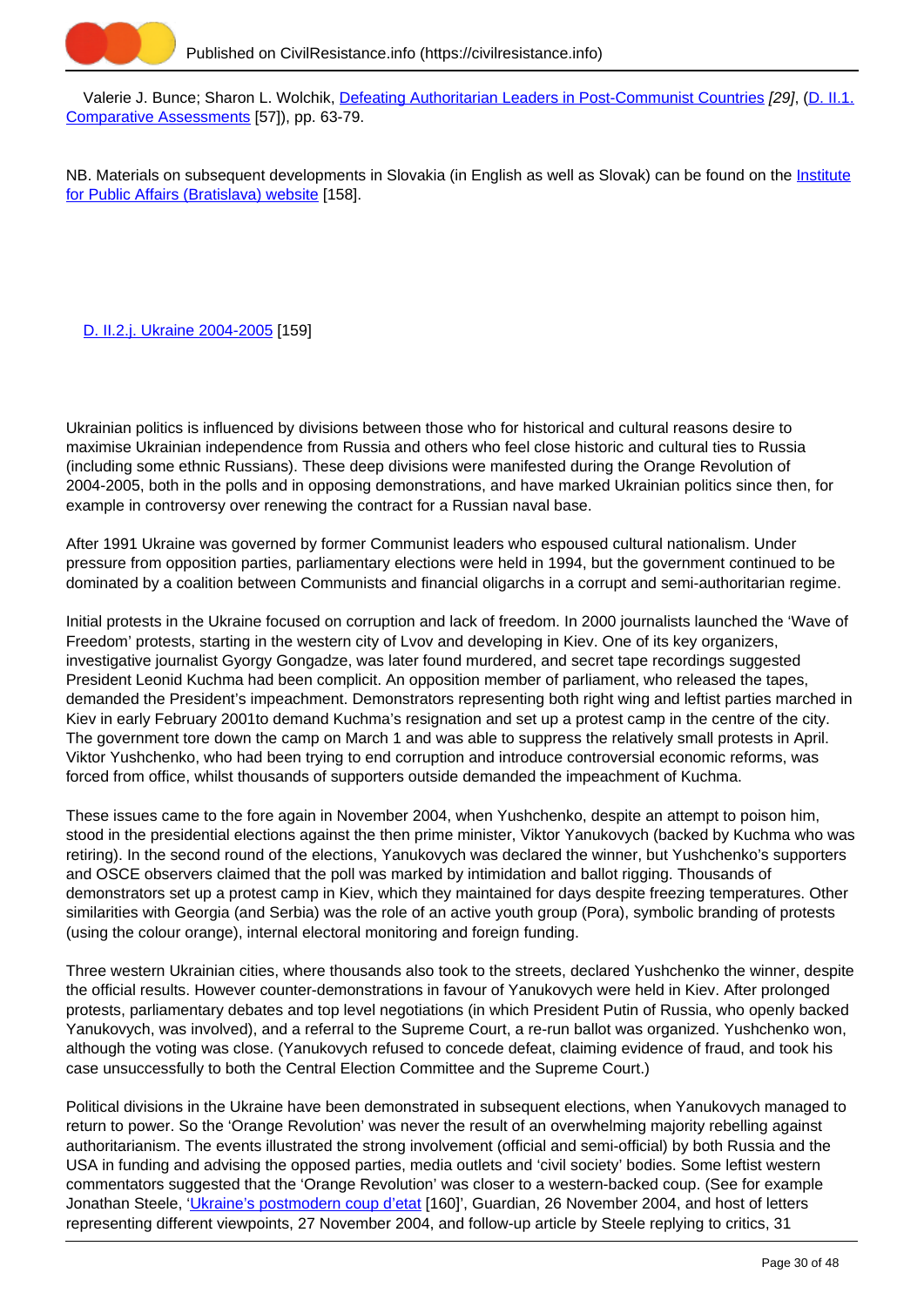Valerie J. Bunce; Sharon L. Wolchik, [Defeating Authoritarian Leaders in Post-Communist Countries](#) *[29]*, ([D. II.1. Comparative Assessments](#) [57]), pp. 63-79.

NB. Materials on subsequent developments in Slovakia (in English as well as Slovak) can be found on the [Institute for Public Affairs (Bratislava) website](#) [158].

## [D. II.2.j. Ukraine 2004-2005](#) [159]

Ukrainian politics is influenced by divisions between those who for historical and cultural reasons desire to maximise Ukrainian independence from Russia and others who feel close historic and cultural ties to Russia (including some ethnic Russians). These deep divisions were manifested during the Orange Revolution of 2004-2005, both in the polls and in opposing demonstrations, and have marked Ukrainian politics since then, for example in controversy over renewing the contract for a Russian naval base.

After 1991 Ukraine was governed by former Communist leaders who espoused cultural nationalism. Under pressure from opposition parties, parliamentary elections were held in 1994, but the government continued to be dominated by a coalition between Communists and financial oligarchs in a corrupt and semi-authoritarian regime.

Initial protests in the Ukraine focused on corruption and lack of freedom. In 2000 journalists launched the 'Wave of Freedom' protests, starting in the western city of Lvov and developing in Kiev. One of its key organizers, investigative journalist Gyorgy Gongadze, was later found murdered, and secret tape recordings suggested President Leonid Kuchma had been complicit. An opposition member of parliament, who released the tapes, demanded the President's impeachment. Demonstrators representing both right wing and leftist parties marched in Kiev in early February 2001to demand Kuchma's resignation and set up a protest camp in the centre of the city. The government tore down the camp on March 1 and was able to suppress the relatively small protests in April. Viktor Yushchenko, who had been trying to end corruption and introduce controversial economic reforms, was forced from office, whilst thousands of supporters outside demanded the impeachment of Kuchma.

These issues came to the fore again in November 2004, when Yushchenko, despite an attempt to poison him, stood in the presidential elections against the then prime minister, Viktor Yanukovych (backed by Kuchma who was retiring). In the second round of the elections, Yanukovych was declared the winner, but Yushchenko's supporters and OSCE observers claimed that the poll was marked by intimidation and ballot rigging. Thousands of demonstrators set up a protest camp in Kiev, which they maintained for days despite freezing temperatures. Other similarities with Georgia (and Serbia) was the role of an active youth group (Pora), symbolic branding of protests (using the colour orange), internal electoral monitoring and foreign funding.

Three western Ukrainian cities, where thousands also took to the streets, declared Yushchenko the winner, despite the official results. However counter-demonstrations in favour of Yanukovych were held in Kiev. After prolonged protests, parliamentary debates and top level negotiations (in which President Putin of Russia, who openly backed Yanukovych, was involved), and a referral to the Supreme Court, a re-run ballot was organized. Yushchenko won, although the voting was close. (Yanukovych refused to concede defeat, claiming evidence of fraud, and took his case unsuccessfully to both the Central Election Committee and the Supreme Court.)

Political divisions in the Ukraine have been demonstrated in subsequent elections, when Yanukovych managed to return to power. So the 'Orange Revolution' was never the result of an overwhelming majority rebelling against authoritarianism. The events illustrated the strong involvement (official and semi-official) by both Russia and the USA in funding and advising the opposed parties, media outlets and 'civil society' bodies. Some leftist western commentators suggested that the 'Orange Revolution' was closer to a western-backed coup. (See for example Jonathan Steele, '[Ukraine's postmodern coup d'etat](#) [160]', Guardian, 26 November 2004, and host of letters representing different viewpoints, 27 November 2004, and follow-up article by Steele replying to critics, 31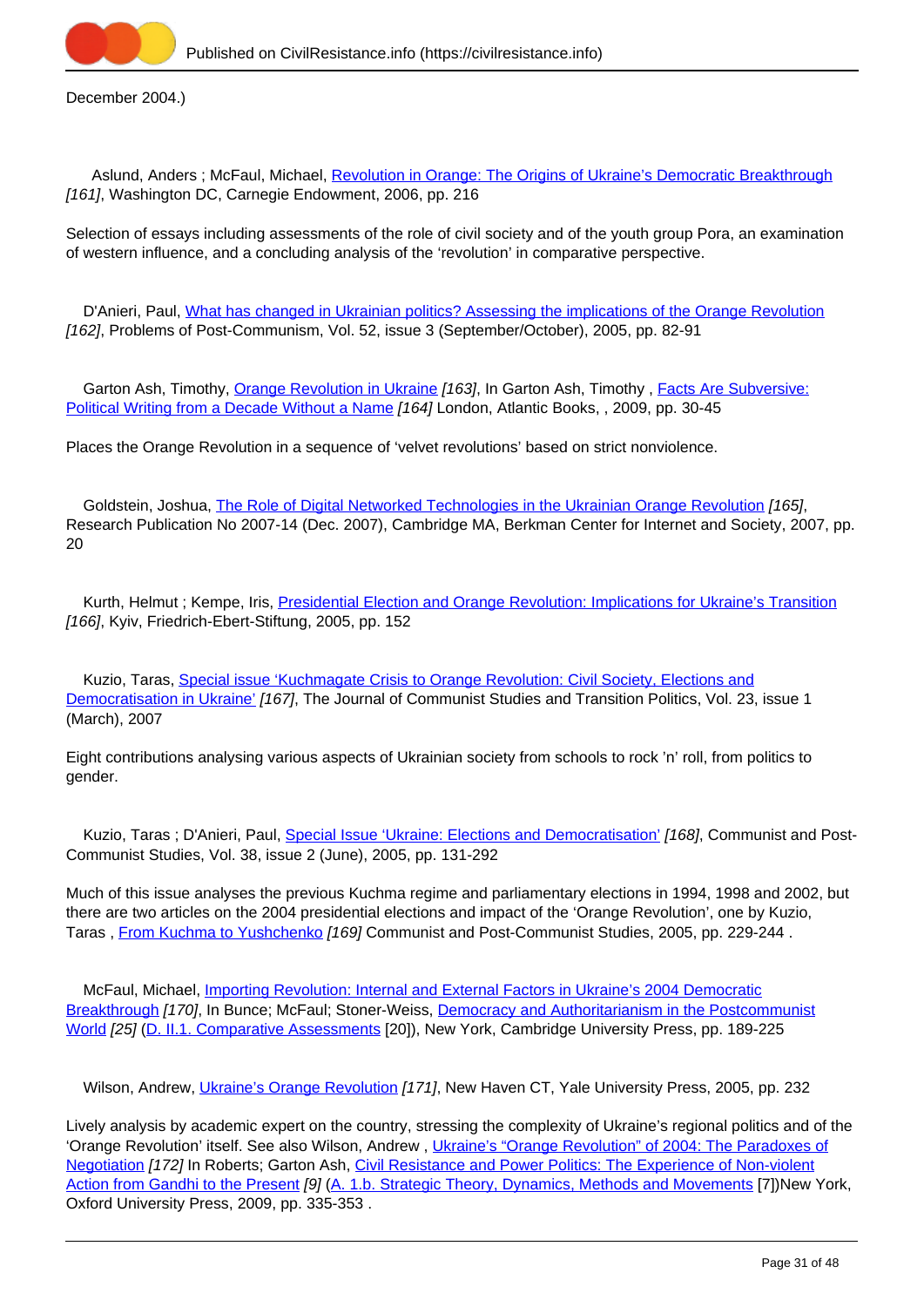December 2004.)

Aslund, Anders ; McFaul, Michael, Revolution in Orange: The Origins of Ukraine's Democratic Breakthrough *[161]*, Washington DC, Carnegie Endowment, 2006, pp. 216

Selection of essays including assessments of the role of civil society and of the youth group Pora, an examination of western influence, and a concluding analysis of the 'revolution' in comparative perspective.

D'Anieri, Paul, What has changed in Ukrainian politics? Assessing the implications of the Orange Revolution *[162]*, Problems of Post-Communism, Vol. 52, issue 3 (September/October), 2005, pp. 82-91

Garton Ash, Timothy, Orange Revolution in Ukraine *[163]*, In Garton Ash, Timothy , Facts Are Subversive: Political Writing from a Decade Without a Name *[164]* London, Atlantic Books, , 2009, pp. 30-45

Places the Orange Revolution in a sequence of 'velvet revolutions' based on strict nonviolence.

Goldstein, Joshua, The Role of Digital Networked Technologies in the Ukrainian Orange Revolution *[165]*, Research Publication No 2007-14 (Dec. 2007), Cambridge MA, Berkman Center for Internet and Society, 2007, pp. 20

Kurth, Helmut ; Kempe, Iris, Presidential Election and Orange Revolution: Implications for Ukraine's Transition *[166]*, Kyiv, Friedrich-Ebert-Stiftung, 2005, pp. 152

Kuzio, Taras, Special issue 'Kuchmagate Crisis to Orange Revolution: Civil Society, Elections and Democratisation in Ukraine' *[167]*, The Journal of Communist Studies and Transition Politics, Vol. 23, issue 1 (March), 2007

Eight contributions analysing various aspects of Ukrainian society from schools to rock 'n' roll, from politics to gender.

Kuzio, Taras ; D'Anieri, Paul, Special Issue 'Ukraine: Elections and Democratisation' *[168]*, Communist and Post-Communist Studies, Vol. 38, issue 2 (June), 2005, pp. 131-292

Much of this issue analyses the previous Kuchma regime and parliamentary elections in 1994, 1998 and 2002, but there are two articles on the 2004 presidential elections and impact of the 'Orange Revolution', one by Kuzio, Taras , From Kuchma to Yushchenko *[169]* Communist and Post-Communist Studies, 2005, pp. 229-244 .

McFaul, Michael, Importing Revolution: Internal and External Factors in Ukraine's 2004 Democratic Breakthrough *[170]*, In Bunce; McFaul; Stoner-Weiss, Democracy and Authoritarianism in the Postcommunist World *[25]* (D. II.1. Comparative Assessments [20]), New York, Cambridge University Press, pp. 189-225

Wilson, Andrew, Ukraine's Orange Revolution *[171]*, New Haven CT, Yale University Press, 2005, pp. 232

Lively analysis by academic expert on the country, stressing the complexity of Ukraine's regional politics and of the 'Orange Revolution' itself. See also Wilson, Andrew , Ukraine's "Orange Revolution" of 2004: The Paradoxes of Negotiation *[172]* In Roberts; Garton Ash, Civil Resistance and Power Politics: The Experience of Non-violent Action from Gandhi to the Present *[9]* (A. 1.b. Strategic Theory, Dynamics, Methods and Movements [7])New York, Oxford University Press, 2009, pp. 335-353 .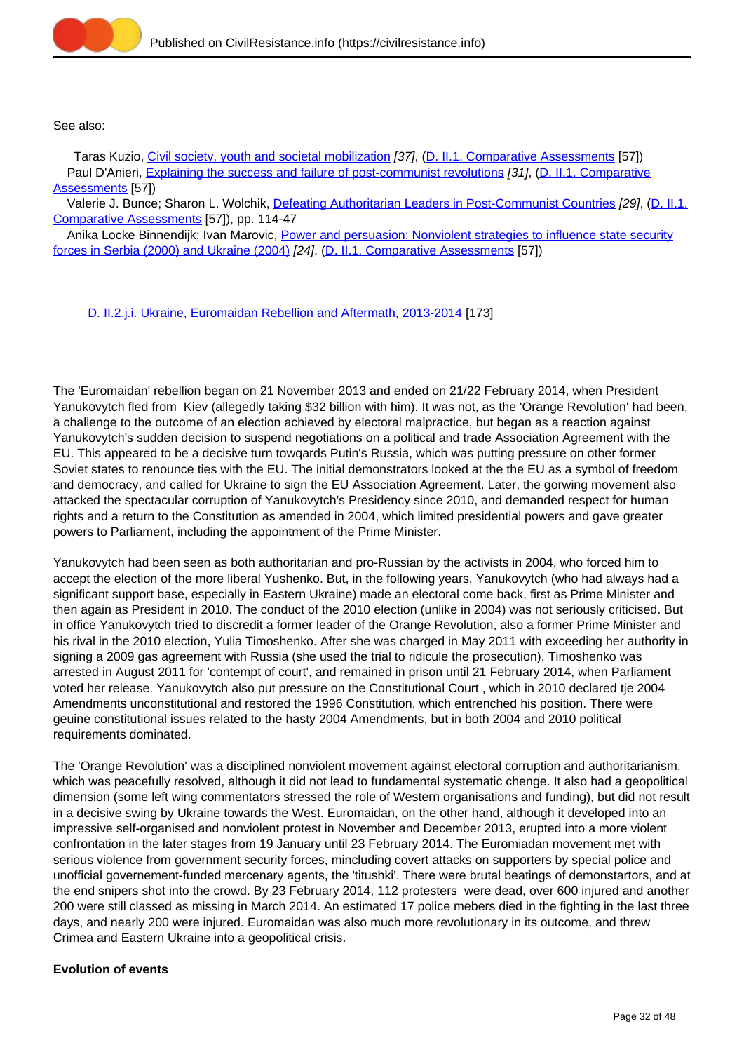See also:

Taras Kuzio, Civil society, youth and societal mobilization *[37]*, (D. II.1. Comparative Assessments [57])
Paul D'Anieri, Explaining the success and failure of post-communist revolutions *[31]*, (D. II.1. Comparative Assessments [57])
Valerie J. Bunce; Sharon L. Wolchik, Defeating Authoritarian Leaders in Post-Communist Countries *[29]*, (D. II.1. Comparative Assessments [57]), pp. 114-47
Anika Locke Binnendijk; Ivan Marovic, Power and persuasion: Nonviolent strategies to influence state security forces in Serbia (2000) and Ukraine (2004) *[24]*, (D. II.1. Comparative Assessments [57])

D. II.2.j.i. Ukraine, Euromaidan Rebellion and Aftermath, 2013-2014 [173]

The 'Euromaidan' rebellion began on 21 November 2013 and ended on 21/22 February 2014, when President Yanukovytch fled from Kiev (allegedly taking $32 billion with him). It was not, as the 'Orange Revolution' had been, a challenge to the outcome of an election achieved by electoral malpractice, but began as a reaction against Yanukovytch's sudden decision to suspend negotiations on a political and trade Association Agreement with the EU. This appeared to be a decisive turn towqards Putin's Russia, which was putting pressure on other former Soviet states to renounce ties with the EU. The initial demonstrators looked at the the EU as a symbol of freedom and democracy, and called for Ukraine to sign the EU Association Agreement. Later, the gorwing movement also attacked the spectacular corruption of Yanukovytch's Presidency since 2010, and demanded respect for human rights and a return to the Constitution as amended in 2004, which limited presidential powers and gave greater powers to Parliament, including the appointment of the Prime Minister.

Yanukovytch had been seen as both authoritarian and pro-Russian by the activists in 2004, who forced him to accept the election of the more liberal Yushenko. But, in the following years, Yanukovytch (who had always had a significant support base, especially in Eastern Ukraine) made an electoral come back, first as Prime Minister and then again as President in 2010. The conduct of the 2010 election (unlike in 2004) was not seriously criticised. But in office Yanukovytch tried to discredit a former leader of the Orange Revolution, also a former Prime Minister and his rival in the 2010 election, Yulia Timoshenko. After she was charged in May 2011 with exceeding her authority in signing a 2009 gas agreement with Russia (she used the trial to ridicule the prosecution), Timoshenko was arrested in August 2011 for 'contempt of court', and remained in prison until 21 February 2014, when Parliament voted her release. Yanukovytch also put pressure on the Constitutional Court , which in 2010 declared tje 2004 Amendments unconstitutional and restored the 1996 Constitution, which entrenched his position. There were geuine constitutional issues related to the hasty 2004 Amendments, but in both 2004 and 2010 political requirements dominated.

The 'Orange Revolution' was a disciplined nonviolent movement against electoral corruption and authoritarianism, which was peacefully resolved, although it did not lead to fundamental systematic chenge. It also had a geopolitical dimension (some left wing commentators stressed the role of Western organisations and funding), but did not result in a decisive swing by Ukraine towards the West. Euromaidan, on the other hand, although it developed into an impressive self-organised and nonviolent protest in November and December 2013, erupted into a more violent confrontation in the later stages from 19 January until 23 February 2014. The Euromiadan movement met with serious violence from government security forces, mincluding covert attacks on supporters by special police and unofficial governement-funded mercenary agents, the 'titushki'. There were brutal beatings of demonstartors, and at the end snipers shot into the crowd. By 23 February 2014, 112 protesters were dead, over 600 injured and another 200 were still classed as missing in March 2014. An estimated 17 police mebers died in the fighting in the last three days, and nearly 200 were injured. Euromaidan was also much more revolutionary in its outcome, and threw Crimea and Eastern Ukraine into a geopolitical crisis.

**Evolution of events**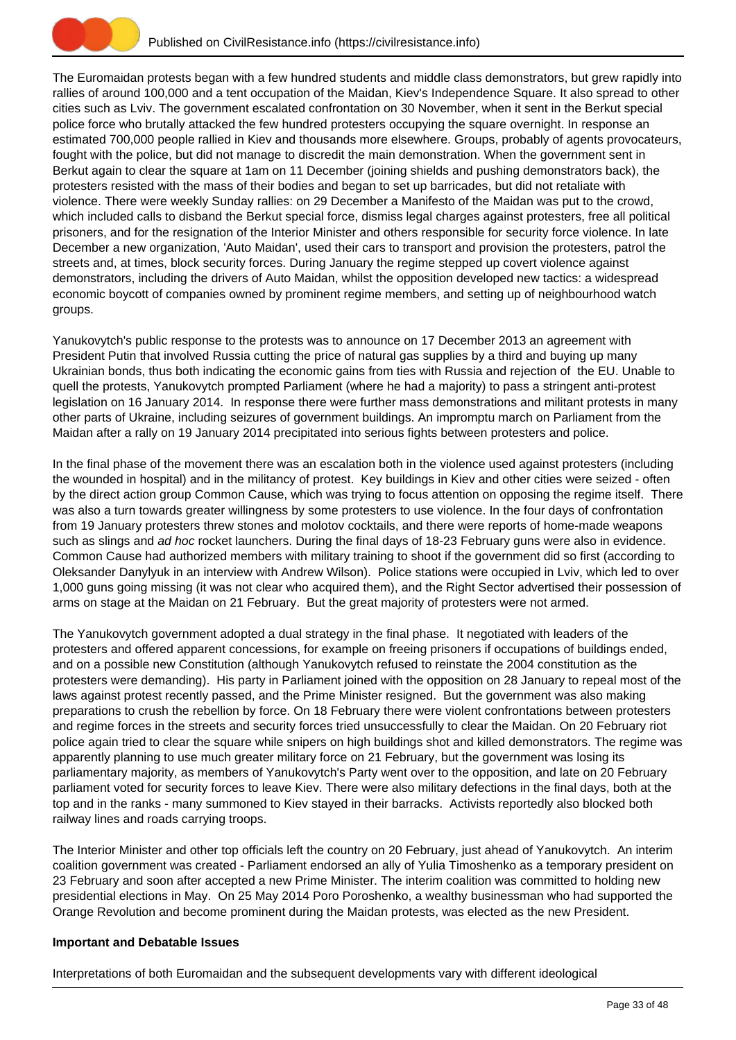The Euromaidan protests began with a few hundred students and middle class demonstrators, but grew rapidly into rallies of around 100,000 and a tent occupation of the Maidan, Kiev's Independence Square. It also spread to other cities such as Lviv. The government escalated confrontation on 30 November, when it sent in the Berkut special police force who brutally attacked the few hundred protesters occupying the square overnight. In response an estimated 700,000 people rallied in Kiev and thousands more elsewhere. Groups, probably of agents provocateurs, fought with the police, but did not manage to discredit the main demonstration. When the government sent in Berkut again to clear the square at 1am on 11 December (joining shields and pushing demonstrators back), the protesters resisted with the mass of their bodies and began to set up barricades, but did not retaliate with violence. There were weekly Sunday rallies: on 29 December a Manifesto of the Maidan was put to the crowd, which included calls to disband the Berkut special force, dismiss legal charges against protesters, free all political prisoners, and for the resignation of the Interior Minister and others responsible for security force violence. In late December a new organization, 'Auto Maidan', used their cars to transport and provision the protesters, patrol the streets and, at times, block security forces. During January the regime stepped up covert violence against demonstrators, including the drivers of Auto Maidan, whilst the opposition developed new tactics: a widespread economic boycott of companies owned by prominent regime members, and setting up of neighbourhood watch groups.

Yanukovytch's public response to the protests was to announce on 17 December 2013 an agreement with President Putin that involved Russia cutting the price of natural gas supplies by a third and buying up many Ukrainian bonds, thus both indicating the economic gains from ties with Russia and rejection of the EU. Unable to quell the protests, Yanukovytch prompted Parliament (where he had a majority) to pass a stringent anti-protest legislation on 16 January 2014. In response there were further mass demonstrations and militant protests in many other parts of Ukraine, including seizures of government buildings. An impromptu march on Parliament from the Maidan after a rally on 19 January 2014 precipitated into serious fights between protesters and police.

In the final phase of the movement there was an escalation both in the violence used against protesters (including the wounded in hospital) and in the militancy of protest. Key buildings in Kiev and other cities were seized - often by the direct action group Common Cause, which was trying to focus attention on opposing the regime itself. There was also a turn towards greater willingness by some protesters to use violence. In the four days of confrontation from 19 January protesters threw stones and molotov cocktails, and there were reports of home-made weapons such as slings and *ad hoc* rocket launchers. During the final days of 18-23 February guns were also in evidence. Common Cause had authorized members with military training to shoot if the government did so first (according to Oleksander Danylyuk in an interview with Andrew Wilson). Police stations were occupied in Lviv, which led to over 1,000 guns going missing (it was not clear who acquired them), and the Right Sector advertised their possession of arms on stage at the Maidan on 21 February. But the great majority of protesters were not armed.

The Yanukovytch government adopted a dual strategy in the final phase. It negotiated with leaders of the protesters and offered apparent concessions, for example on freeing prisoners if occupations of buildings ended, and on a possible new Constitution (although Yanukovytch refused to reinstate the 2004 constitution as the protesters were demanding). His party in Parliament joined with the opposition on 28 January to repeal most of the laws against protest recently passed, and the Prime Minister resigned. But the government was also making preparations to crush the rebellion by force. On 18 February there were violent confrontations between protesters and regime forces in the streets and security forces tried unsuccessfully to clear the Maidan. On 20 February riot police again tried to clear the square while snipers on high buildings shot and killed demonstrators. The regime was apparently planning to use much greater military force on 21 February, but the government was losing its parliamentary majority, as members of Yanukovytch's Party went over to the opposition, and late on 20 February parliament voted for security forces to leave Kiev. There were also military defections in the final days, both at the top and in the ranks - many summoned to Kiev stayed in their barracks. Activists reportedly also blocked both railway lines and roads carrying troops.

The Interior Minister and other top officials left the country on 20 February, just ahead of Yanukovytch. An interim coalition government was created - Parliament endorsed an ally of Yulia Timoshenko as a temporary president on 23 February and soon after accepted a new Prime Minister. The interim coalition was committed to holding new presidential elections in May. On 25 May 2014 Poro Poroshenko, a wealthy businessman who had supported the Orange Revolution and become prominent during the Maidan protests, was elected as the new President.

**Important and Debatable Issues**

Interpretations of both Euromaidan and the subsequent developments vary with different ideological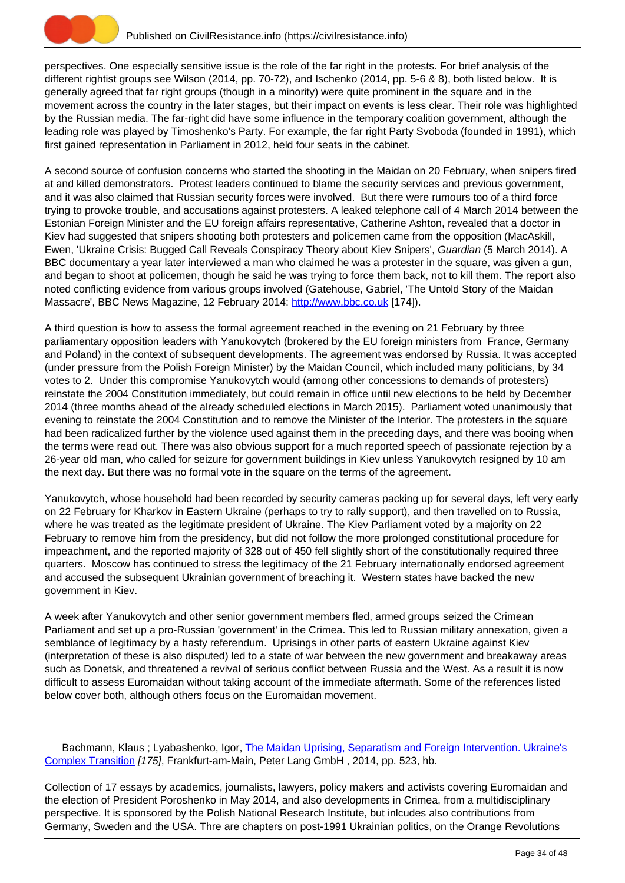perspectives. One especially sensitive issue is the role of the far right in the protests. For brief analysis of the different rightist groups see Wilson (2014, pp. 70-72), and Ischenko (2014, pp. 5-6 & 8), both listed below. It is generally agreed that far right groups (though in a minority) were quite prominent in the square and in the movement across the country in the later stages, but their impact on events is less clear. Their role was highlighted by the Russian media. The far-right did have some influence in the temporary coalition government, although the leading role was played by Timoshenko's Party. For example, the far right Party Svoboda (founded in 1991), which first gained representation in Parliament in 2012, held four seats in the cabinet.

A second source of confusion concerns who started the shooting in the Maidan on 20 February, when snipers fired at and killed demonstrators. Protest leaders continued to blame the security services and previous government, and it was also claimed that Russian security forces were involved. But there were rumours too of a third force trying to provoke trouble, and accusations against protesters. A leaked telephone call of 4 March 2014 between the Estonian Foreign Minister and the EU foreign affairs representative, Catherine Ashton, revealed that a doctor in Kiev had suggested that snipers shooting both protesters and policemen came from the opposition (MacAskill, Ewen, 'Ukraine Crisis: Bugged Call Reveals Conspiracy Theory about Kiev Snipers', *Guardian* (5 March 2014). A BBC documentary a year later interviewed a man who claimed he was a protester in the square, was given a gun, and began to shoot at policemen, though he said he was trying to force them back, not to kill them. The report also noted conflicting evidence from various groups involved (Gatehouse, Gabriel, 'The Untold Story of the Maidan Massacre', BBC News Magazine, 12 February 2014: [http://www.bbc.co.uk](http://www.bbc.co.uk) [174]).

A third question is how to assess the formal agreement reached in the evening on 21 February by three parliamentary opposition leaders with Yanukovytch (brokered by the EU foreign ministers from France, Germany and Poland) in the context of subsequent developments. The agreement was endorsed by Russia. It was accepted (under pressure from the Polish Foreign Minister) by the Maidan Council, which included many politicians, by 34 votes to 2. Under this compromise Yanukovytch would (among other concessions to demands of protesters) reinstate the 2004 Constitution immediately, but could remain in office until new elections to be held by December 2014 (three months ahead of the already scheduled elections in March 2015). Parliament voted unanimously that evening to reinstate the 2004 Constitution and to remove the Minister of the Interior. The protesters in the square had been radicalized further by the violence used against them in the preceding days, and there was booing when the terms were read out. There was also obvious support for a much reported speech of passionate rejection by a 26-year old man, who called for seizure for government buildings in Kiev unless Yanukovytch resigned by 10 am the next day. But there was no formal vote in the square on the terms of the agreement.

Yanukovytch, whose household had been recorded by security cameras packing up for several days, left very early on 22 February for Kharkov in Eastern Ukraine (perhaps to try to rally support), and then travelled on to Russia, where he was treated as the legitimate president of Ukraine. The Kiev Parliament voted by a majority on 22 February to remove him from the presidency, but did not follow the more prolonged constitutional procedure for impeachment, and the reported majority of 328 out of 450 fell slightly short of the constitutionally required three quarters. Moscow has continued to stress the legitimacy of the 21 February internationally endorsed agreement and accused the subsequent Ukrainian government of breaching it. Western states have backed the new government in Kiev.

A week after Yanukovytch and other senior government members fled, armed groups seized the Crimean Parliament and set up a pro-Russian 'government' in the Crimea. This led to Russian military annexation, given a semblance of legitimacy by a hasty referendum. Uprisings in other parts of eastern Ukraine against Kiev (interpretation of these is also disputed) led to a state of war between the new government and breakaway areas such as Donetsk, and threatened a revival of serious conflict between Russia and the West. As a result it is now difficult to assess Euromaidan without taking account of the immediate aftermath. Some of the references listed below cover both, although others focus on the Euromaidan movement.

Bachmann, Klaus ; Lyabashenko, Igor, [The Maidan Uprising, Separatism and Foreign Intervention. Ukraine's Complex Transition](#) *[175]*, Frankfurt-am-Main, Peter Lang GmbH , 2014, pp. 523, hb.

Collection of 17 essays by academics, journalists, lawyers, policy makers and activists covering Euromaidan and the election of President Poroshenko in May 2014, and also developments in Crimea, from a multidisciplinary perspective. It is sponsored by the Polish National Research Institute, but inlcudes also contributions from Germany, Sweden and the USA. Thre are chapters on post-1991 Ukrainian politics, on the Orange Revolutions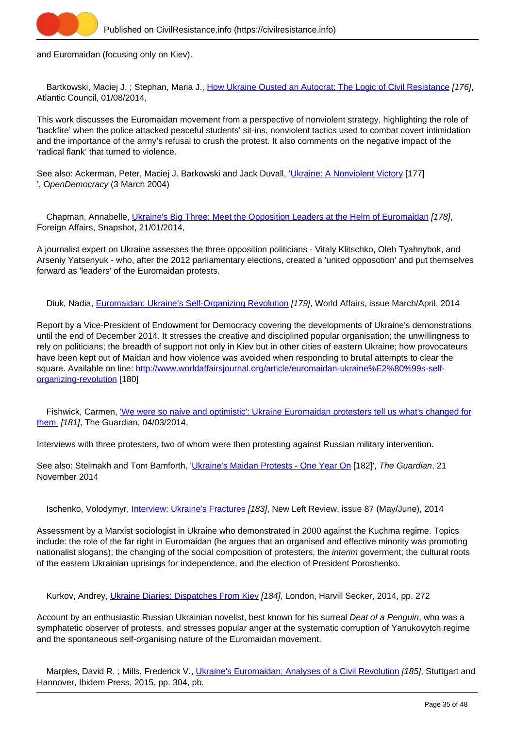and Euromaidan (focusing only on Kiev).

Bartkowski, Maciej J. ; Stephan, Maria J., How Ukraine Ousted an Autocrat: The Logic of Civil Resistance *[176]*, Atlantic Council, 01/08/2014,

This work discusses the Euromaidan movement from a perspective of nonviolent strategy, highlighting the role of 'backfire' when the police attacked peaceful students' sit-ins, nonviolent tactics used to combat covert intimidation and the importance of the army's refusal to crush the protest. It also comments on the negative impact of the 'radical flank' that turned to violence.

See also: Ackerman, Peter, Maciej J. Barkowski and Jack Duvall, 'Ukraine: A Nonviolent Victory [177] ', *OpenDemocracy* (3 March 2004)

Chapman, Annabelle, Ukraine's Big Three: Meet the Opposition Leaders at the Helm of Euromaidan *[178]*, Foreign Affairs, Snapshot, 21/01/2014,

A journalist expert on Ukraine assesses the three opposition politicians - Vitaly Klitschko, Oleh Tyahnybok, and Arseniy Yatsenyuk - who, after the 2012 parliamentary elections, created a 'united opposoton' and put themselves forward as 'leaders' of the Euromaidan protests.

Diuk, Nadia, Euromaidan: Ukraine's Self-Organizing Revolution *[179]*, World Affairs, issue March/April, 2014

Report by a Vice-President of Endowment for Democracy covering the developments of Ukraine's demonstrations until the end of December 2014. It stresses the creative and disciplined popular organisation; the unwillingness to rely on politicians; the breadth of support not only in Kiev but in other cities of eastern Ukraine; how provocateurs have been kept out of Maidan and how violence was avoided when responding to brutal attempts to clear the square. Available on line: http://www.worldaffairsjournal.org/article/euromaidan-ukraine%E2%80%99s-self-organizing-revolution [180]

Fishwick, Carmen, 'We were so naive and optimistic': Ukraine Euromaidan protesters tell us what's changed for them *[181]*, The Guardian, 04/03/2014,

Interviews with three protesters, two of whom were then protesting against Russian military intervention.

See also: Stelmakh and Tom Bamforth, 'Ukraine's Maidan Protests - One Year On [182]', *The Guardian*, 21 November 2014

Ischenko, Volodymyr, Interview: Ukraine's Fractures *[183]*, New Left Review, issue 87 (May/June), 2014

Assessment by a Marxist sociologist in Ukraine who demonstrated in 2000 against the Kuchma regime. Topics include: the role of the far right in Euromaidan (he argues that an organised and effective minority was promoting nationalist slogans); the changing of the social composition of protesters; the *interim* goverment; the cultural roots of the eastern Ukrainian uprisings for independence, and the election of President Poroshenko.

Kurkov, Andrey, Ukraine Diaries: Dispatches From Kiev *[184]*, London, Harvill Secker, 2014, pp. 272

Account by an enthusiastic Russian Ukrainian novelist, best known for his surreal *Deat of a Penguin*, who was a symphatetic observer of protests, and stresses popular anger at the systematic corruption of Yanukovytch regime and the spontaneous self-organising nature of the Euromaidan movement.

Marples, David R. ; Mills, Frederick V., Ukraine's Euromaidan: Analyses of a Civil Revolution *[185]*, Stuttgart and Hannover, Ibidem Press, 2015, pp. 304, pb.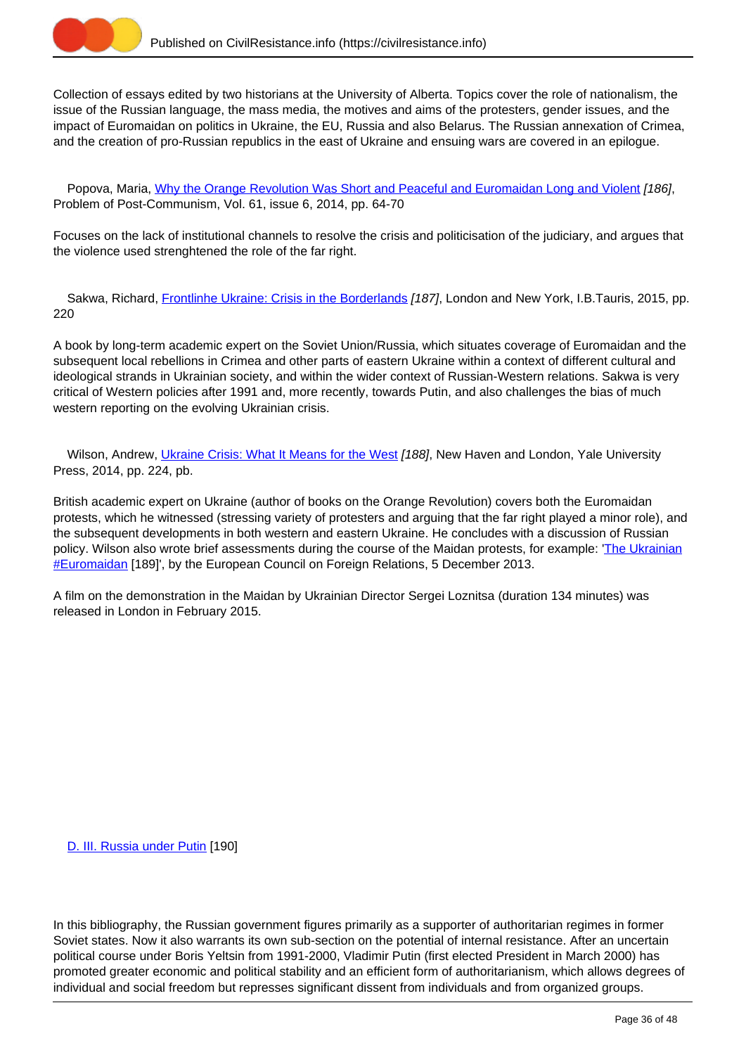Collection of essays edited by two historians at the University of Alberta. Topics cover the role of nationalism, the issue of the Russian language, the mass media, the motives and aims of the protesters, gender issues, and the impact of Euromaidan on politics in Ukraine, the EU, Russia and also Belarus. The Russian annexation of Crimea, and the creation of pro-Russian republics in the east of Ukraine and ensuing wars are covered in an epilogue.

Popova, Maria, Why the Orange Revolution Was Short and Peaceful and Euromaidan Long and Violent *[186]*, Problem of Post-Communism, Vol. 61, issue 6, 2014, pp. 64-70

Focuses on the lack of institutional channels to resolve the crisis and politicisation of the judiciary, and argues that the violence used strenghtened the role of the far right.

Sakwa, Richard, Frontlinhe Ukraine: Crisis in the Borderlands *[187]*, London and New York, I.B.Tauris, 2015, pp. 220

A book by long-term academic expert on the Soviet Union/Russia, which situates coverage of Euromaidan and the subsequent local rebellions in Crimea and other parts of eastern Ukraine within a context of different cultural and ideological strands in Ukrainian society, and within the wider context of Russian-Western relations. Sakwa is very critical of Western policies after 1991 and, more recently, towards Putin, and also challenges the bias of much western reporting on the evolving Ukrainian crisis.

Wilson, Andrew, Ukraine Crisis: What It Means for the West *[188]*, New Haven and London, Yale University Press, 2014, pp. 224, pb.

British academic expert on Ukraine (author of books on the Orange Revolution) covers both the Euromaidan protests, which he witnessed (stressing variety of protesters and arguing that the far right played a minor role), and the subsequent developments in both western and eastern Ukraine. He concludes with a discussion of Russian policy. Wilson also wrote brief assessments during the course of the Maidan protests, for example: 'The Ukrainian #Euromaidan [189]', by the European Council on Foreign Relations, 5 December 2013.

A film on the demonstration in the Maidan by Ukrainian Director Sergei Loznitsa (duration 134 minutes) was released in London in February 2015.

## D. III. Russia under Putin [190]

In this bibliography, the Russian government figures primarily as a supporter of authoritarian regimes in former Soviet states. Now it also warrants its own sub-section on the potential of internal resistance. After an uncertain political course under Boris Yeltsin from 1991-2000, Vladimir Putin (first elected President in March 2000) has promoted greater economic and political stability and an efficient form of authoritarianism, which allows degrees of individual and social freedom but represses significant dissent from individuals and from organized groups.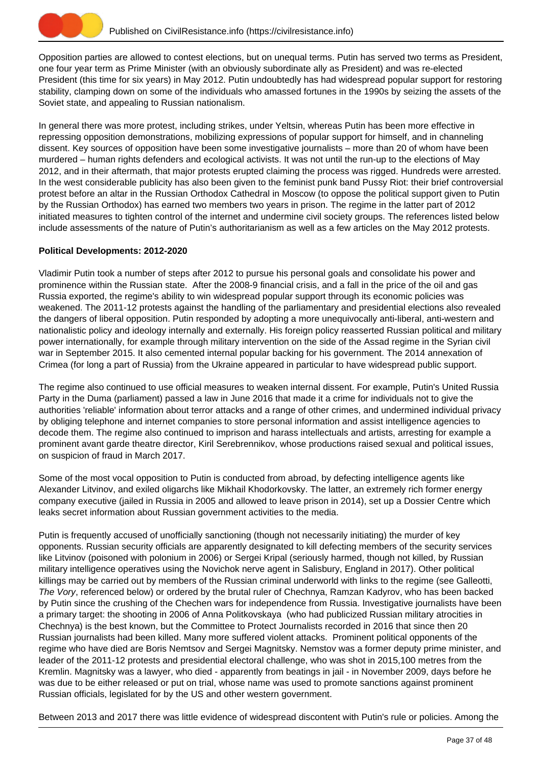Opposition parties are allowed to contest elections, but on unequal terms. Putin has served two terms as President, one four year term as Prime Minister (with an obviously subordinate ally as President) and was re-elected President (this time for six years) in May 2012. Putin undoubtedly has had widespread popular support for restoring stability, clamping down on some of the individuals who amassed fortunes in the 1990s by seizing the assets of the Soviet state, and appealing to Russian nationalism.

In general there was more protest, including strikes, under Yeltsin, whereas Putin has been more effective in repressing opposition demonstrations, mobilizing expressions of popular support for himself, and in channeling dissent. Key sources of opposition have been some investigative journalists – more than 20 of whom have been murdered – human rights defenders and ecological activists. It was not until the run-up to the elections of May 2012, and in their aftermath, that major protests erupted claiming the process was rigged. Hundreds were arrested. In the west considerable publicity has also been given to the feminist punk band Pussy Riot: their brief controversial protest before an altar in the Russian Orthodox Cathedral in Moscow (to oppose the political support given to Putin by the Russian Orthodox) has earned two members two years in prison. The regime in the latter part of 2012 initiated measures to tighten control of the internet and undermine civil society groups. The references listed below include assessments of the nature of Putin's authoritarianism as well as a few articles on the May 2012 protests.

**Political Developments: 2012-2020**

Vladimir Putin took a number of steps after 2012 to pursue his personal goals and consolidate his power and prominence within the Russian state. After the 2008-9 financial crisis, and a fall in the price of the oil and gas Russia exported, the regime's ability to win widespread popular support through its economic policies was weakened. The 2011-12 protests against the handling of the parliamentary and presidential elections also revealed the dangers of liberal opposition. Putin responded by adopting a more unequivocally anti-liberal, anti-western and nationalistic policy and ideology internally and externally. His foreign policy reasserted Russian political and military power internationally, for example through military intervention on the side of the Assad regime in the Syrian civil war in September 2015. It also cemented internal popular backing for his government. The 2014 annexation of Crimea (for long a part of Russia) from the Ukraine appeared in particular to have widespread public support.

The regime also continued to use official measures to weaken internal dissent. For example, Putin's United Russia Party in the Duma (parliament) passed a law in June 2016 that made it a crime for individuals not to give the authorities 'reliable' information about terror attacks and a range of other crimes, and undermined individual privacy by obliging telephone and internet companies to store personal information and assist intelligence agencies to decode them. The regime also continued to imprison and harass intellectuals and artists, arresting for example a prominent avant garde theatre director, Kiril Serebrennikov, whose productions raised sexual and political issues, on suspicion of fraud in March 2017.

Some of the most vocal opposition to Putin is conducted from abroad, by defecting intelligence agents like Alexander Litvinov, and exiled oligarchs like Mikhail Khodorkovsky. The latter, an extremely rich former energy company executive (jailed in Russia in 2005 and allowed to leave prison in 2014), set up a Dossier Centre which leaks secret information about Russian government activities to the media.

Putin is frequently accused of unofficially sanctioning (though not necessarily initiating) the murder of key opponents. Russian security officials are apparently designated to kill defecting members of the security services like Litvinov (poisoned with polonium in 2006) or Sergei Kripal (seriously harmed, though not killed, by Russian military intelligence operatives using the Novichok nerve agent in Salisbury, England in 2017). Other political killings may be carried out by members of the Russian criminal underworld with links to the regime (see Galleotti, *The Vory*, referenced below) or ordered by the brutal ruler of Chechnya, Ramzan Kadyrov, who has been backed by Putin since the crushing of the Chechen wars for independence from Russia. Investigative journalists have been a primary target: the shooting in 2006 of Anna Politkovskaya (who had publicized Russian military atrocities in Chechnya) is the best known, but the Committee to Protect Journalists recorded in 2016 that since then 20 Russian journalists had been killed. Many more suffered violent attacks. Prominent political opponents of the regime who have died are Boris Nemtsov and Sergei Magnitsky. Nemstov was a former deputy prime minister, and leader of the 2011-12 protests and presidential electoral challenge, who was shot in 2015,100 metres from the Kremlin. Magnitsky was a lawyer, who died - apparently from beatings in jail - in November 2009, days before he was due to be either released or put on trial, whose name was used to promote sanctions against prominent Russian officials, legislated for by the US and other western government.

Between 2013 and 2017 there was little evidence of widespread discontent with Putin's rule or policies. Among the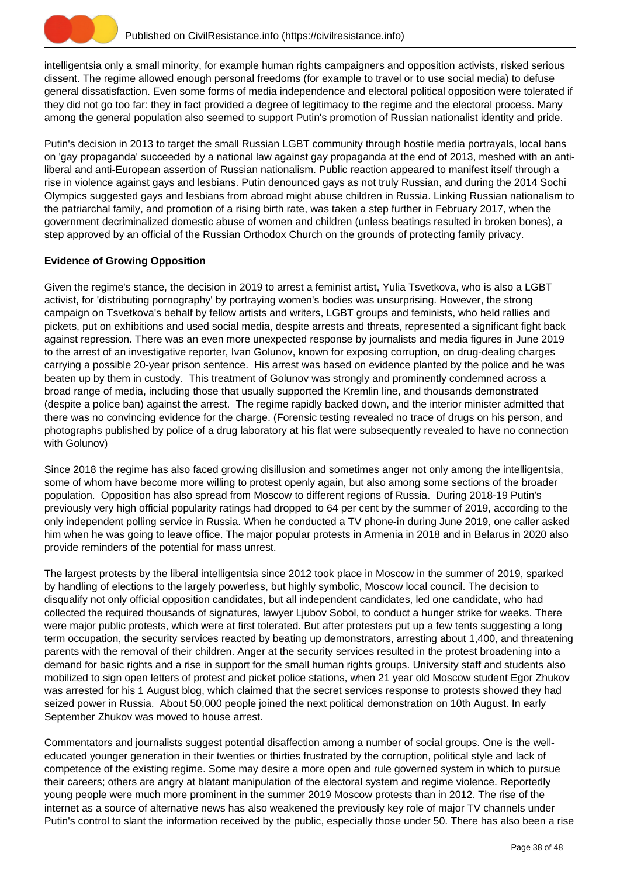intelligentsia only a small minority, for example human rights campaigners and opposition activists, risked serious dissent. The regime allowed enough personal freedoms (for example to travel or to use social media) to defuse general dissatisfaction. Even some forms of media independence and electoral political opposition were tolerated if they did not go too far: they in fact provided a degree of legitimacy to the regime and the electoral process. Many among the general population also seemed to support Putin's promotion of Russian nationalist identity and pride.

Putin's decision in 2013 to target the small Russian LGBT community through hostile media portrayals, local bans on 'gay propaganda' succeeded by a national law against gay propaganda at the end of 2013, meshed with an anti-liberal and anti-European assertion of Russian nationalism. Public reaction appeared to manifest itself through a rise in violence against gays and lesbians. Putin denounced gays as not truly Russian, and during the 2014 Sochi Olympics suggested gays and lesbians from abroad might abuse children in Russia. Linking Russian nationalism to the patriarchal family, and promotion of a rising birth rate, was taken a step further in February 2017, when the government decriminalized domestic abuse of women and children (unless beatings resulted in broken bones), a step approved by an official of the Russian Orthodox Church on the grounds of protecting family privacy.

**Evidence of Growing Opposition**

Given the regime's stance, the decision in 2019 to arrest a feminist artist, Yulia Tsvetkova, who is also a LGBT activist, for 'distributing pornography' by portraying women's bodies was unsurprising. However, the strong campaign on Tsvetkova's behalf by fellow artists and writers, LGBT groups and feminists, who held rallies and pickets, put on exhibitions and used social media, despite arrests and threats, represented a significant fight back against repression. There was an even more unexpected response by journalists and media figures in June 2019 to the arrest of an investigative reporter, Ivan Golunov, known for exposing corruption, on drug-dealing charges carrying a possible 20-year prison sentence. His arrest was based on evidence planted by the police and he was beaten up by them in custody. This treatment of Golunov was strongly and prominently condemned across a broad range of media, including those that usually supported the Kremlin line, and thousands demonstrated (despite a police ban) against the arrest. The regime rapidly backed down, and the interior minister admitted that there was no convincing evidence for the charge. (Forensic testing revealed no trace of drugs on his person, and photographs published by police of a drug laboratory at his flat were subsequently revealed to have no connection with Golunov)

Since 2018 the regime has also faced growing disillusion and sometimes anger not only among the intelligentsia, some of whom have become more willing to protest openly again, but also among some sections of the broader population. Opposition has also spread from Moscow to different regions of Russia. During 2018-19 Putin's previously very high official popularity ratings had dropped to 64 per cent by the summer of 2019, according to the only independent polling service in Russia. When he conducted a TV phone-in during June 2019, one caller asked him when he was going to leave office. The major popular protests in Armenia in 2018 and in Belarus in 2020 also provide reminders of the potential for mass unrest.

The largest protests by the liberal intelligentsia since 2012 took place in Moscow in the summer of 2019, sparked by handling of elections to the largely powerless, but highly symbolic, Moscow local council. The decision to disqualify not only official opposition candidates, but all independent candidates, led one candidate, who had collected the required thousands of signatures, lawyer Ljubov Sobol, to conduct a hunger strike for weeks. There were major public protests, which were at first tolerated. But after protesters put up a few tents suggesting a long term occupation, the security services reacted by beating up demonstrators, arresting about 1,400, and threatening parents with the removal of their children. Anger at the security services resulted in the protest broadening into a demand for basic rights and a rise in support for the small human rights groups. University staff and students also mobilized to sign open letters of protest and picket police stations, when 21 year old Moscow student Egor Zhukov was arrested for his 1 August blog, which claimed that the secret services response to protests showed they had seized power in Russia. About 50,000 people joined the next political demonstration on 10th August. In early September Zhukov was moved to house arrest.

Commentators and journalists suggest potential disaffection among a number of social groups. One is the well-educated younger generation in their twenties or thirties frustrated by the corruption, political style and lack of competence of the existing regime. Some may desire a more open and rule governed system in which to pursue their careers; others are angry at blatant manipulation of the electoral system and regime violence. Reportedly young people were much more prominent in the summer 2019 Moscow protests than in 2012. The rise of the internet as a source of alternative news has also weakened the previously key role of major TV channels under Putin's control to slant the information received by the public, especially those under 50. There has also been a rise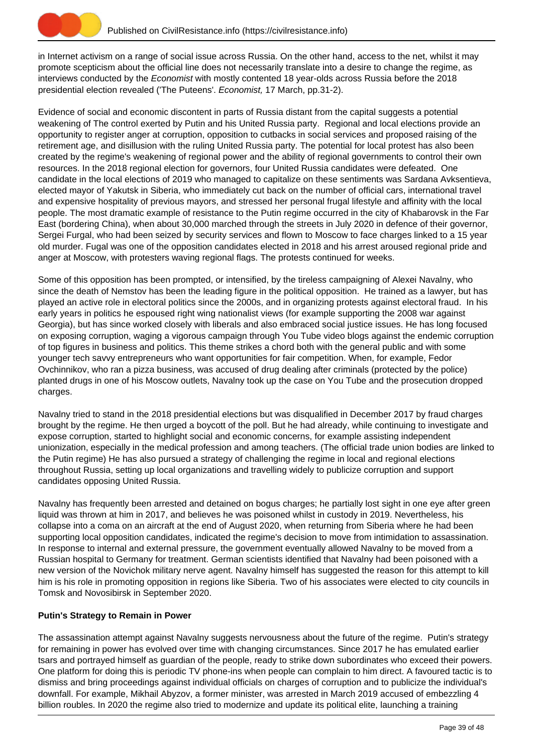in Internet activism on a range of social issue across Russia. On the other hand, access to the net, whilst it may promote scepticism about the official line does not necessarily translate into a desire to change the regime, as interviews conducted by the *Economist* with mostly contented 18 year-olds across Russia before the 2018 presidential election revealed ('The Puteens'. *Economist,* 17 March, pp.31-2).

Evidence of social and economic discontent in parts of Russia distant from the capital suggests a potential weakening of The control exerted by Putin and his United Russia party. Regional and local elections provide an opportunity to register anger at corruption, opposition to cutbacks in social services and proposed raising of the retirement age, and disillusion with the ruling United Russia party. The potential for local protest has also been created by the regime's weakening of regional power and the ability of regional governments to control their own resources. In the 2018 regional election for governors, four United Russia candidates were defeated. One candidate in the local elections of 2019 who managed to capitalize on these sentiments was Sardana Avksentieva, elected mayor of Yakutsk in Siberia, who immediately cut back on the number of official cars, international travel and expensive hospitality of previous mayors, and stressed her personal frugal lifestyle and affinity with the local people. The most dramatic example of resistance to the Putin regime occurred in the city of Khabarovsk in the Far East (bordering China), when about 30,000 marched through the streets in July 2020 in defence of their governor, Sergei Furgal, who had been seized by security services and flown to Moscow to face charges linked to a 15 year old murder. Fugal was one of the opposition candidates elected in 2018 and his arrest aroused regional pride and anger at Moscow, with protesters waving regional flags. The protests continued for weeks.

Some of this opposition has been prompted, or intensified, by the tireless campaigning of Alexei Navalny, who since the death of Nemstov has been the leading figure in the political opposition. He trained as a lawyer, but has played an active role in electoral politics since the 2000s, and in organizing protests against electoral fraud. In his early years in politics he espoused right wing nationalist views (for example supporting the 2008 war against Georgia), but has since worked closely with liberals and also embraced social justice issues. He has long focused on exposing corruption, waging a vigorous campaign through You Tube video blogs against the endemic corruption of top figures in business and politics. This theme strikes a chord both with the general public and with some younger tech savvy entrepreneurs who want opportunities for fair competition. When, for example, Fedor Ovchinnikov, who ran a pizza business, was accused of drug dealing after criminals (protected by the police) planted drugs in one of his Moscow outlets, Navalny took up the case on You Tube and the prosecution dropped charges.

Navalny tried to stand in the 2018 presidential elections but was disqualified in December 2017 by fraud charges brought by the regime. He then urged a boycott of the poll. But he had already, while continuing to investigate and expose corruption, started to highlight social and economic concerns, for example assisting independent unionization, especially in the medical profession and among teachers. (The official trade union bodies are linked to the Putin regime) He has also pursued a strategy of challenging the regime in local and regional elections throughout Russia, setting up local organizations and travelling widely to publicize corruption and support candidates opposing United Russia.

Navalny has frequently been arrested and detained on bogus charges; he partially lost sight in one eye after green liquid was thrown at him in 2017, and believes he was poisoned whilst in custody in 2019. Nevertheless, his collapse into a coma on an aircraft at the end of August 2020, when returning from Siberia where he had been supporting local opposition candidates, indicated the regime's decision to move from intimidation to assassination. In response to internal and external pressure, the government eventually allowed Navalny to be moved from a Russian hospital to Germany for treatment. German scientists identified that Navalny had been poisoned with a new version of the Novichok military nerve agent. Navalny himself has suggested the reason for this attempt to kill him is his role in promoting opposition in regions like Siberia. Two of his associates were elected to city councils in Tomsk and Novosibirsk in September 2020.

**Putin's Strategy to Remain in Power**

The assassination attempt against Navalny suggests nervousness about the future of the regime. Putin's strategy for remaining in power has evolved over time with changing circumstances. Since 2017 he has emulated earlier tsars and portrayed himself as guardian of the people, ready to strike down subordinates who exceed their powers. One platform for doing this is periodic TV phone-ins when people can complain to him direct. A favoured tactic is to dismiss and bring proceedings against individual officials on charges of corruption and to publicize the individual's downfall. For example, Mikhail Abyzov, a former minister, was arrested in March 2019 accused of embezzling 4 billion roubles. In 2020 the regime also tried to modernize and update its political elite, launching a training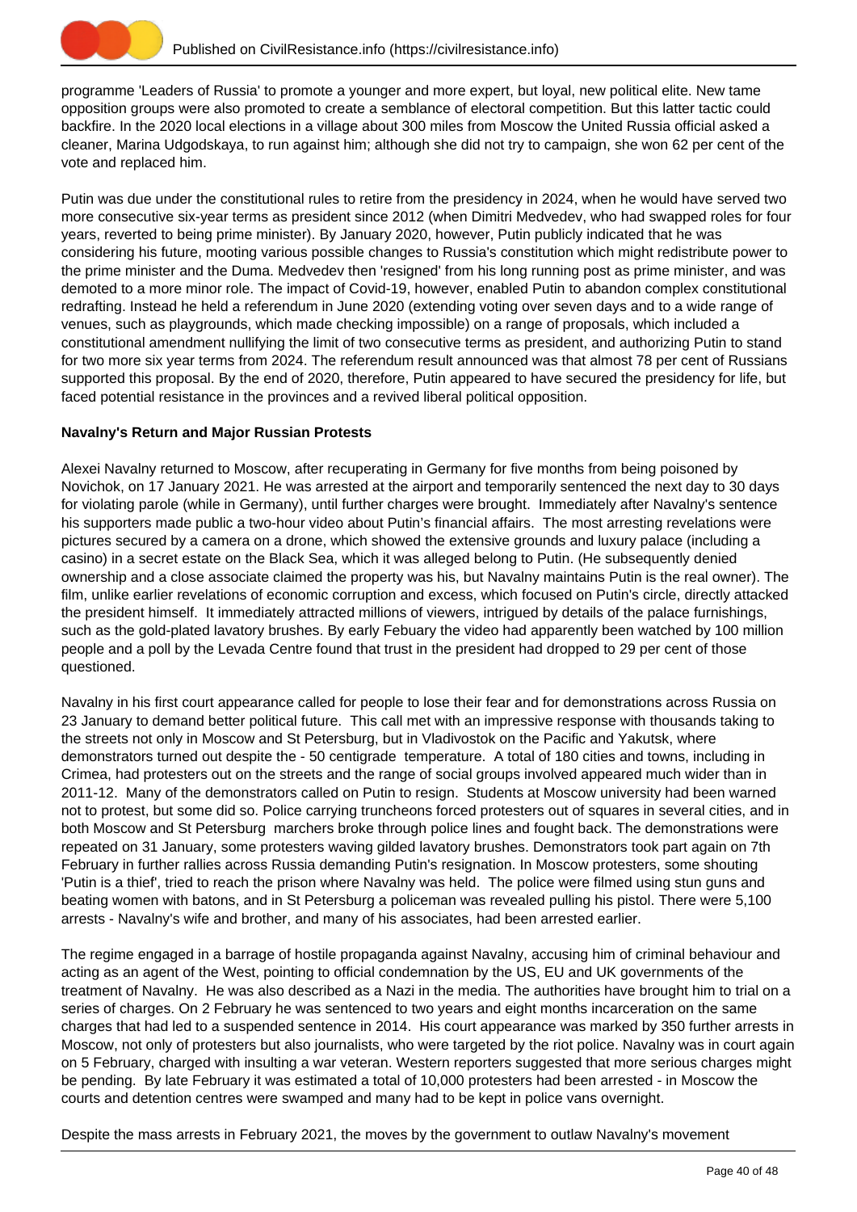programme 'Leaders of Russia' to promote a younger and more expert, but loyal, new political elite. New tame opposition groups were also promoted to create a semblance of electoral competition. But this latter tactic could backfire. In the 2020 local elections in a village about 300 miles from Moscow the United Russia official asked a cleaner, Marina Udgodskaya, to run against him; although she did not try to campaign, she won 62 per cent of the vote and replaced him.

Putin was due under the constitutional rules to retire from the presidency in 2024, when he would have served two more consecutive six-year terms as president since 2012 (when Dimitri Medvedev, who had swapped roles for four years, reverted to being prime minister). By January 2020, however, Putin publicly indicated that he was considering his future, mooting various possible changes to Russia's constitution which might redistribute power to the prime minister and the Duma. Medvedev then 'resigned' from his long running post as prime minister, and was demoted to a more minor role. The impact of Covid-19, however, enabled Putin to abandon complex constitutional redrafting. Instead he held a referendum in June 2020 (extending voting over seven days and to a wide range of venues, such as playgrounds, which made checking impossible) on a range of proposals, which included a constitutional amendment nullifying the limit of two consecutive terms as president, and authorizing Putin to stand for two more six year terms from 2024. The referendum result announced was that almost 78 per cent of Russians supported this proposal. By the end of 2020, therefore, Putin appeared to have secured the presidency for life, but faced potential resistance in the provinces and a revived liberal political opposition.

**Navalny's Return and Major Russian Protests**

Alexei Navalny returned to Moscow, after recuperating in Germany for five months from being poisoned by Novichok, on 17 January 2021. He was arrested at the airport and temporarily sentenced the next day to 30 days for violating parole (while in Germany), until further charges were brought. Immediately after Navalny's sentence his supporters made public a two-hour video about Putin's financial affairs. The most arresting revelations were pictures secured by a camera on a drone, which showed the extensive grounds and luxury palace (including a casino) in a secret estate on the Black Sea, which it was alleged belong to Putin. (He subsequently denied ownership and a close associate claimed the property was his, but Navalny maintains Putin is the real owner). The film, unlike earlier revelations of economic corruption and excess, which focused on Putin's circle, directly attacked the president himself. It immediately attracted millions of viewers, intrigued by details of the palace furnishings, such as the gold-plated lavatory brushes. By early Febuary the video had apparently been watched by 100 million people and a poll by the Levada Centre found that trust in the president had dropped to 29 per cent of those questioned.

Navalny in his first court appearance called for people to lose their fear and for demonstrations across Russia on 23 January to demand better political future. This call met with an impressive response with thousands taking to the streets not only in Moscow and St Petersburg, but in Vladivostok on the Pacific and Yakutsk, where demonstrators turned out despite the - 50 centigrade temperature. A total of 180 cities and towns, including in Crimea, had protesters out on the streets and the range of social groups involved appeared much wider than in 2011-12. Many of the demonstrators called on Putin to resign. Students at Moscow university had been warned not to protest, but some did so. Police carrying truncheons forced protesters out of squares in several cities, and in both Moscow and St Petersburg marchers broke through police lines and fought back. The demonstrations were repeated on 31 January, some protesters waving gilded lavatory brushes. Demonstrators took part again on 7th February in further rallies across Russia demanding Putin's resignation. In Moscow protesters, some shouting 'Putin is a thief', tried to reach the prison where Navalny was held. The police were filmed using stun guns and beating women with batons, and in St Petersburg a policeman was revealed pulling his pistol. There were 5,100 arrests - Navalny's wife and brother, and many of his associates, had been arrested earlier.

The regime engaged in a barrage of hostile propaganda against Navalny, accusing him of criminal behaviour and acting as an agent of the West, pointing to official condemnation by the US, EU and UK governments of the treatment of Navalny. He was also described as a Nazi in the media. The authorities have brought him to trial on a series of charges. On 2 February he was sentenced to two years and eight months incarceration on the same charges that had led to a suspended sentence in 2014. His court appearance was marked by 350 further arrests in Moscow, not only of protesters but also journalists, who were targeted by the riot police. Navalny was in court again on 5 February, charged with insulting a war veteran. Western reporters suggested that more serious charges might be pending. By late February it was estimated a total of 10,000 protesters had been arrested - in Moscow the courts and detention centres were swamped and many had to be kept in police vans overnight.

Despite the mass arrests in February 2021, the moves by the government to outlaw Navalny's movement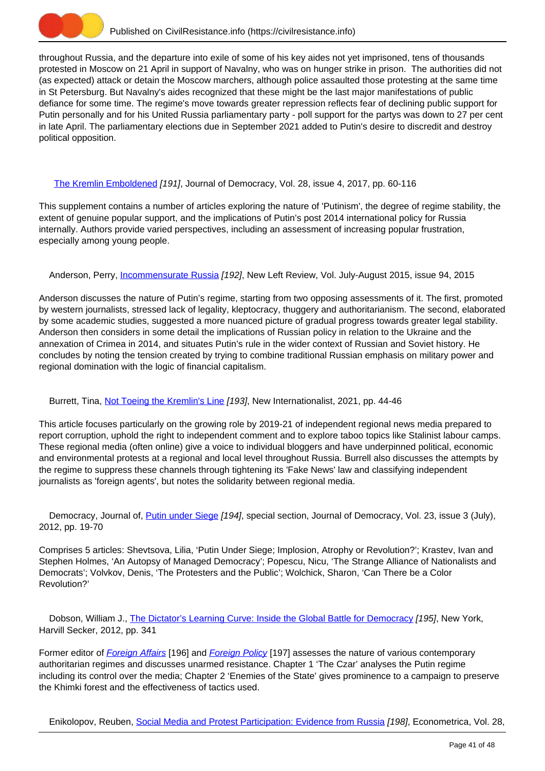throughout Russia, and the departure into exile of some of his key aides not yet imprisoned, tens of thousands protested in Moscow on 21 April in support of Navalny, who was on hunger strike in prison. The authorities did not (as expected) attack or detain the Moscow marchers, although police assaulted those protesting at the same time in St Petersburg. But Navalny's aides recognized that these might be the last major manifestations of public defiance for some time. The regime's move towards greater repression reflects fear of declining public support for Putin personally and for his United Russia parliamentary party - poll support for the partys was down to 27 per cent in late April. The parliamentary elections due in September 2021 added to Putin's desire to discredit and destroy political opposition.

The Kremlin Emboldened *[191]*, Journal of Democracy, Vol. 28, issue 4, 2017, pp. 60-116

This supplement contains a number of articles exploring the nature of 'Putinism', the degree of regime stability, the extent of genuine popular support, and the implications of Putin's post 2014 international policy for Russia internally. Authors provide varied perspectives, including an assessment of increasing popular frustration, especially among young people.

Anderson, Perry, Incommensurate Russia *[192]*, New Left Review, Vol. July-August 2015, issue 94, 2015

Anderson discusses the nature of Putin's regime, starting from two opposing assessments of it. The first, promoted by western journalists, stressed lack of legality, kleptocracy, thuggery and authoritarianism. The second, elaborated by some academic studies, suggested a more nuanced picture of gradual progress towards greater legal stability. Anderson then considers in some detail the implications of Russian policy in relation to the Ukraine and the annexation of Crimea in 2014, and situates Putin's rule in the wider context of Russian and Soviet history. He concludes by noting the tension created by trying to combine traditional Russian emphasis on military power and regional domination with the logic of financial capitalism.

Burrett, Tina, Not Toeing the Kremlin's Line *[193]*, New Internationalist, 2021, pp. 44-46

This article focuses particularly on the growing role by 2019-21 of independent regional news media prepared to report corruption, uphold the right to independent comment and to explore taboo topics like Stalinist labour camps. These regional media (often online) give a voice to individual bloggers and have underpinned political, economic and environmental protests at a regional and local level throughout Russia. Burrell also discusses the attempts by the regime to suppress these channels through tightening its 'Fake News' law and classifying independent journalists as 'foreign agents', but notes the solidarity between regional media.

Democracy, Journal of, Putin under Siege *[194]*, special section, Journal of Democracy, Vol. 23, issue 3 (July), 2012, pp. 19-70

Comprises 5 articles: Shevtsova, Lilia, 'Putin Under Siege; Implosion, Atrophy or Revolution?'; Krastev, Ivan and Stephen Holmes, 'An Autopsy of Managed Democracy'; Popescu, Nicu, 'The Strange Alliance of Nationalists and Democrats'; Volvkov, Denis, 'The Protesters and the Public'; Wolchick, Sharon, 'Can There be a Color Revolution?'

Dobson, William J., The Dictator's Learning Curve: Inside the Global Battle for Democracy *[195]*, New York, Harvill Secker, 2012, pp. 341

Former editor of *Foreign Affairs* [196] and *Foreign Policy* [197] assesses the nature of various contemporary authoritarian regimes and discusses unarmed resistance. Chapter 1 'The Czar' analyses the Putin regime including its control over the media; Chapter 2 'Enemies of the State' gives prominence to a campaign to preserve the Khimki forest and the effectiveness of tactics used.

Enikolopov, Reuben, Social Media and Protest Participation: Evidence from Russia *[198]*, Econometrica, Vol. 28,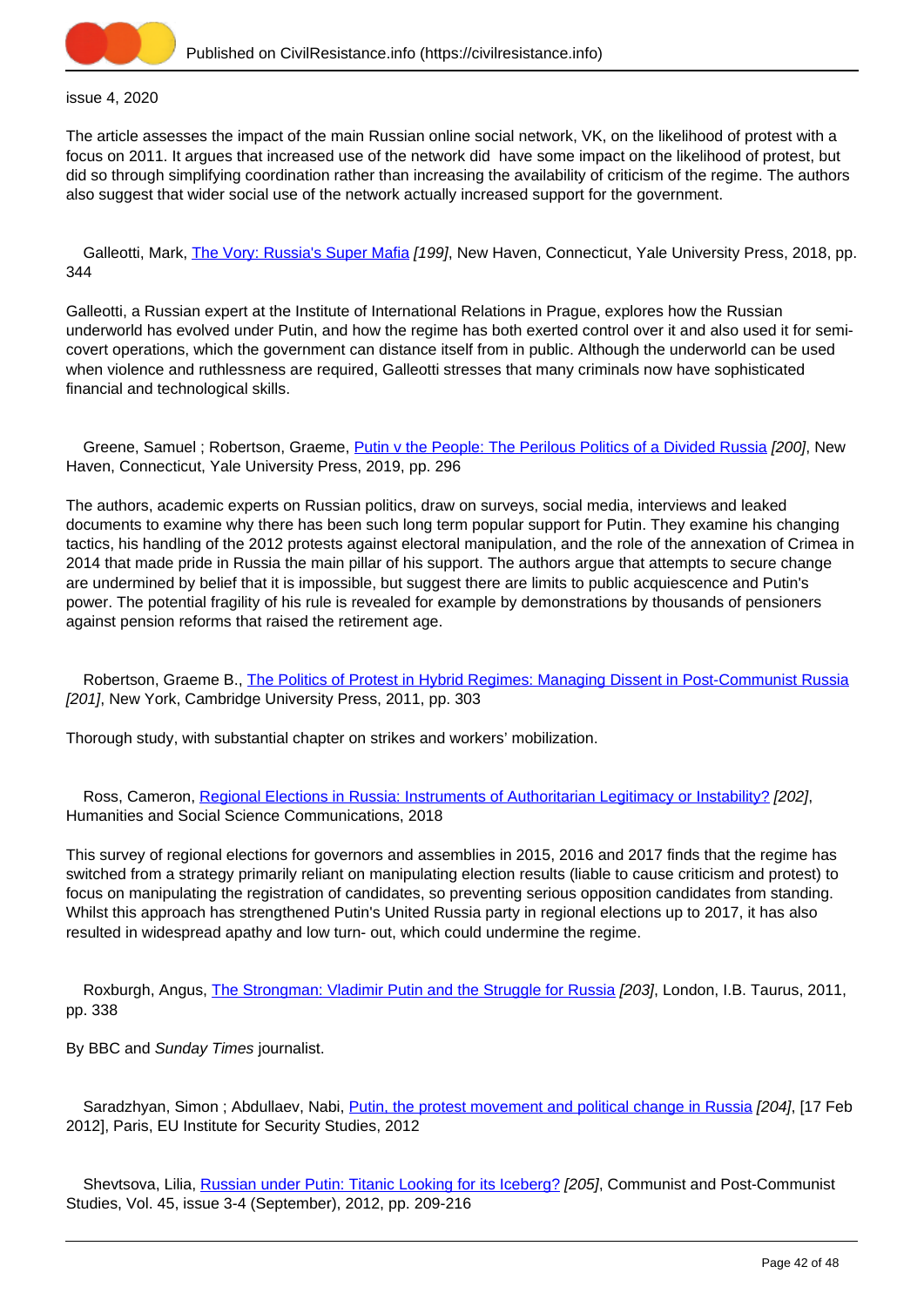issue 4, 2020

The article assesses the impact of the main Russian online social network, VK, on the likelihood of protest with a focus on 2011. It argues that increased use of the network did have some impact on the likelihood of protest, but did so through simplifying coordination rather than increasing the availability of criticism of the regime. The authors also suggest that wider social use of the network actually increased support for the government.

Galleotti, Mark, The Vory: Russia's Super Mafia [199], New Haven, Connecticut, Yale University Press, 2018, pp. 344

Galleotti, a Russian expert at the Institute of International Relations in Prague, explores how the Russian underworld has evolved under Putin, and how the regime has both exerted control over it and also used it for semi-covert operations, which the government can distance itself from in public. Although the underworld can be used when violence and ruthlessness are required, Galleotti stresses that many criminals now have sophisticated financial and technological skills.

Greene, Samuel ; Robertson, Graeme, Putin v the People: The Perilous Politics of a Divided Russia [200], New Haven, Connecticut, Yale University Press, 2019, pp. 296

The authors, academic experts on Russian politics, draw on surveys, social media, interviews and leaked documents to examine why there has been such long term popular support for Putin. They examine his changing tactics, his handling of the 2012 protests against electoral manipulation, and the role of the annexation of Crimea in 2014 that made pride in Russia the main pillar of his support. The authors argue that attempts to secure change are undermined by belief that it is impossible, but suggest there are limits to public acquiescence and Putin's power. The potential fragility of his rule is revealed for example by demonstrations by thousands of pensioners against pension reforms that raised the retirement age.

Robertson, Graeme B., The Politics of Protest in Hybrid Regimes: Managing Dissent in Post-Communist Russia [201], New York, Cambridge University Press, 2011, pp. 303

Thorough study, with substantial chapter on strikes and workers' mobilization.

Ross, Cameron, Regional Elections in Russia: Instruments of Authoritarian Legitimacy or Instability? [202], Humanities and Social Science Communications, 2018

This survey of regional elections for governors and assemblies in 2015, 2016 and 2017 finds that the regime has switched from a strategy primarily reliant on manipulating election results (liable to cause criticism and protest) to focus on manipulating the registration of candidates, so preventing serious opposition candidates from standing. Whilst this approach has strengthened Putin's United Russia party in regional elections up to 2017, it has also resulted in widespread apathy and low turn- out, which could undermine the regime.

Roxburgh, Angus, The Strongman: Vladimir Putin and the Struggle for Russia [203], London, I.B. Taurus, 2011, pp. 338

By BBC and *Sunday Times* journalist.

Saradzhyan, Simon ; Abdullaev, Nabi, Putin, the protest movement and political change in Russia [204], [17 Feb 2012], Paris, EU Institute for Security Studies, 2012

Shevtsova, Lilia, Russian under Putin: Titanic Looking for its Iceberg? [205], Communist and Post-Communist Studies, Vol. 45, issue 3-4 (September), 2012, pp. 209-216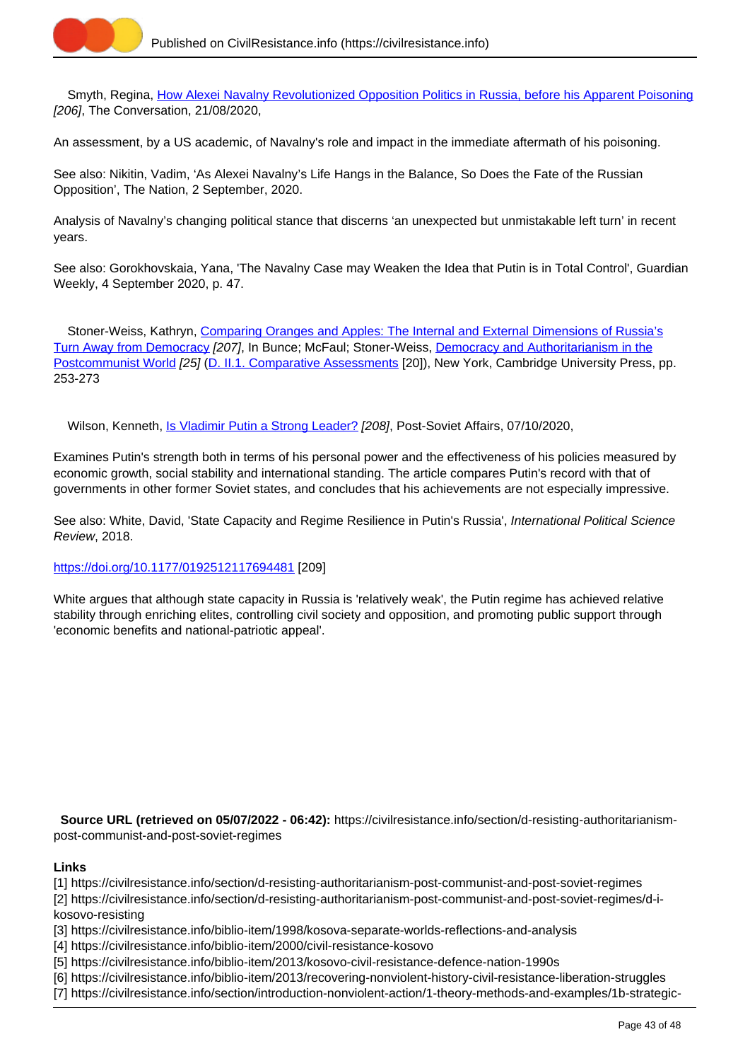Smyth, Regina, How Alexei Navalny Revolutionized Opposition Politics in Russia, before his Apparent Poisoning *[206]*, The Conversation, 21/08/2020,

An assessment, by a US academic, of Navalny's role and impact in the immediate aftermath of his poisoning.

See also: Nikitin, Vadim, 'As Alexei Navalny's Life Hangs in the Balance, So Does the Fate of the Russian Opposition', The Nation, 2 September, 2020.

Analysis of Navalny's changing political stance that discerns 'an unexpected but unmistakable left turn' in recent years.

See also: Gorokhovskaia, Yana, 'The Navalny Case may Weaken the Idea that Putin is in Total Control', Guardian Weekly, 4 September 2020, p. 47.

Stoner-Weiss, Kathryn, Comparing Oranges and Apples: The Internal and External Dimensions of Russia's Turn Away from Democracy *[207]*, In Bunce; McFaul; Stoner-Weiss, Democracy and Authoritarianism in the Postcommunist World *[25]* (D. II.1. Comparative Assessments [20]), New York, Cambridge University Press, pp. 253-273

Wilson, Kenneth, Is Vladimir Putin a Strong Leader? *[208]*, Post-Soviet Affairs, 07/10/2020,

Examines Putin's strength both in terms of his personal power and the effectiveness of his policies measured by economic growth, social stability and international standing. The article compares Putin's record with that of governments in other former Soviet states, and concludes that his achievements are not especially impressive.

See also: White, David, 'State Capacity and Regime Resilience in Putin's Russia', *International Political Science Review*, 2018.

https://doi.org/10.1177/0192512117694481 [209]

White argues that although state capacity in Russia is 'relatively weak', the Putin regime has achieved relative stability through enriching elites, controlling civil society and opposition, and promoting public support through 'economic benefits and national-patriotic appeal'.

**Source URL (retrieved on 05/07/2022 - 06:42):** https://civilresistance.info/section/d-resisting-authoritarianism-post-communist-and-post-soviet-regimes

**Links**

[1] https://civilresistance.info/section/d-resisting-authoritarianism-post-communist-and-post-soviet-regimes
[2] https://civilresistance.info/section/d-resisting-authoritarianism-post-communist-and-post-soviet-regimes/d-i-kosovo-resisting
[3] https://civilresistance.info/biblio-item/1998/kosova-separate-worlds-reflections-and-analysis
[4] https://civilresistance.info/biblio-item/2000/civil-resistance-kosovo
[5] https://civilresistance.info/biblio-item/2013/kosovo-civil-resistance-defence-nation-1990s
[6] https://civilresistance.info/biblio-item/2013/recovering-nonviolent-history-civil-resistance-liberation-struggles
[7] https://civilresistance.info/section/introduction-nonviolent-action/1-theory-methods-and-examples/1b-strategic-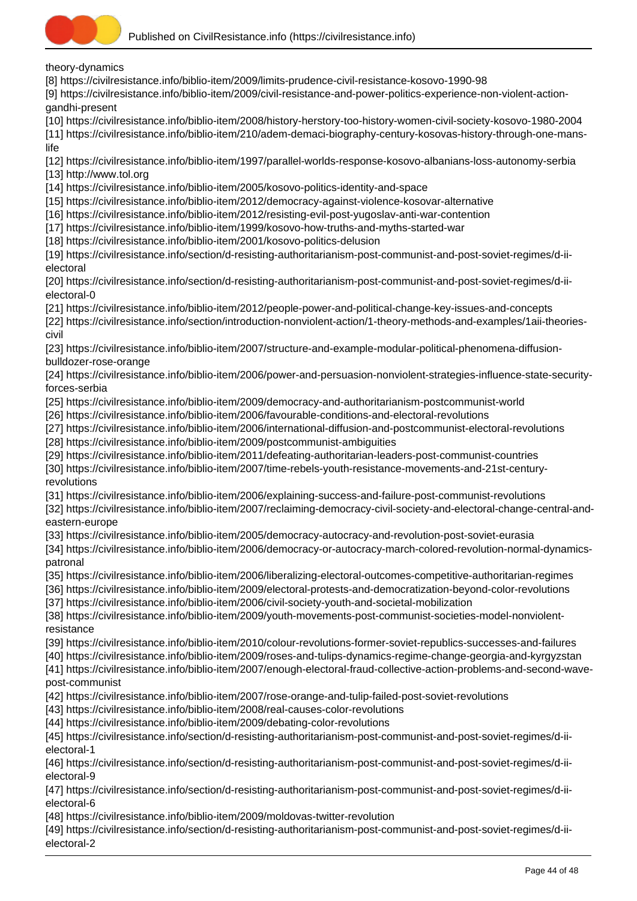theory-dynamics
[8] https://civilresistance.info/biblio-item/2009/limits-prudence-civil-resistance-kosovo-1990-98
[9] https://civilresistance.info/biblio-item/2009/civil-resistance-and-power-politics-experience-non-violent-action-gandhi-present
[10] https://civilresistance.info/biblio-item/2008/history-herstory-too-history-women-civil-society-kosovo-1980-2004
[11] https://civilresistance.info/biblio-item/210/adem-demaci-biography-century-kosovas-history-through-one-mans-life
[12] https://civilresistance.info/biblio-item/1997/parallel-worlds-response-kosovo-albanians-loss-autonomy-serbia
[13] http://www.tol.org
[14] https://civilresistance.info/biblio-item/2005/kosovo-politics-identity-and-space
[15] https://civilresistance.info/biblio-item/2012/democracy-against-violence-kosovar-alternative
[16] https://civilresistance.info/biblio-item/2012/resisting-evil-post-yugoslav-anti-war-contention
[17] https://civilresistance.info/biblio-item/1999/kosovo-how-truths-and-myths-started-war
[18] https://civilresistance.info/biblio-item/2001/kosovo-politics-delusion
[19] https://civilresistance.info/section/d-resisting-authoritarianism-post-communist-and-post-soviet-regimes/d-ii-electoral
[20] https://civilresistance.info/section/d-resisting-authoritarianism-post-communist-and-post-soviet-regimes/d-ii-electoral-0
[21] https://civilresistance.info/biblio-item/2012/people-power-and-political-change-key-issues-and-concepts
[22] https://civilresistance.info/section/introduction-nonviolent-action/1-theory-methods-and-examples/1aii-theories-civil
[23] https://civilresistance.info/biblio-item/2007/structure-and-example-modular-political-phenomena-diffusion-bulldozer-rose-orange
[24] https://civilresistance.info/biblio-item/2006/power-and-persuasion-nonviolent-strategies-influence-state-security-forces-serbia
[25] https://civilresistance.info/biblio-item/2009/democracy-and-authoritarianism-postcommunist-world
[26] https://civilresistance.info/biblio-item/2006/favourable-conditions-and-electoral-revolutions
[27] https://civilresistance.info/biblio-item/2006/international-diffusion-and-postcommunist-electoral-revolutions
[28] https://civilresistance.info/biblio-item/2009/postcommunist-ambiguities
[29] https://civilresistance.info/biblio-item/2011/defeating-authoritarian-leaders-post-communist-countries
[30] https://civilresistance.info/biblio-item/2007/time-rebels-youth-resistance-movements-and-21st-century-revolutions
[31] https://civilresistance.info/biblio-item/2006/explaining-success-and-failure-post-communist-revolutions
[32] https://civilresistance.info/biblio-item/2007/reclaiming-democracy-civil-society-and-electoral-change-central-and-eastern-europe
[33] https://civilresistance.info/biblio-item/2005/democracy-autocracy-and-revolution-post-soviet-eurasia
[34] https://civilresistance.info/biblio-item/2006/democracy-or-autocracy-march-colored-revolution-normal-dynamics-patronal
[35] https://civilresistance.info/biblio-item/2006/liberalizing-electoral-outcomes-competitive-authoritarian-regimes
[36] https://civilresistance.info/biblio-item/2009/electoral-protests-and-democratization-beyond-color-revolutions
[37] https://civilresistance.info/biblio-item/2006/civil-society-youth-and-societal-mobilization
[38] https://civilresistance.info/biblio-item/2009/youth-movements-post-communist-societies-model-nonviolent-resistance
[39] https://civilresistance.info/biblio-item/2010/colour-revolutions-former-soviet-republics-successes-and-failures
[40] https://civilresistance.info/biblio-item/2009/roses-and-tulips-dynamics-regime-change-georgia-and-kyrgyzstan
[41] https://civilresistance.info/biblio-item/2007/enough-electoral-fraud-collective-action-problems-and-second-wave-post-communist
[42] https://civilresistance.info/biblio-item/2007/rose-orange-and-tulip-failed-post-soviet-revolutions
[43] https://civilresistance.info/biblio-item/2008/real-causes-color-revolutions
[44] https://civilresistance.info/biblio-item/2009/debating-color-revolutions
[45] https://civilresistance.info/section/d-resisting-authoritarianism-post-communist-and-post-soviet-regimes/d-ii-electoral-1
[46] https://civilresistance.info/section/d-resisting-authoritarianism-post-communist-and-post-soviet-regimes/d-ii-electoral-9
[47] https://civilresistance.info/section/d-resisting-authoritarianism-post-communist-and-post-soviet-regimes/d-ii-electoral-6
[48] https://civilresistance.info/biblio-item/2009/moldovas-twitter-revolution
[49] https://civilresistance.info/section/d-resisting-authoritarianism-post-communist-and-post-soviet-regimes/d-ii-electoral-2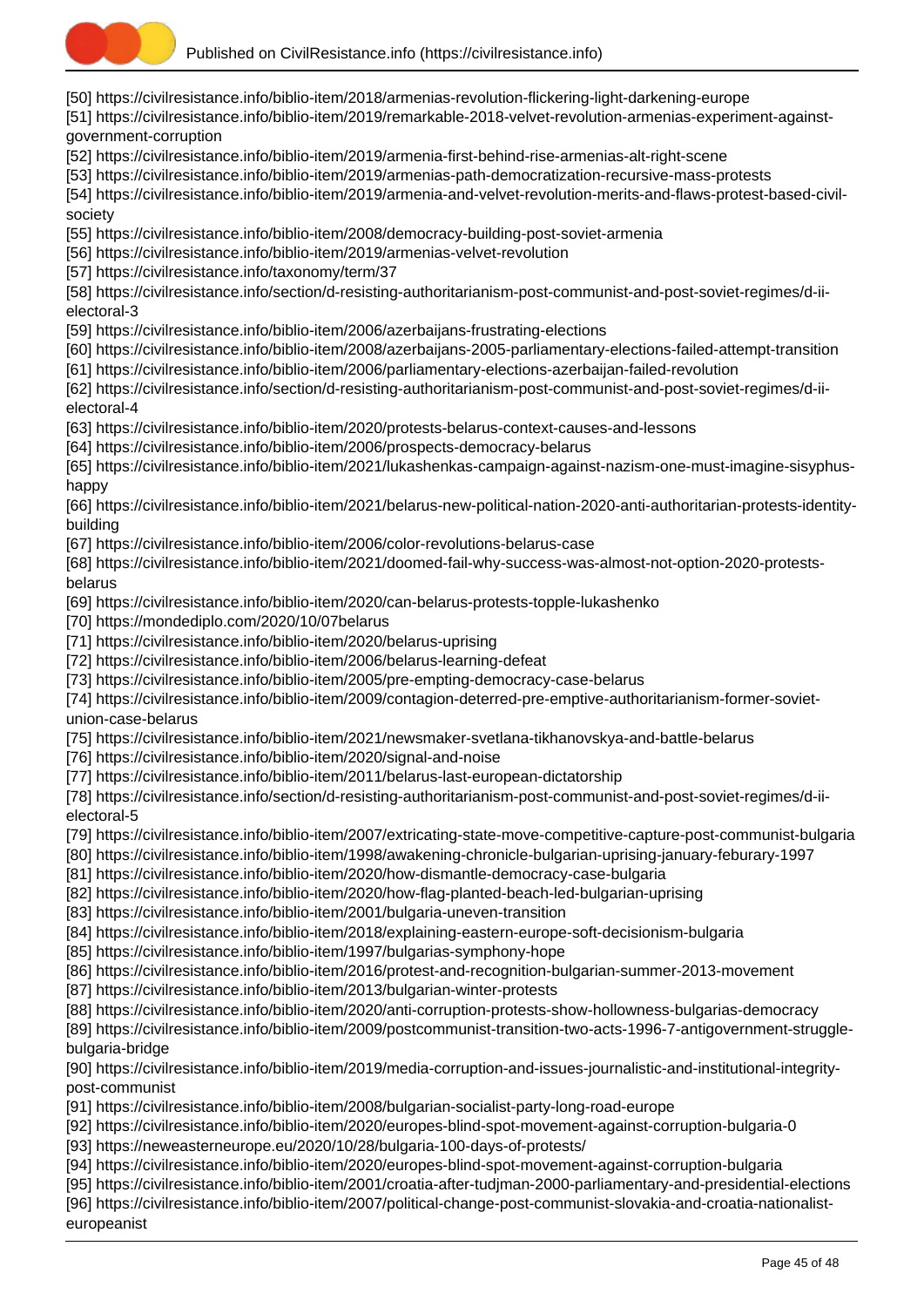[50] https://civilresistance.info/biblio-item/2018/armenias-revolution-flickering-light-darkening-europe
[51] https://civilresistance.info/biblio-item/2019/remarkable-2018-velvet-revolution-armenias-experiment-against-government-corruption
[52] https://civilresistance.info/biblio-item/2019/armenia-first-behind-rise-armenias-alt-right-scene
[53] https://civilresistance.info/biblio-item/2019/armenias-path-democratization-recursive-mass-protests
[54] https://civilresistance.info/biblio-item/2019/armenia-and-velvet-revolution-merits-and-flaws-protest-based-civil-society
[55] https://civilresistance.info/biblio-item/2008/democracy-building-post-soviet-armenia
[56] https://civilresistance.info/biblio-item/2019/armenias-velvet-revolution
[57] https://civilresistance.info/taxonomy/term/37
[58] https://civilresistance.info/section/d-resisting-authoritarianism-post-communist-and-post-soviet-regimes/d-ii-electoral-3
[59] https://civilresistance.info/biblio-item/2006/azerbaijans-frustrating-elections
[60] https://civilresistance.info/biblio-item/2008/azerbaijans-2005-parliamentary-elections-failed-attempt-transition
[61] https://civilresistance.info/biblio-item/2006/parliamentary-elections-azerbaijan-failed-revolution
[62] https://civilresistance.info/section/d-resisting-authoritarianism-post-communist-and-post-soviet-regimes/d-ii-electoral-4
[63] https://civilresistance.info/biblio-item/2020/protests-belarus-context-causes-and-lessons
[64] https://civilresistance.info/biblio-item/2006/prospects-democracy-belarus
[65] https://civilresistance.info/biblio-item/2021/lukashenkas-campaign-against-nazism-one-must-imagine-sisyphus-happy
[66] https://civilresistance.info/biblio-item/2021/belarus-new-political-nation-2020-anti-authoritarian-protests-identity-building
[67] https://civilresistance.info/biblio-item/2006/color-revolutions-belarus-case
[68] https://civilresistance.info/biblio-item/2021/doomed-fail-why-success-was-almost-not-option-2020-protests-belarus
[69] https://civilresistance.info/biblio-item/2020/can-belarus-protests-topple-lukashenko
[70] https://mondediplo.com/2020/10/07belarus
[71] https://civilresistance.info/biblio-item/2020/belarus-uprising
[72] https://civilresistance.info/biblio-item/2006/belarus-learning-defeat
[73] https://civilresistance.info/biblio-item/2005/pre-empting-democracy-case-belarus
[74] https://civilresistance.info/biblio-item/2009/contagion-deterred-pre-emptive-authoritarianism-former-soviet-union-case-belarus
[75] https://civilresistance.info/biblio-item/2021/newsmaker-svetlana-tikhanovskya-and-battle-belarus
[76] https://civilresistance.info/biblio-item/2020/signal-and-noise
[77] https://civilresistance.info/biblio-item/2011/belarus-last-european-dictatorship
[78] https://civilresistance.info/section/d-resisting-authoritarianism-post-communist-and-post-soviet-regimes/d-ii-electoral-5
[79] https://civilresistance.info/biblio-item/2007/extricating-state-move-competitive-capture-post-communist-bulgaria
[80] https://civilresistance.info/biblio-item/1998/awakening-chronicle-bulgarian-uprising-january-feburary-1997
[81] https://civilresistance.info/biblio-item/2020/how-dismantle-democracy-case-bulgaria
[82] https://civilresistance.info/biblio-item/2020/how-flag-planted-beach-led-bulgarian-uprising
[83] https://civilresistance.info/biblio-item/2001/bulgaria-uneven-transition
[84] https://civilresistance.info/biblio-item/2018/explaining-eastern-europe-soft-decisionism-bulgaria
[85] https://civilresistance.info/biblio-item/1997/bulgarias-symphony-hope
[86] https://civilresistance.info/biblio-item/2016/protest-and-recognition-bulgarian-summer-2013-movement
[87] https://civilresistance.info/biblio-item/2013/bulgarian-winter-protests
[88] https://civilresistance.info/biblio-item/2020/anti-corruption-protests-show-hollowness-bulgarias-democracy
[89] https://civilresistance.info/biblio-item/2009/postcommunist-transition-two-acts-1996-7-antigovernment-struggle-bulgaria-bridge
[90] https://civilresistance.info/biblio-item/2019/media-corruption-and-issues-journalistic-and-institutional-integrity-post-communist
[91] https://civilresistance.info/biblio-item/2008/bulgarian-socialist-party-long-road-europe
[92] https://civilresistance.info/biblio-item/2020/europes-blind-spot-movement-against-corruption-bulgaria-0
[93] https://neweasterneurope.eu/2020/10/28/bulgaria-100-days-of-protests/
[94] https://civilresistance.info/biblio-item/2020/europes-blind-spot-movement-against-corruption-bulgaria
[95] https://civilresistance.info/biblio-item/2001/croatia-after-tudjman-2000-parliamentary-and-presidential-elections
[96] https://civilresistance.info/biblio-item/2007/political-change-post-communist-slovakia-and-croatia-nationalist-europeanist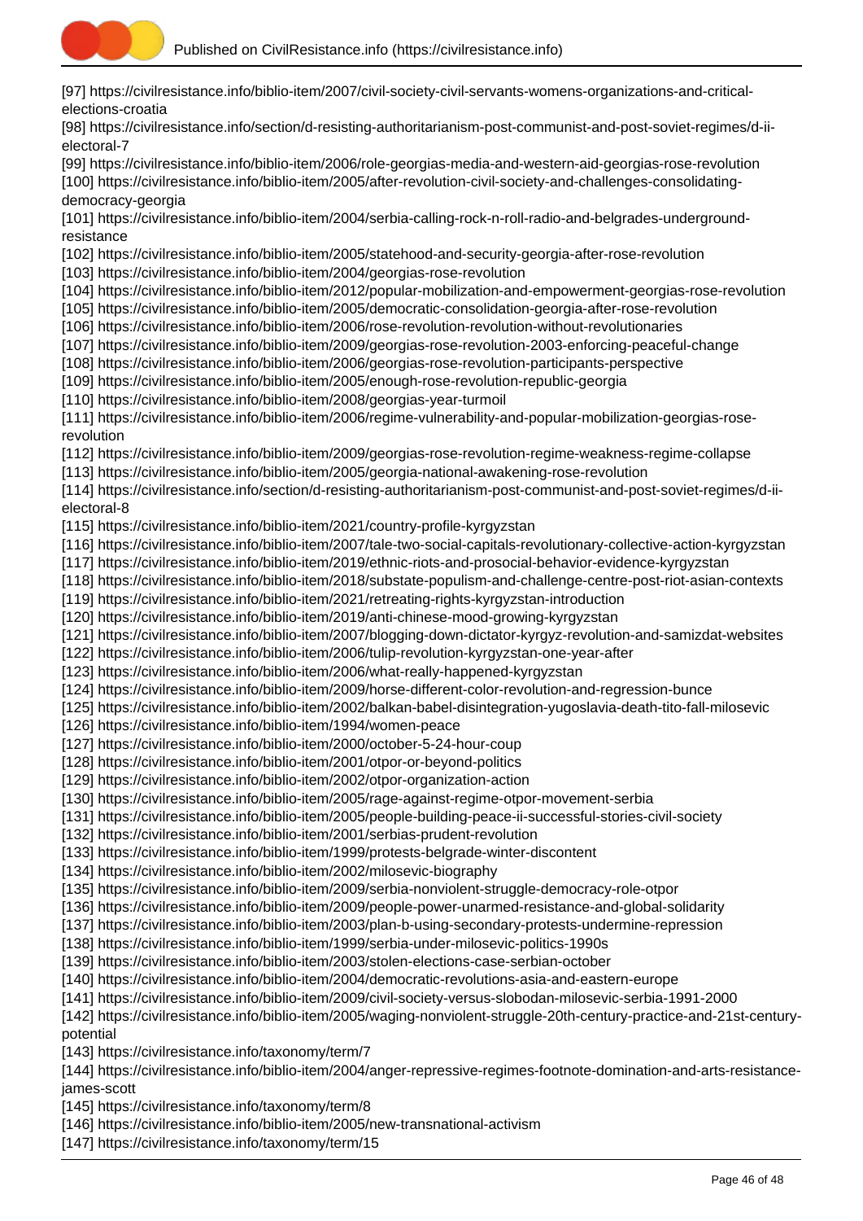[97] https://civilresistance.info/biblio-item/2007/civil-society-civil-servants-womens-organizations-and-critical-elections-croatia
[98] https://civilresistance.info/section/d-resisting-authoritarianism-post-communist-and-post-soviet-regimes/d-ii-electoral-7
[99] https://civilresistance.info/biblio-item/2006/role-georgias-media-and-western-aid-georgias-rose-revolution
[100] https://civilresistance.info/biblio-item/2005/after-revolution-civil-society-and-challenges-consolidating-democracy-georgia
[101] https://civilresistance.info/biblio-item/2004/serbia-calling-rock-n-roll-radio-and-belgrades-underground-resistance
[102] https://civilresistance.info/biblio-item/2005/statehood-and-security-georgia-after-rose-revolution
[103] https://civilresistance.info/biblio-item/2004/georgias-rose-revolution
[104] https://civilresistance.info/biblio-item/2012/popular-mobilization-and-empowerment-georgias-rose-revolution
[105] https://civilresistance.info/biblio-item/2005/democratic-consolidation-georgia-after-rose-revolution
[106] https://civilresistance.info/biblio-item/2006/rose-revolution-revolution-without-revolutionaries
[107] https://civilresistance.info/biblio-item/2009/georgias-rose-revolution-2003-enforcing-peaceful-change
[108] https://civilresistance.info/biblio-item/2006/georgias-rose-revolution-participants-perspective
[109] https://civilresistance.info/biblio-item/2005/enough-rose-revolution-republic-georgia
[110] https://civilresistance.info/biblio-item/2008/georgias-year-turmoil
[111] https://civilresistance.info/biblio-item/2006/regime-vulnerability-and-popular-mobilization-georgias-rose-revolution
[112] https://civilresistance.info/biblio-item/2009/georgias-rose-revolution-regime-weakness-regime-collapse
[113] https://civilresistance.info/biblio-item/2005/georgia-national-awakening-rose-revolution
[114] https://civilresistance.info/section/d-resisting-authoritarianism-post-communist-and-post-soviet-regimes/d-ii-electoral-8
[115] https://civilresistance.info/biblio-item/2021/country-profile-kyrgyzstan
[116] https://civilresistance.info/biblio-item/2007/tale-two-social-capitals-revolutionary-collective-action-kyrgyzstan
[117] https://civilresistance.info/biblio-item/2019/ethnic-riots-and-prosocial-behavior-evidence-kyrgyzstan
[118] https://civilresistance.info/biblio-item/2018/substate-populism-and-challenge-centre-post-riot-asian-contexts
[119] https://civilresistance.info/biblio-item/2021/retreating-rights-kyrgyzstan-introduction
[120] https://civilresistance.info/biblio-item/2019/anti-chinese-mood-growing-kyrgyzstan
[121] https://civilresistance.info/biblio-item/2007/blogging-down-dictator-kyrgyz-revolution-and-samizdat-websites
[122] https://civilresistance.info/biblio-item/2006/tulip-revolution-kyrgyzstan-one-year-after
[123] https://civilresistance.info/biblio-item/2006/what-really-happened-kyrgyzstan
[124] https://civilresistance.info/biblio-item/2009/horse-different-color-revolution-and-regression-bunce
[125] https://civilresistance.info/biblio-item/2002/balkan-babel-disintegration-yugoslavia-death-tito-fall-milosevic
[126] https://civilresistance.info/biblio-item/1994/women-peace
[127] https://civilresistance.info/biblio-item/2000/october-5-24-hour-coup
[128] https://civilresistance.info/biblio-item/2001/otpor-or-beyond-politics
[129] https://civilresistance.info/biblio-item/2002/otpor-organization-action
[130] https://civilresistance.info/biblio-item/2005/rage-against-regime-otpor-movement-serbia
[131] https://civilresistance.info/biblio-item/2005/people-building-peace-ii-successful-stories-civil-society
[132] https://civilresistance.info/biblio-item/2001/serbias-prudent-revolution
[133] https://civilresistance.info/biblio-item/1999/protests-belgrade-winter-discontent
[134] https://civilresistance.info/biblio-item/2002/milosevic-biography
[135] https://civilresistance.info/biblio-item/2009/serbia-nonviolent-struggle-democracy-role-otpor
[136] https://civilresistance.info/biblio-item/2009/people-power-unarmed-resistance-and-global-solidarity
[137] https://civilresistance.info/biblio-item/2003/plan-b-using-secondary-protests-undermine-repression
[138] https://civilresistance.info/biblio-item/1999/serbia-under-milosevic-politics-1990s
[139] https://civilresistance.info/biblio-item/2003/stolen-elections-case-serbian-october
[140] https://civilresistance.info/biblio-item/2004/democratic-revolutions-asia-and-eastern-europe
[141] https://civilresistance.info/biblio-item/2009/civil-society-versus-slobodan-milosevic-serbia-1991-2000
[142] https://civilresistance.info/biblio-item/2005/waging-nonviolent-struggle-20th-century-practice-and-21st-century-potential
[143] https://civilresistance.info/taxonomy/term/7
[144] https://civilresistance.info/biblio-item/2004/anger-repressive-regimes-footnote-domination-and-arts-resistance-james-scott
[145] https://civilresistance.info/taxonomy/term/8
[146] https://civilresistance.info/biblio-item/2005/new-transnational-activism
[147] https://civilresistance.info/taxonomy/term/15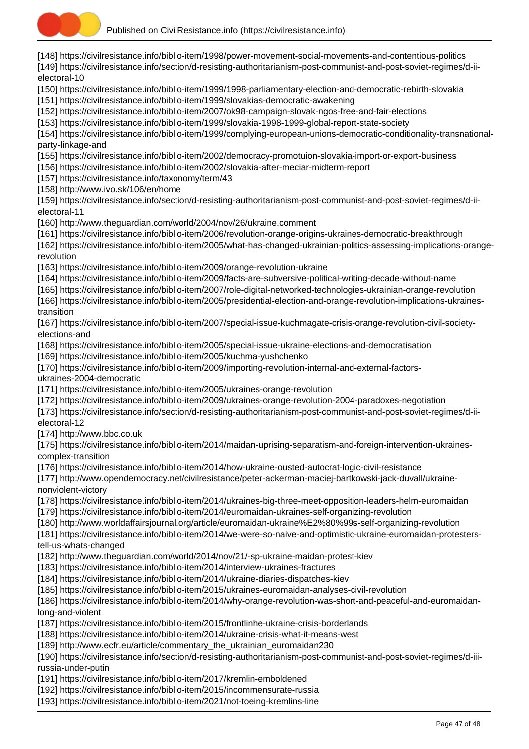[148] https://civilresistance.info/biblio-item/1998/power-movement-social-movements-and-contentious-politics
[149] https://civilresistance.info/section/d-resisting-authoritarianism-post-communist-and-post-soviet-regimes/d-ii-electoral-10
[150] https://civilresistance.info/biblio-item/1999/1998-parliamentary-election-and-democratic-rebirth-slovakia
[151] https://civilresistance.info/biblio-item/1999/slovakias-democratic-awakening
[152] https://civilresistance.info/biblio-item/2007/ok98-campaign-slovak-ngos-free-and-fair-elections
[153] https://civilresistance.info/biblio-item/1999/slovakia-1998-1999-global-report-state-society
[154] https://civilresistance.info/biblio-item/1999/complying-european-unions-democratic-conditionality-transnational-party-linkage-and
[155] https://civilresistance.info/biblio-item/2002/democracy-promotuion-slovakia-import-or-export-business
[156] https://civilresistance.info/biblio-item/2002/slovakia-after-meciar-midterm-report
[157] https://civilresistance.info/taxonomy/term/43
[158] http://www.ivo.sk/106/en/home
[159] https://civilresistance.info/section/d-resisting-authoritarianism-post-communist-and-post-soviet-regimes/d-ii-electoral-11
[160] http://www.theguardian.com/world/2004/nov/26/ukraine.comment
[161] https://civilresistance.info/biblio-item/2006/revolution-orange-origins-ukraines-democratic-breakthrough
[162] https://civilresistance.info/biblio-item/2005/what-has-changed-ukrainian-politics-assessing-implications-orange-revolution
[163] https://civilresistance.info/biblio-item/2009/orange-revolution-ukraine
[164] https://civilresistance.info/biblio-item/2009/facts-are-subversive-political-writing-decade-without-name
[165] https://civilresistance.info/biblio-item/2007/role-digital-networked-technologies-ukrainian-orange-revolution
[166] https://civilresistance.info/biblio-item/2005/presidential-election-and-orange-revolution-implications-ukraines-transition
[167] https://civilresistance.info/biblio-item/2007/special-issue-kuchmagate-crisis-orange-revolution-civil-society-elections-and
[168] https://civilresistance.info/biblio-item/2005/special-issue-ukraine-elections-and-democratisation
[169] https://civilresistance.info/biblio-item/2005/kuchma-yushchenko
[170] https://civilresistance.info/biblio-item/2009/importing-revolution-internal-and-external-factors-ukraines-2004-democratic
[171] https://civilresistance.info/biblio-item/2005/ukraines-orange-revolution
[172] https://civilresistance.info/biblio-item/2009/ukraines-orange-revolution-2004-paradoxes-negotiation
[173] https://civilresistance.info/section/d-resisting-authoritarianism-post-communist-and-post-soviet-regimes/d-ii-electoral-12
[174] http://www.bbc.co.uk
[175] https://civilresistance.info/biblio-item/2014/maidan-uprising-separatism-and-foreign-intervention-ukraines-complex-transition
[176] https://civilresistance.info/biblio-item/2014/how-ukraine-ousted-autocrat-logic-civil-resistance
[177] http://www.opendemocracy.net/civilresistance/peter-ackerman-maciej-bartkowski-jack-duvall/ukraine-nonviolent-victory
[178] https://civilresistance.info/biblio-item/2014/ukraines-big-three-meet-opposition-leaders-helm-euromaidan
[179] https://civilresistance.info/biblio-item/2014/euromaidan-ukraines-self-organizing-revolution
[180] http://www.worldaffairsjournal.org/article/euromaidan-ukraine%E2%80%99s-self-organizing-revolution
[181] https://civilresistance.info/biblio-item/2014/we-were-so-naive-and-optimistic-ukraine-euromaidan-protesters-tell-us-whats-changed
[182] http://www.theguardian.com/world/2014/nov/21/-sp-ukraine-maidan-protest-kiev
[183] https://civilresistance.info/biblio-item/2014/interview-ukraines-fractures
[184] https://civilresistance.info/biblio-item/2014/ukraine-diaries-dispatches-kiev
[185] https://civilresistance.info/biblio-item/2015/ukraines-euromaidan-analyses-civil-revolution
[186] https://civilresistance.info/biblio-item/2014/why-orange-revolution-was-short-and-peaceful-and-euromaidan-long-and-violent
[187] https://civilresistance.info/biblio-item/2015/frontlinhe-ukraine-crisis-borderlands
[188] https://civilresistance.info/biblio-item/2014/ukraine-crisis-what-it-means-west
[189] http://www.ecfr.eu/article/commentary_the_ukrainian_euromaidan230
[190] https://civilresistance.info/section/d-resisting-authoritarianism-post-communist-and-post-soviet-regimes/d-iii-russia-under-putin
[191] https://civilresistance.info/biblio-item/2017/kremlin-emboldened
[192] https://civilresistance.info/biblio-item/2015/incommensurate-russia
[193] https://civilresistance.info/biblio-item/2021/not-toeing-kremlins-line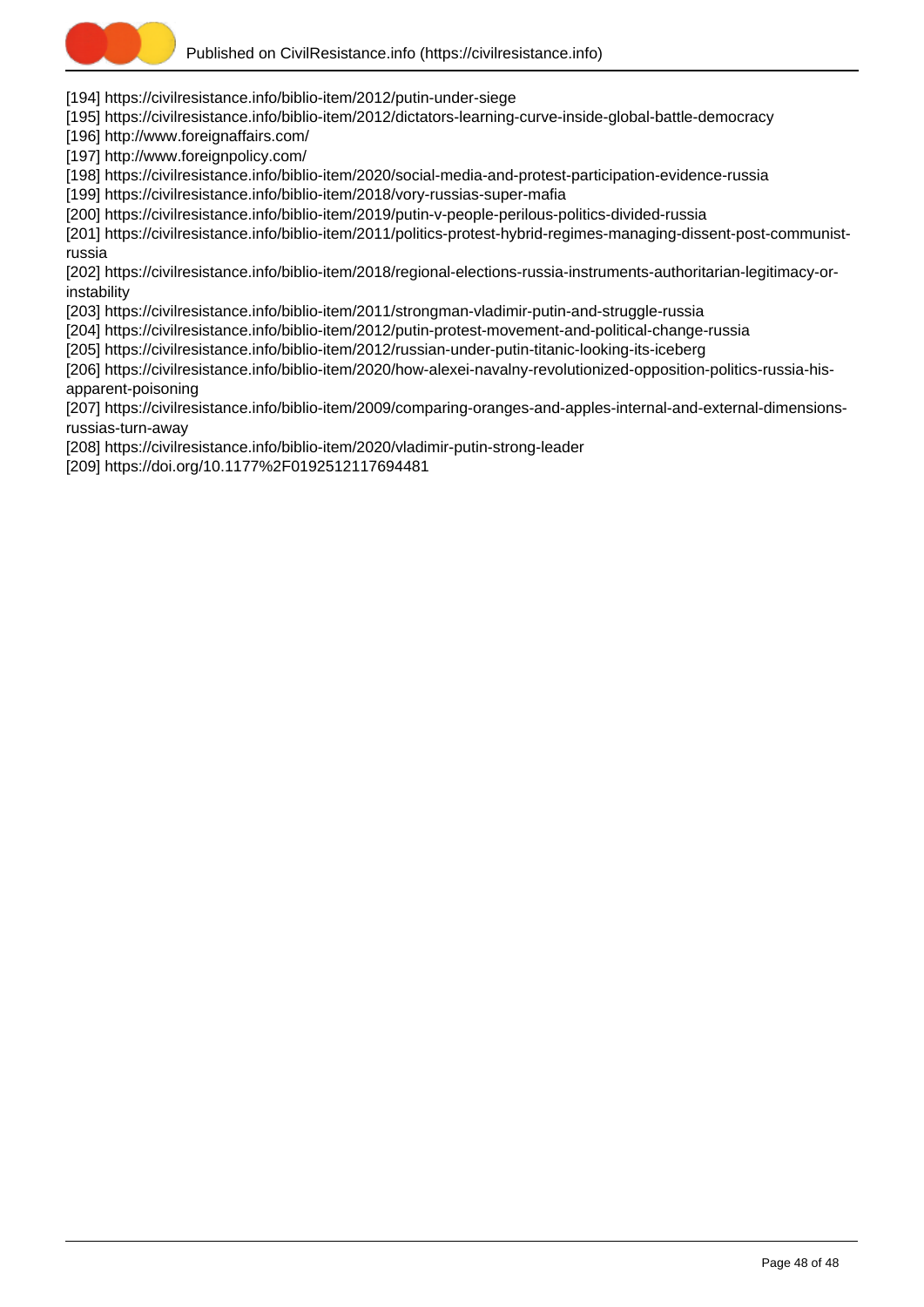[194] https://civilresistance.info/biblio-item/2012/putin-under-siege
[195] https://civilresistance.info/biblio-item/2012/dictators-learning-curve-inside-global-battle-democracy
[196] http://www.foreignaffairs.com/
[197] http://www.foreignpolicy.com/
[198] https://civilresistance.info/biblio-item/2020/social-media-and-protest-participation-evidence-russia
[199] https://civilresistance.info/biblio-item/2018/vory-russias-super-mafia
[200] https://civilresistance.info/biblio-item/2019/putin-v-people-perilous-politics-divided-russia
[201] https://civilresistance.info/biblio-item/2011/politics-protest-hybrid-regimes-managing-dissent-post-communist-russia
[202] https://civilresistance.info/biblio-item/2018/regional-elections-russia-instruments-authoritarian-legitimacy-or-instability
[203] https://civilresistance.info/biblio-item/2011/strongman-vladimir-putin-and-struggle-russia
[204] https://civilresistance.info/biblio-item/2012/putin-protest-movement-and-political-change-russia
[205] https://civilresistance.info/biblio-item/2012/russian-under-putin-titanic-looking-its-iceberg
[206] https://civilresistance.info/biblio-item/2020/how-alexei-navalny-revolutionized-opposition-politics-russia-his-apparent-poisoning
[207] https://civilresistance.info/biblio-item/2009/comparing-oranges-and-apples-internal-and-external-dimensions-russias-turn-away
[208] https://civilresistance.info/biblio-item/2020/vladimir-putin-strong-leader
[209] https://doi.org/10.1177%2F0192512117694481